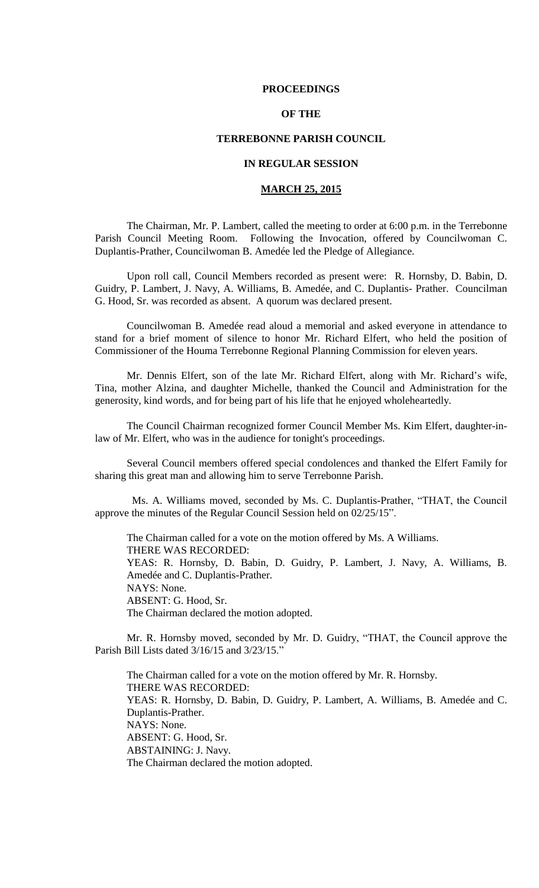# PROCEEDINGS

# OF THE

# TERREBONNE PARISH COUNCIL

# IN REGULAR SESSION

## MARCH 25, 2015

The Chairman, Mr. P. Lambert, called the meeting to order at 6:00 p.m. in the Terrebonne Parish Council Meeting Room. Following the Invocation, offered by Councilwoman C. Duplantis-Prather, Councilwoman B. Amedée led the Pledge of Allegiance.

Upon roll call, Council Members recorded as present were: R. Hornsby, D. Babin, D. Guidry, P. Lambert, J. Navy, A. Williams, B. Amedée, and C. Duplantis- Prather. Councilman G. Hood, Sr. was recorded as absent. A quorum was declared present.

Councilwoman B. Amedée read aloud a memorial and asked everyone in attendance to stand for a brief moment of silence to honor Mr. Richard Elfert, who held the position of Commissioner of the Houma Terrebonne Regional Planning Commission for eleven years.

Mr. Dennis Elfert, son of the late Mr. Richard Elfert, along with Mr. Richard's wife, Tina, mother Alzina, and daughter Michelle, thanked the Council and Administration for the generosity, kind words, and for being part of his life that he enjoyed wholeheartedly.

The Council Chairman recognized former Council Member Ms. Kim Elfert, daughter-in-law of Mr. Elfert, who was in the audience for tonight's proceedings.

Several Council members offered special condolences and thanked the Elfert Family for sharing this great man and allowing him to serve Terrebonne Parish.

Ms. A. Williams moved, seconded by Ms. C. Duplantis-Prather, "THAT, the Council approve the minutes of the Regular Council Session held on 02/25/15".

The Chairman called for a vote on the motion offered by Ms. A Williams.
THERE WAS RECORDED:
YEAS: R. Hornsby, D. Babin, D. Guidry, P. Lambert, J. Navy, A. Williams, B. Amedée and C. Duplantis-Prather.
NAYS: None.
ABSENT: G. Hood, Sr.
The Chairman declared the motion adopted.

Mr. R. Hornsby moved, seconded by Mr. D. Guidry, "THAT, the Council approve the Parish Bill Lists dated 3/16/15 and 3/23/15."

The Chairman called for a vote on the motion offered by Mr. R. Hornsby.
THERE WAS RECORDED:
YEAS: R. Hornsby, D. Babin, D. Guidry, P. Lambert, A. Williams, B. Amedée and C. Duplantis-Prather.
NAYS: None.
ABSENT: G. Hood, Sr.
ABSTAINING: J. Navy.
The Chairman declared the motion adopted.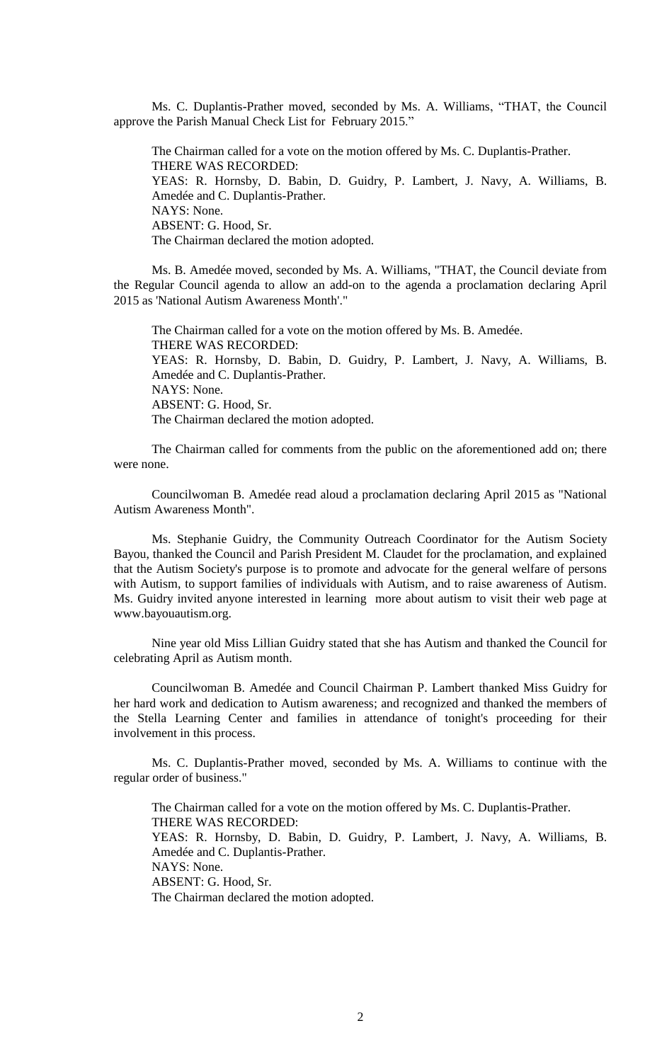Ms. C. Duplantis-Prather moved, seconded by Ms. A. Williams, "THAT, the Council approve the Parish Manual Check List for February 2015."

The Chairman called for a vote on the motion offered by Ms. C. Duplantis-Prather.
THERE WAS RECORDED:
YEAS: R. Hornsby, D. Babin, D. Guidry, P. Lambert, J. Navy, A. Williams, B. Amedée and C. Duplantis-Prather.
NAYS: None.
ABSENT: G. Hood, Sr.
The Chairman declared the motion adopted.

Ms. B. Amedée moved, seconded by Ms. A. Williams, "THAT, the Council deviate from the Regular Council agenda to allow an add-on to the agenda a proclamation declaring April 2015 as 'National Autism Awareness Month'."

The Chairman called for a vote on the motion offered by Ms. B. Amedée.
THERE WAS RECORDED:
YEAS: R. Hornsby, D. Babin, D. Guidry, P. Lambert, J. Navy, A. Williams, B. Amedée and C. Duplantis-Prather.
NAYS: None.
ABSENT: G. Hood, Sr.
The Chairman declared the motion adopted.

The Chairman called for comments from the public on the aforementioned add on; there were none.

Councilwoman B. Amedée read aloud a proclamation declaring April 2015 as "National Autism Awareness Month".

Ms. Stephanie Guidry, the Community Outreach Coordinator for the Autism Society Bayou, thanked the Council and Parish President M. Claudet for the proclamation, and explained that the Autism Society's purpose is to promote and advocate for the general welfare of persons with Autism, to support families of individuals with Autism, and to raise awareness of Autism. Ms. Guidry invited anyone interested in learning more about autism to visit their web page at www.bayouautism.org.

Nine year old Miss Lillian Guidry stated that she has Autism and thanked the Council for celebrating April as Autism month.

Councilwoman B. Amedée and Council Chairman P. Lambert thanked Miss Guidry for her hard work and dedication to Autism awareness; and recognized and thanked the members of the Stella Learning Center and families in attendance of tonight's proceeding for their involvement in this process.

Ms. C. Duplantis-Prather moved, seconded by Ms. A. Williams to continue with the regular order of business."

The Chairman called for a vote on the motion offered by Ms. C. Duplantis-Prather.
THERE WAS RECORDED:
YEAS: R. Hornsby, D. Babin, D. Guidry, P. Lambert, J. Navy, A. Williams, B. Amedée and C. Duplantis-Prather.
NAYS: None.
ABSENT: G. Hood, Sr.
The Chairman declared the motion adopted.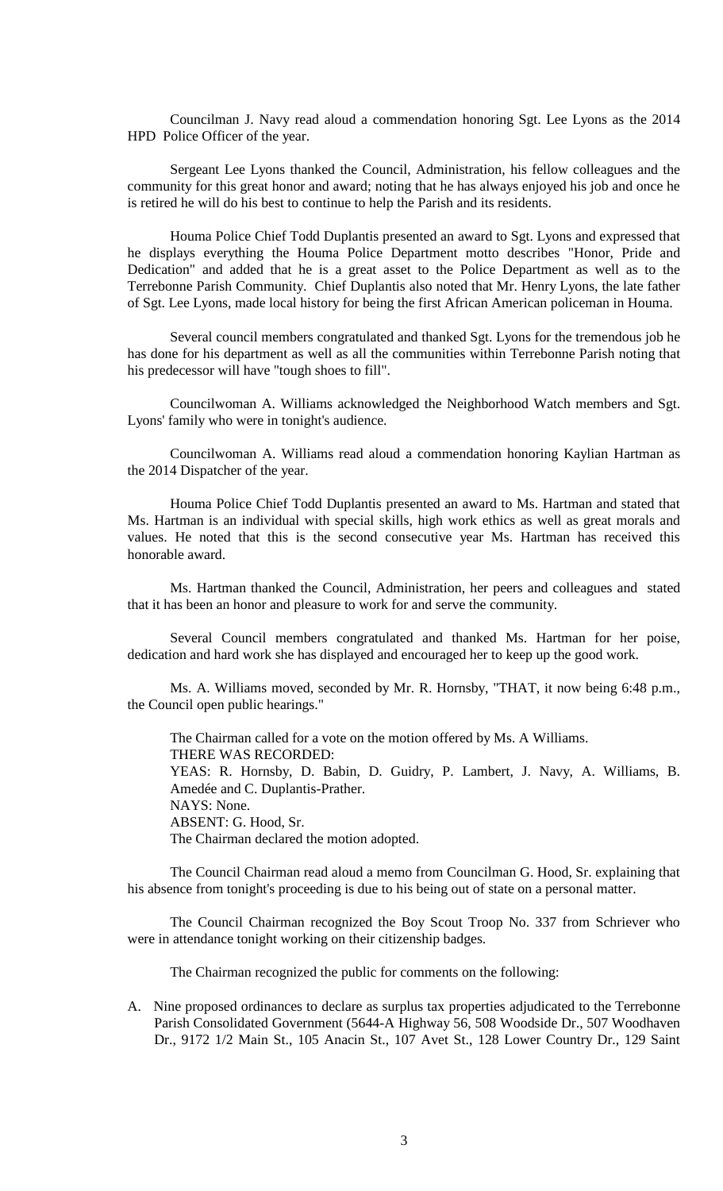Councilman J. Navy read aloud a commendation honoring Sgt. Lee Lyons as the 2014 HPD Police Officer of the year.

Sergeant Lee Lyons thanked the Council, Administration, his fellow colleagues and the community for this great honor and award; noting that he has always enjoyed his job and once he is retired he will do his best to continue to help the Parish and its residents.

Houma Police Chief Todd Duplantis presented an award to Sgt. Lyons and expressed that he displays everything the Houma Police Department motto describes "Honor, Pride and Dedication" and added that he is a great asset to the Police Department as well as to the Terrebonne Parish Community. Chief Duplantis also noted that Mr. Henry Lyons, the late father of Sgt. Lee Lyons, made local history for being the first African American policeman in Houma.

Several council members congratulated and thanked Sgt. Lyons for the tremendous job he has done for his department as well as all the communities within Terrebonne Parish noting that his predecessor will have "tough shoes to fill".

Councilwoman A. Williams acknowledged the Neighborhood Watch members and Sgt. Lyons' family who were in tonight's audience.

Councilwoman A. Williams read aloud a commendation honoring Kaylian Hartman as the 2014 Dispatcher of the year.

Houma Police Chief Todd Duplantis presented an award to Ms. Hartman and stated that Ms. Hartman is an individual with special skills, high work ethics as well as great morals and values. He noted that this is the second consecutive year Ms. Hartman has received this honorable award.

Ms. Hartman thanked the Council, Administration, her peers and colleagues and stated that it has been an honor and pleasure to work for and serve the community.

Several Council members congratulated and thanked Ms. Hartman for her poise, dedication and hard work she has displayed and encouraged her to keep up the good work.

Ms. A. Williams moved, seconded by Mr. R. Hornsby, "THAT, it now being 6:48 p.m., the Council open public hearings."

The Chairman called for a vote on the motion offered by Ms. A Williams.
THERE WAS RECORDED:
YEAS: R. Hornsby, D. Babin, D. Guidry, P. Lambert, J. Navy, A. Williams, B. Amedée and C. Duplantis-Prather.
NAYS: None.
ABSENT: G. Hood, Sr.
The Chairman declared the motion adopted.

The Council Chairman read aloud a memo from Councilman G. Hood, Sr. explaining that his absence from tonight's proceeding is due to his being out of state on a personal matter.

The Council Chairman recognized the Boy Scout Troop No. 337 from Schriever who were in attendance tonight working on their citizenship badges.

The Chairman recognized the public for comments on the following:

A. Nine proposed ordinances to declare as surplus tax properties adjudicated to the Terrebonne Parish Consolidated Government (5644-A Highway 56, 508 Woodside Dr., 507 Woodhaven Dr., 9172 1/2 Main St., 105 Anacin St., 107 Avet St., 128 Lower Country Dr., 129 Saint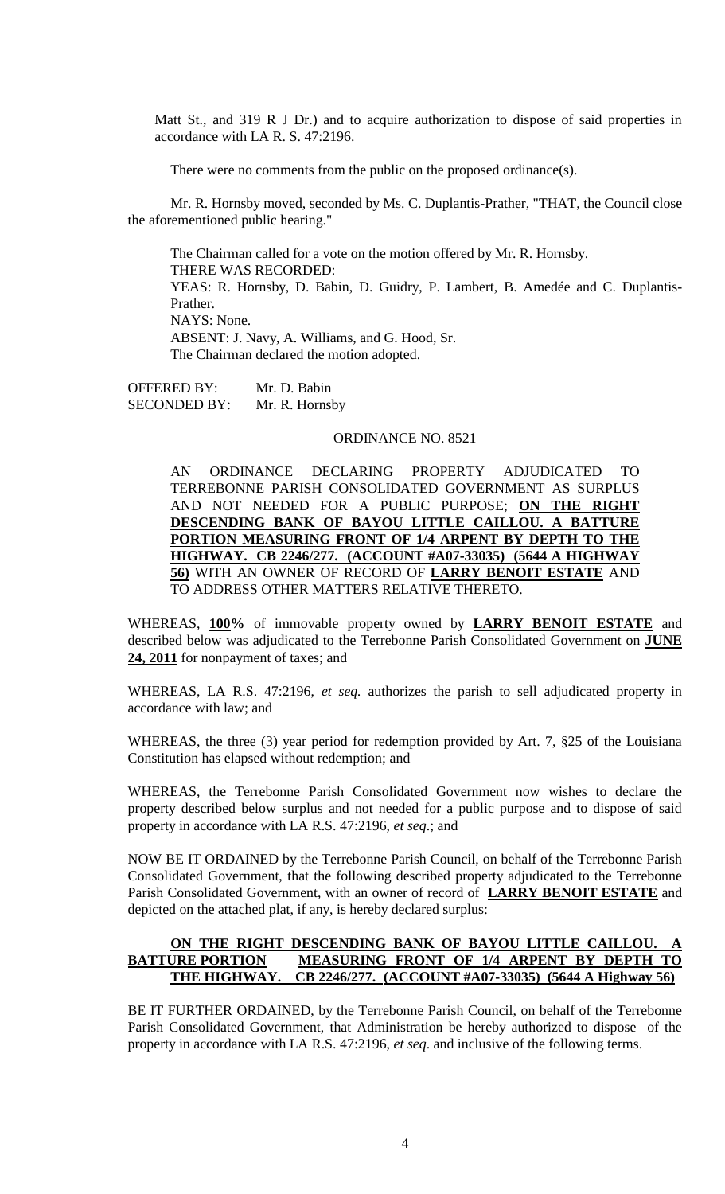Matt St., and 319 R J Dr.) and to acquire authorization to dispose of said properties in accordance with LA R. S. 47:2196.

There were no comments from the public on the proposed ordinance(s).

Mr. R. Hornsby moved, seconded by Ms. C. Duplantis-Prather, "THAT, the Council close the aforementioned public hearing."

The Chairman called for a vote on the motion offered by Mr. R. Hornsby.
THERE WAS RECORDED:
YEAS: R. Hornsby, D. Babin, D. Guidry, P. Lambert, B. Amedée and C. Duplantis-Prather.
NAYS: None.
ABSENT: J. Navy, A. Williams, and G. Hood, Sr.
The Chairman declared the motion adopted.

OFFERED BY: Mr. D. Babin
SECONDED BY: Mr. R. Hornsby

ORDINANCE NO. 8521

AN ORDINANCE DECLARING PROPERTY ADJUDICATED TO TERREBONNE PARISH CONSOLIDATED GOVERNMENT AS SURPLUS AND NOT NEEDED FOR A PUBLIC PURPOSE; **ON THE RIGHT DESCENDING BANK OF BAYOU LITTLE CAILLOU. A BATTURE PORTION MEASURING FRONT OF 1/4 ARPENT BY DEPTH TO THE HIGHWAY. CB 2246/277. (ACCOUNT #A07-33035) (5644 A HIGHWAY 56)** WITH AN OWNER OF RECORD OF **LARRY BENOIT ESTATE** AND TO ADDRESS OTHER MATTERS RELATIVE THERETO.

WHEREAS, **100%** of immovable property owned by **LARRY BENOIT ESTATE** and described below was adjudicated to the Terrebonne Parish Consolidated Government on **JUNE 24, 2011** for nonpayment of taxes; and

WHEREAS, LA R.S. 47:2196, *et seq.* authorizes the parish to sell adjudicated property in accordance with law; and

WHEREAS, the three (3) year period for redemption provided by Art. 7, §25 of the Louisiana Constitution has elapsed without redemption; and

WHEREAS, the Terrebonne Parish Consolidated Government now wishes to declare the property described below surplus and not needed for a public purpose and to dispose of said property in accordance with LA R.S. 47:2196, *et seq*.; and

NOW BE IT ORDAINED by the Terrebonne Parish Council, on behalf of the Terrebonne Parish Consolidated Government, that the following described property adjudicated to the Terrebonne Parish Consolidated Government, with an owner of record of **LARRY BENOIT ESTATE** and depicted on the attached plat, if any, is hereby declared surplus:

**ON THE RIGHT DESCENDING BANK OF BAYOU LITTLE CAILLOU. A BATTURE PORTION MEASURING FRONT OF 1/4 ARPENT BY DEPTH TO THE HIGHWAY. CB 2246/277. (ACCOUNT #A07-33035) (5644 A Highway 56)**

BE IT FURTHER ORDAINED, by the Terrebonne Parish Council, on behalf of the Terrebonne Parish Consolidated Government, that Administration be hereby authorized to dispose of the property in accordance with LA R.S. 47:2196, *et seq*. and inclusive of the following terms.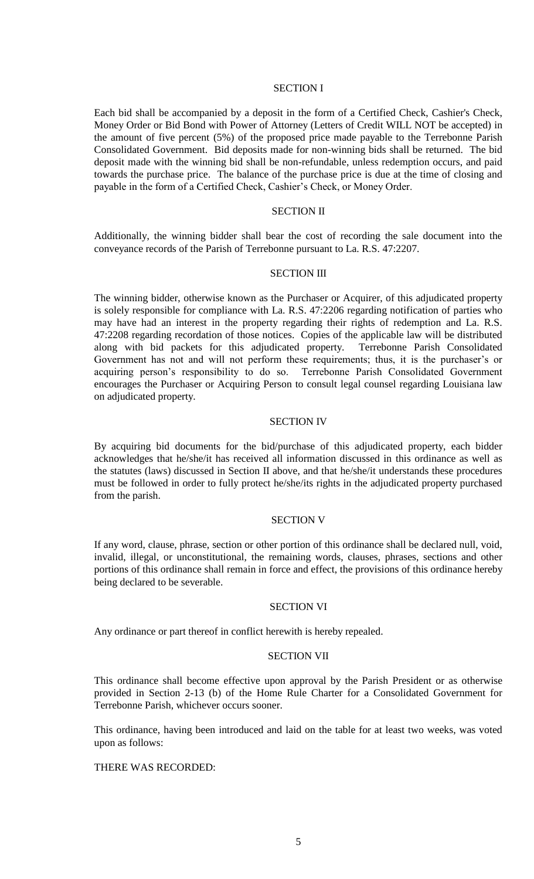## SECTION I

Each bid shall be accompanied by a deposit in the form of a Certified Check, Cashier's Check, Money Order or Bid Bond with Power of Attorney (Letters of Credit WILL NOT be accepted) in the amount of five percent (5%) of the proposed price made payable to the Terrebonne Parish Consolidated Government. Bid deposits made for non-winning bids shall be returned. The bid deposit made with the winning bid shall be non-refundable, unless redemption occurs, and paid towards the purchase price. The balance of the purchase price is due at the time of closing and payable in the form of a Certified Check, Cashier's Check, or Money Order.

## SECTION II

Additionally, the winning bidder shall bear the cost of recording the sale document into the conveyance records of the Parish of Terrebonne pursuant to La. R.S. 47:2207.

## SECTION III

The winning bidder, otherwise known as the Purchaser or Acquirer, of this adjudicated property is solely responsible for compliance with La. R.S. 47:2206 regarding notification of parties who may have had an interest in the property regarding their rights of redemption and La. R.S. 47:2208 regarding recordation of those notices. Copies of the applicable law will be distributed along with bid packets for this adjudicated property. Terrebonne Parish Consolidated Government has not and will not perform these requirements; thus, it is the purchaser's or acquiring person's responsibility to do so. Terrebonne Parish Consolidated Government encourages the Purchaser or Acquiring Person to consult legal counsel regarding Louisiana law on adjudicated property.

## SECTION IV

By acquiring bid documents for the bid/purchase of this adjudicated property, each bidder acknowledges that he/she/it has received all information discussed in this ordinance as well as the statutes (laws) discussed in Section II above, and that he/she/it understands these procedures must be followed in order to fully protect he/she/its rights in the adjudicated property purchased from the parish.

## SECTION V

If any word, clause, phrase, section or other portion of this ordinance shall be declared null, void, invalid, illegal, or unconstitutional, the remaining words, clauses, phrases, sections and other portions of this ordinance shall remain in force and effect, the provisions of this ordinance hereby being declared to be severable.

## SECTION VI

Any ordinance or part thereof in conflict herewith is hereby repealed.

## SECTION VII

This ordinance shall become effective upon approval by the Parish President or as otherwise provided in Section 2-13 (b) of the Home Rule Charter for a Consolidated Government for Terrebonne Parish, whichever occurs sooner.

This ordinance, having been introduced and laid on the table for at least two weeks, was voted upon as follows:

THERE WAS RECORDED: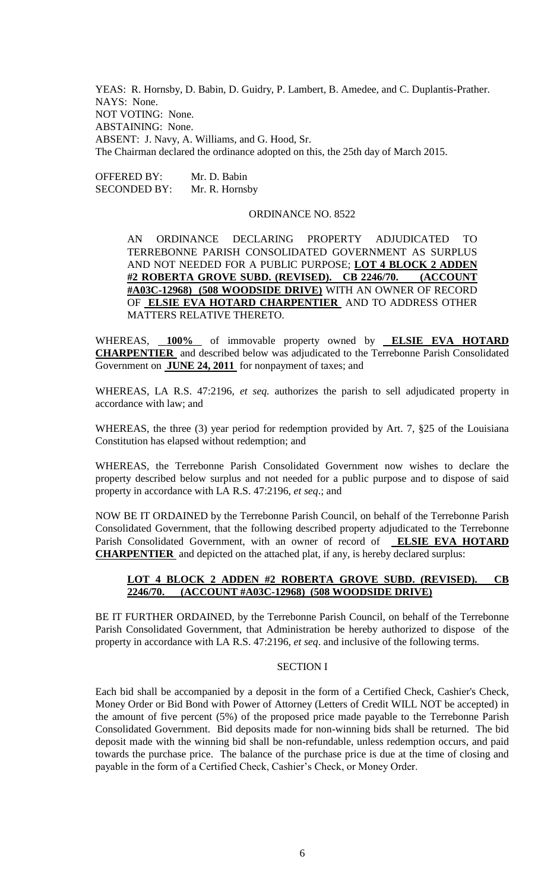YEAS: R. Hornsby, D. Babin, D. Guidry, P. Lambert, B. Amedee, and C. Duplantis-Prather.
NAYS: None.
NOT VOTING: None.
ABSTAINING: None.
ABSENT: J. Navy, A. Williams, and G. Hood, Sr.
The Chairman declared the ordinance adopted on this, the 25th day of March 2015.

OFFERED BY: Mr. D. Babin
SECONDED BY: Mr. R. Hornsby

ORDINANCE NO. 8522

AN ORDINANCE DECLARING PROPERTY ADJUDICATED TO TERREBONNE PARISH CONSOLIDATED GOVERNMENT AS SURPLUS AND NOT NEEDED FOR A PUBLIC PURPOSE; **LOT 4 BLOCK 2 ADDEN #2 ROBERTA GROVE SUBD. (REVISED). CB 2246/70. (ACCOUNT #A03C-12968) (508 WOODSIDE DRIVE)** WITH AN OWNER OF RECORD OF **ELSIE EVA HOTARD CHARPENTIER** AND TO ADDRESS OTHER MATTERS RELATIVE THERETO.

WHEREAS, **100%** of immovable property owned by **ELSIE EVA HOTARD CHARPENTIER** and described below was adjudicated to the Terrebonne Parish Consolidated Government on **JUNE 24, 2011** for nonpayment of taxes; and

WHEREAS, LA R.S. 47:2196, *et seq.* authorizes the parish to sell adjudicated property in accordance with law; and

WHEREAS, the three (3) year period for redemption provided by Art. 7, §25 of the Louisiana Constitution has elapsed without redemption; and

WHEREAS, the Terrebonne Parish Consolidated Government now wishes to declare the property described below surplus and not needed for a public purpose and to dispose of said property in accordance with LA R.S. 47:2196, *et seq*.; and

NOW BE IT ORDAINED by the Terrebonne Parish Council, on behalf of the Terrebonne Parish Consolidated Government, that the following described property adjudicated to the Terrebonne Parish Consolidated Government, with an owner of record of **ELSIE EVA HOTARD CHARPENTIER** and depicted on the attached plat, if any, is hereby declared surplus:

**LOT 4 BLOCK 2 ADDEN #2 ROBERTA GROVE SUBD. (REVISED). CB 2246/70. (ACCOUNT #A03C-12968) (508 WOODSIDE DRIVE)**

BE IT FURTHER ORDAINED, by the Terrebonne Parish Council, on behalf of the Terrebonne Parish Consolidated Government, that Administration be hereby authorized to dispose of the property in accordance with LA R.S. 47:2196, *et seq*. and inclusive of the following terms.

SECTION I

Each bid shall be accompanied by a deposit in the form of a Certified Check, Cashier's Check, Money Order or Bid Bond with Power of Attorney (Letters of Credit WILL NOT be accepted) in the amount of five percent (5%) of the proposed price made payable to the Terrebonne Parish Consolidated Government. Bid deposits made for non-winning bids shall be returned. The bid deposit made with the winning bid shall be non-refundable, unless redemption occurs, and paid towards the purchase price. The balance of the purchase price is due at the time of closing and payable in the form of a Certified Check, Cashier's Check, or Money Order.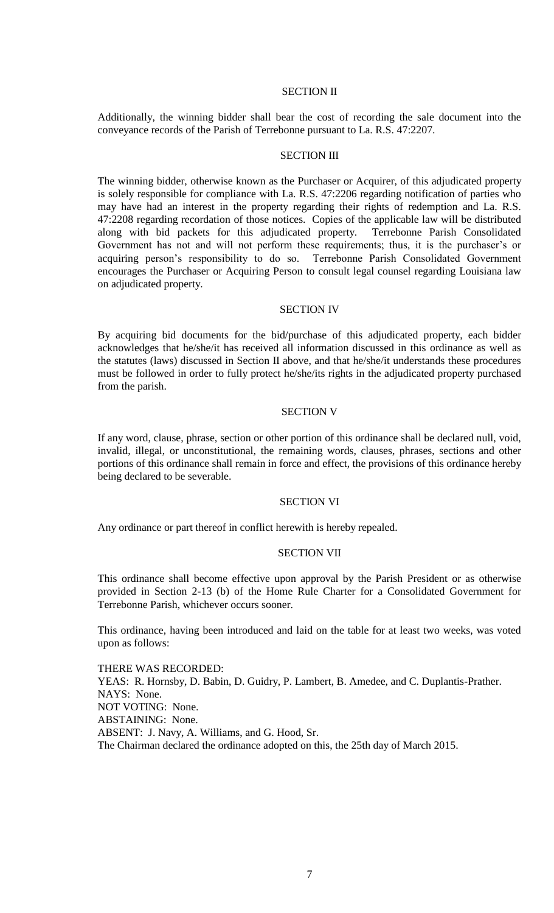## SECTION II

Additionally, the winning bidder shall bear the cost of recording the sale document into the conveyance records of the Parish of Terrebonne pursuant to La. R.S. 47:2207.

## SECTION III

The winning bidder, otherwise known as the Purchaser or Acquirer, of this adjudicated property is solely responsible for compliance with La. R.S. 47:2206 regarding notification of parties who may have had an interest in the property regarding their rights of redemption and La. R.S. 47:2208 regarding recordation of those notices. Copies of the applicable law will be distributed along with bid packets for this adjudicated property. Terrebonne Parish Consolidated Government has not and will not perform these requirements; thus, it is the purchaser's or acquiring person's responsibility to do so. Terrebonne Parish Consolidated Government encourages the Purchaser or Acquiring Person to consult legal counsel regarding Louisiana law on adjudicated property.

## SECTION IV

By acquiring bid documents for the bid/purchase of this adjudicated property, each bidder acknowledges that he/she/it has received all information discussed in this ordinance as well as the statutes (laws) discussed in Section II above, and that he/she/it understands these procedures must be followed in order to fully protect he/she/its rights in the adjudicated property purchased from the parish.

## SECTION V

If any word, clause, phrase, section or other portion of this ordinance shall be declared null, void, invalid, illegal, or unconstitutional, the remaining words, clauses, phrases, sections and other portions of this ordinance shall remain in force and effect, the provisions of this ordinance hereby being declared to be severable.

## SECTION VI

Any ordinance or part thereof in conflict herewith is hereby repealed.

## SECTION VII

This ordinance shall become effective upon approval by the Parish President or as otherwise provided in Section 2-13 (b) of the Home Rule Charter for a Consolidated Government for Terrebonne Parish, whichever occurs sooner.

This ordinance, having been introduced and laid on the table for at least two weeks, was voted upon as follows:

THERE WAS RECORDED:
YEAS: R. Hornsby, D. Babin, D. Guidry, P. Lambert, B. Amedee, and C. Duplantis-Prather.
NAYS: None.
NOT VOTING: None.
ABSTAINING: None.
ABSENT: J. Navy, A. Williams, and G. Hood, Sr.
The Chairman declared the ordinance adopted on this, the 25th day of March 2015.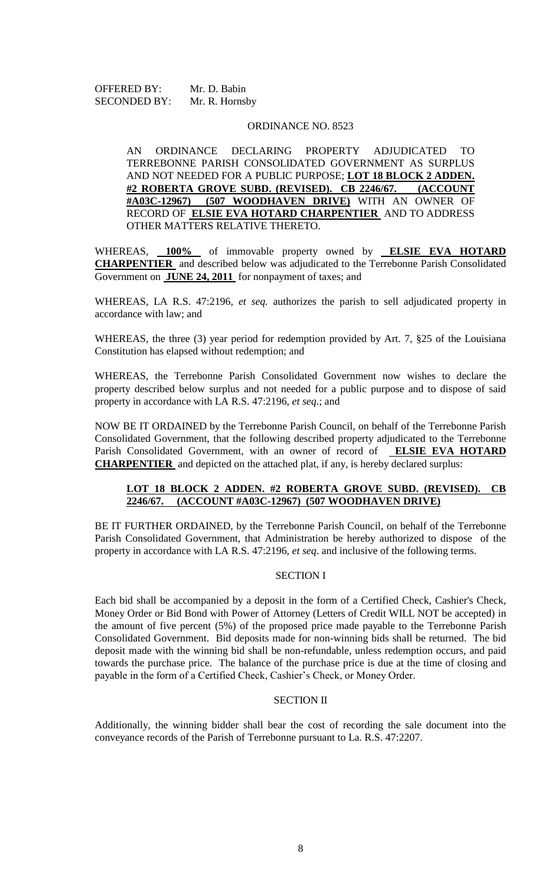OFFERED BY: Mr. D. Babin
SECONDED BY: Mr. R. Hornsby

ORDINANCE NO. 8523

AN ORDINANCE DECLARING PROPERTY ADJUDICATED TO TERREBONNE PARISH CONSOLIDATED GOVERNMENT AS SURPLUS AND NOT NEEDED FOR A PUBLIC PURPOSE; **LOT 18 BLOCK 2 ADDEN. #2 ROBERTA GROVE SUBD. (REVISED). CB 2246/67. (ACCOUNT #A03C-12967) (507 WOODHAVEN DRIVE)** WITH AN OWNER OF RECORD OF **ELSIE EVA HOTARD CHARPENTIER** AND TO ADDRESS OTHER MATTERS RELATIVE THERETO.

WHEREAS, **100%** of immovable property owned by **ELSIE EVA HOTARD CHARPENTIER** and described below was adjudicated to the Terrebonne Parish Consolidated Government on **JUNE 24, 2011** for nonpayment of taxes; and

WHEREAS, LA R.S. 47:2196, *et seq.* authorizes the parish to sell adjudicated property in accordance with law; and

WHEREAS, the three (3) year period for redemption provided by Art. 7, §25 of the Louisiana Constitution has elapsed without redemption; and

WHEREAS, the Terrebonne Parish Consolidated Government now wishes to declare the property described below surplus and not needed for a public purpose and to dispose of said property in accordance with LA R.S. 47:2196, *et seq*.; and

NOW BE IT ORDAINED by the Terrebonne Parish Council, on behalf of the Terrebonne Parish Consolidated Government, that the following described property adjudicated to the Terrebonne Parish Consolidated Government, with an owner of record of **ELSIE EVA HOTARD CHARPENTIER** and depicted on the attached plat, if any, is hereby declared surplus:

**LOT 18 BLOCK 2 ADDEN. #2 ROBERTA GROVE SUBD. (REVISED). CB 2246/67. (ACCOUNT #A03C-12967) (507 WOODHAVEN DRIVE)**

BE IT FURTHER ORDAINED, by the Terrebonne Parish Council, on behalf of the Terrebonne Parish Consolidated Government, that Administration be hereby authorized to dispose of the property in accordance with LA R.S. 47:2196, *et seq*. and inclusive of the following terms.

SECTION I

Each bid shall be accompanied by a deposit in the form of a Certified Check, Cashier's Check, Money Order or Bid Bond with Power of Attorney (Letters of Credit WILL NOT be accepted) in the amount of five percent (5%) of the proposed price made payable to the Terrebonne Parish Consolidated Government. Bid deposits made for non-winning bids shall be returned. The bid deposit made with the winning bid shall be non-refundable, unless redemption occurs, and paid towards the purchase price. The balance of the purchase price is due at the time of closing and payable in the form of a Certified Check, Cashier's Check, or Money Order.

SECTION II

Additionally, the winning bidder shall bear the cost of recording the sale document into the conveyance records of the Parish of Terrebonne pursuant to La. R.S. 47:2207.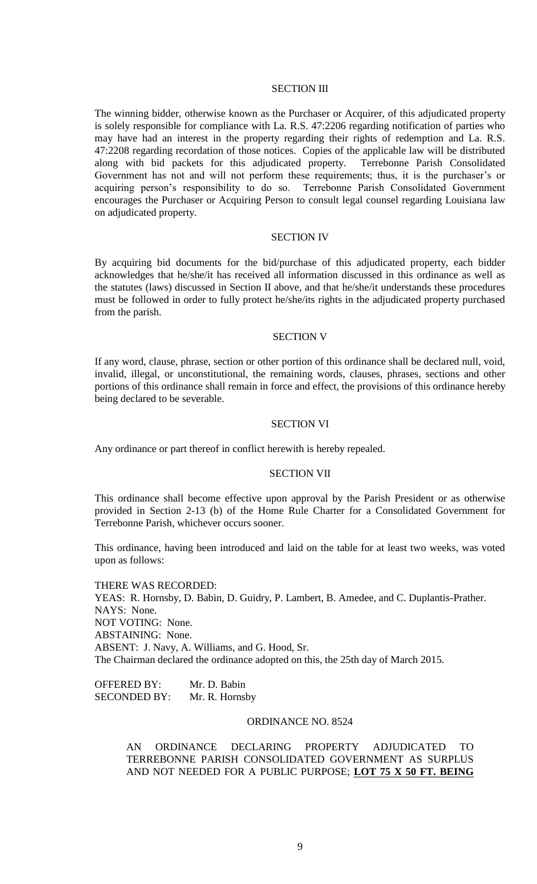SECTION III

The winning bidder, otherwise known as the Purchaser or Acquirer, of this adjudicated property is solely responsible for compliance with La. R.S. 47:2206 regarding notification of parties who may have had an interest in the property regarding their rights of redemption and La. R.S. 47:2208 regarding recordation of those notices. Copies of the applicable law will be distributed along with bid packets for this adjudicated property. Terrebonne Parish Consolidated Government has not and will not perform these requirements; thus, it is the purchaser's or acquiring person's responsibility to do so. Terrebonne Parish Consolidated Government encourages the Purchaser or Acquiring Person to consult legal counsel regarding Louisiana law on adjudicated property.

SECTION IV

By acquiring bid documents for the bid/purchase of this adjudicated property, each bidder acknowledges that he/she/it has received all information discussed in this ordinance as well as the statutes (laws) discussed in Section II above, and that he/she/it understands these procedures must be followed in order to fully protect he/she/its rights in the adjudicated property purchased from the parish.

SECTION V

If any word, clause, phrase, section or other portion of this ordinance shall be declared null, void, invalid, illegal, or unconstitutional, the remaining words, clauses, phrases, sections and other portions of this ordinance shall remain in force and effect, the provisions of this ordinance hereby being declared to be severable.

SECTION VI

Any ordinance or part thereof in conflict herewith is hereby repealed.

SECTION VII

This ordinance shall become effective upon approval by the Parish President or as otherwise provided in Section 2-13 (b) of the Home Rule Charter for a Consolidated Government for Terrebonne Parish, whichever occurs sooner.

This ordinance, having been introduced and laid on the table for at least two weeks, was voted upon as follows:

THERE WAS RECORDED:
YEAS: R. Hornsby, D. Babin, D. Guidry, P. Lambert, B. Amedee, and C. Duplantis-Prather.
NAYS: None.
NOT VOTING: None.
ABSTAINING: None.
ABSENT: J. Navy, A. Williams, and G. Hood, Sr.
The Chairman declared the ordinance adopted on this, the 25th day of March 2015.

OFFERED BY: Mr. D. Babin
SECONDED BY: Mr. R. Hornsby

ORDINANCE NO. 8524

AN ORDINANCE DECLARING PROPERTY ADJUDICATED TO TERREBONNE PARISH CONSOLIDATED GOVERNMENT AS SURPLUS AND NOT NEEDED FOR A PUBLIC PURPOSE; **LOT 75 X 50 FT. BEING**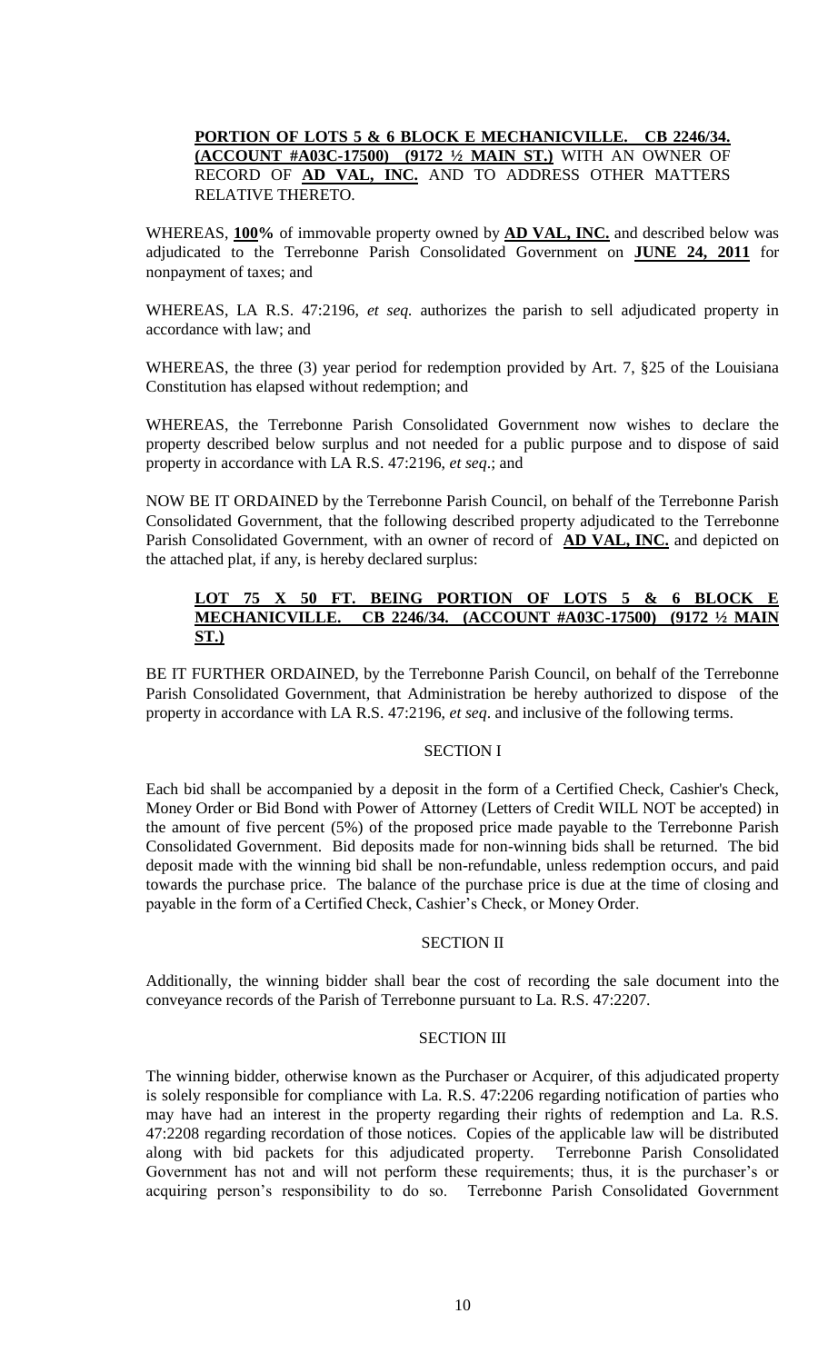**PORTION OF LOTS 5 & 6 BLOCK E MECHANICVILLE. CB 2246/34. (ACCOUNT #A03C-17500) (9172 ½ MAIN ST.)** WITH AN OWNER OF RECORD OF **AD VAL, INC.** AND TO ADDRESS OTHER MATTERS RELATIVE THERETO.

WHEREAS, **100%** of immovable property owned by **AD VAL, INC.** and described below was adjudicated to the Terrebonne Parish Consolidated Government on **JUNE 24, 2011** for nonpayment of taxes; and

WHEREAS, LA R.S. 47:2196, *et seq.* authorizes the parish to sell adjudicated property in accordance with law; and

WHEREAS, the three (3) year period for redemption provided by Art. 7, §25 of the Louisiana Constitution has elapsed without redemption; and

WHEREAS, the Terrebonne Parish Consolidated Government now wishes to declare the property described below surplus and not needed for a public purpose and to dispose of said property in accordance with LA R.S. 47:2196, *et seq*.; and

NOW BE IT ORDAINED by the Terrebonne Parish Council, on behalf of the Terrebonne Parish Consolidated Government, that the following described property adjudicated to the Terrebonne Parish Consolidated Government, with an owner of record of **AD VAL, INC.** and depicted on the attached plat, if any, is hereby declared surplus:

**LOT 75 X 50 FT. BEING PORTION OF LOTS 5 & 6 BLOCK E MECHANICVILLE. CB 2246/34. (ACCOUNT #A03C-17500) (9172 ½ MAIN ST.)**

BE IT FURTHER ORDAINED, by the Terrebonne Parish Council, on behalf of the Terrebonne Parish Consolidated Government, that Administration be hereby authorized to dispose of the property in accordance with LA R.S. 47:2196, *et seq*. and inclusive of the following terms.

SECTION I

Each bid shall be accompanied by a deposit in the form of a Certified Check, Cashier's Check, Money Order or Bid Bond with Power of Attorney (Letters of Credit WILL NOT be accepted) in the amount of five percent (5%) of the proposed price made payable to the Terrebonne Parish Consolidated Government. Bid deposits made for non-winning bids shall be returned. The bid deposit made with the winning bid shall be non-refundable, unless redemption occurs, and paid towards the purchase price. The balance of the purchase price is due at the time of closing and payable in the form of a Certified Check, Cashier's Check, or Money Order.

SECTION II

Additionally, the winning bidder shall bear the cost of recording the sale document into the conveyance records of the Parish of Terrebonne pursuant to La. R.S. 47:2207.

SECTION III

The winning bidder, otherwise known as the Purchaser or Acquirer, of this adjudicated property is solely responsible for compliance with La. R.S. 47:2206 regarding notification of parties who may have had an interest in the property regarding their rights of redemption and La. R.S. 47:2208 regarding recordation of those notices. Copies of the applicable law will be distributed along with bid packets for this adjudicated property. Terrebonne Parish Consolidated Government has not and will not perform these requirements; thus, it is the purchaser's or acquiring person's responsibility to do so. Terrebonne Parish Consolidated Government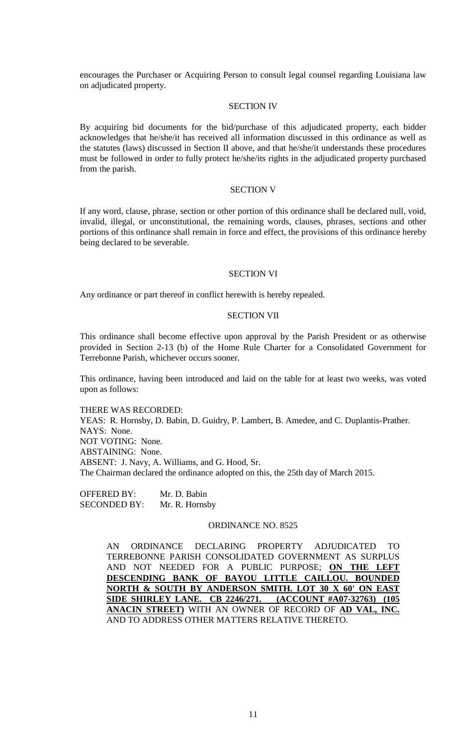encourages the Purchaser or Acquiring Person to consult legal counsel regarding Louisiana law on adjudicated property.

SECTION IV

By acquiring bid documents for the bid/purchase of this adjudicated property, each bidder acknowledges that he/she/it has received all information discussed in this ordinance as well as the statutes (laws) discussed in Section II above, and that he/she/it understands these procedures must be followed in order to fully protect he/she/its rights in the adjudicated property purchased from the parish.

SECTION V

If any word, clause, phrase, section or other portion of this ordinance shall be declared null, void, invalid, illegal, or unconstitutional, the remaining words, clauses, phrases, sections and other portions of this ordinance shall remain in force and effect, the provisions of this ordinance hereby being declared to be severable.

SECTION VI

Any ordinance or part thereof in conflict herewith is hereby repealed.

SECTION VII

This ordinance shall become effective upon approval by the Parish President or as otherwise provided in Section 2-13 (b) of the Home Rule Charter for a Consolidated Government for Terrebonne Parish, whichever occurs sooner.

This ordinance, having been introduced and laid on the table for at least two weeks, was voted upon as follows:

THERE WAS RECORDED:
YEAS: R. Hornsby, D. Babin, D. Guidry, P. Lambert, B. Amedee, and C. Duplantis-Prather.
NAYS: None.
NOT VOTING: None.
ABSTAINING: None.
ABSENT: J. Navy, A. Williams, and G. Hood, Sr.
The Chairman declared the ordinance adopted on this, the 25th day of March 2015.

OFFERED BY: Mr. D. Babin
SECONDED BY: Mr. R. Hornsby

ORDINANCE NO. 8525

AN ORDINANCE DECLARING PROPERTY ADJUDICATED TO TERREBONNE PARISH CONSOLIDATED GOVERNMENT AS SURPLUS AND NOT NEEDED FOR A PUBLIC PURPOSE; **ON THE LEFT DESCENDING BANK OF BAYOU LITTLE CAILLOU. BOUNDED NORTH & SOUTH BY ANDERSON SMITH. LOT 30 X 60' ON EAST SIDE SHIRLEY LANE. CB 2246/271. (ACCOUNT #A07-32763) (105 ANACIN STREET)** WITH AN OWNER OF RECORD OF **AD VAL, INC.** AND TO ADDRESS OTHER MATTERS RELATIVE THERETO.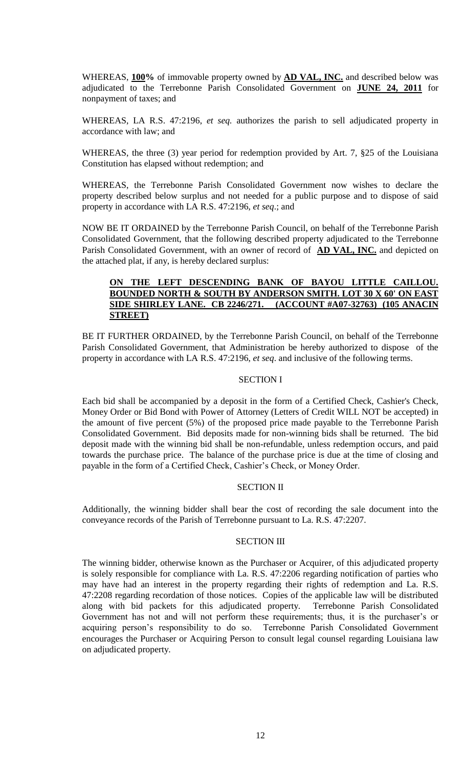WHEREAS, **100%** of immovable property owned by **AD VAL, INC.** and described below was adjudicated to the Terrebonne Parish Consolidated Government on **JUNE 24, 2011** for nonpayment of taxes; and

WHEREAS, LA R.S. 47:2196, *et seq.* authorizes the parish to sell adjudicated property in accordance with law; and

WHEREAS, the three (3) year period for redemption provided by Art. 7, §25 of the Louisiana Constitution has elapsed without redemption; and

WHEREAS, the Terrebonne Parish Consolidated Government now wishes to declare the property described below surplus and not needed for a public purpose and to dispose of said property in accordance with LA R.S. 47:2196, *et seq*.; and

NOW BE IT ORDAINED by the Terrebonne Parish Council, on behalf of the Terrebonne Parish Consolidated Government, that the following described property adjudicated to the Terrebonne Parish Consolidated Government, with an owner of record of **AD VAL, INC.** and depicted on the attached plat, if any, is hereby declared surplus:

**ON THE LEFT DESCENDING BANK OF BAYOU LITTLE CAILLOU. BOUNDED NORTH & SOUTH BY ANDERSON SMITH. LOT 30 X 60' ON EAST SIDE SHIRLEY LANE. CB 2246/271. (ACCOUNT #A07-32763) (105 ANACIN STREET)**

BE IT FURTHER ORDAINED, by the Terrebonne Parish Council, on behalf of the Terrebonne Parish Consolidated Government, that Administration be hereby authorized to dispose of the property in accordance with LA R.S. 47:2196, *et seq*. and inclusive of the following terms.

SECTION I

Each bid shall be accompanied by a deposit in the form of a Certified Check, Cashier's Check, Money Order or Bid Bond with Power of Attorney (Letters of Credit WILL NOT be accepted) in the amount of five percent (5%) of the proposed price made payable to the Terrebonne Parish Consolidated Government. Bid deposits made for non-winning bids shall be returned. The bid deposit made with the winning bid shall be non-refundable, unless redemption occurs, and paid towards the purchase price. The balance of the purchase price is due at the time of closing and payable in the form of a Certified Check, Cashier's Check, or Money Order.

SECTION II

Additionally, the winning bidder shall bear the cost of recording the sale document into the conveyance records of the Parish of Terrebonne pursuant to La. R.S. 47:2207.

SECTION III

The winning bidder, otherwise known as the Purchaser or Acquirer, of this adjudicated property is solely responsible for compliance with La. R.S. 47:2206 regarding notification of parties who may have had an interest in the property regarding their rights of redemption and La. R.S. 47:2208 regarding recordation of those notices. Copies of the applicable law will be distributed along with bid packets for this adjudicated property. Terrebonne Parish Consolidated Government has not and will not perform these requirements; thus, it is the purchaser's or acquiring person's responsibility to do so. Terrebonne Parish Consolidated Government encourages the Purchaser or Acquiring Person to consult legal counsel regarding Louisiana law on adjudicated property.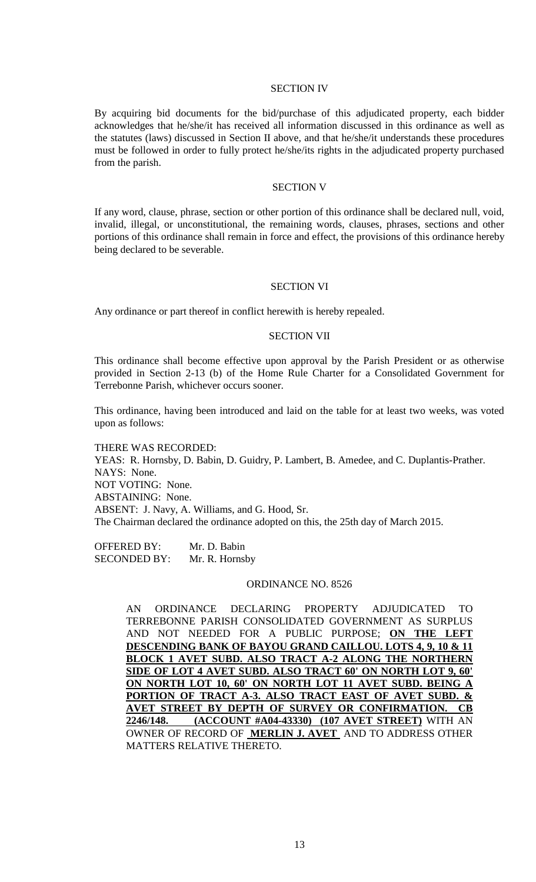SECTION IV

By acquiring bid documents for the bid/purchase of this adjudicated property, each bidder acknowledges that he/she/it has received all information discussed in this ordinance as well as the statutes (laws) discussed in Section II above, and that he/she/it understands these procedures must be followed in order to fully protect he/she/its rights in the adjudicated property purchased from the parish.

SECTION V

If any word, clause, phrase, section or other portion of this ordinance shall be declared null, void, invalid, illegal, or unconstitutional, the remaining words, clauses, phrases, sections and other portions of this ordinance shall remain in force and effect, the provisions of this ordinance hereby being declared to be severable.

SECTION VI

Any ordinance or part thereof in conflict herewith is hereby repealed.

SECTION VII

This ordinance shall become effective upon approval by the Parish President or as otherwise provided in Section 2-13 (b) of the Home Rule Charter for a Consolidated Government for Terrebonne Parish, whichever occurs sooner.

This ordinance, having been introduced and laid on the table for at least two weeks, was voted upon as follows:

THERE WAS RECORDED:
YEAS: R. Hornsby, D. Babin, D. Guidry, P. Lambert, B. Amedee, and C. Duplantis-Prather.
NAYS: None.
NOT VOTING: None.
ABSTAINING: None.
ABSENT: J. Navy, A. Williams, and G. Hood, Sr.
The Chairman declared the ordinance adopted on this, the 25th day of March 2015.

OFFERED BY: Mr. D. Babin
SECONDED BY: Mr. R. Hornsby

ORDINANCE NO. 8526

AN ORDINANCE DECLARING PROPERTY ADJUDICATED TO TERREBONNE PARISH CONSOLIDATED GOVERNMENT AS SURPLUS AND NOT NEEDED FOR A PUBLIC PURPOSE; **ON THE LEFT DESCENDING BANK OF BAYOU GRAND CAILLOU. LOTS 4, 9, 10 & 11 BLOCK 1 AVET SUBD. ALSO TRACT A-2 ALONG THE NORTHERN SIDE OF LOT 4 AVET SUBD. ALSO TRACT 60' ON NORTH LOT 9, 60' ON NORTH LOT 10, 60' ON NORTH LOT 11 AVET SUBD. BEING A PORTION OF TRACT A-3. ALSO TRACT EAST OF AVET SUBD. & AVET STREET BY DEPTH OF SURVEY OR CONFIRMATION. CB 2246/148. (ACCOUNT #A04-43330) (107 AVET STREET)** WITH AN OWNER OF RECORD OF **MERLIN J. AVET** AND TO ADDRESS OTHER MATTERS RELATIVE THERETO.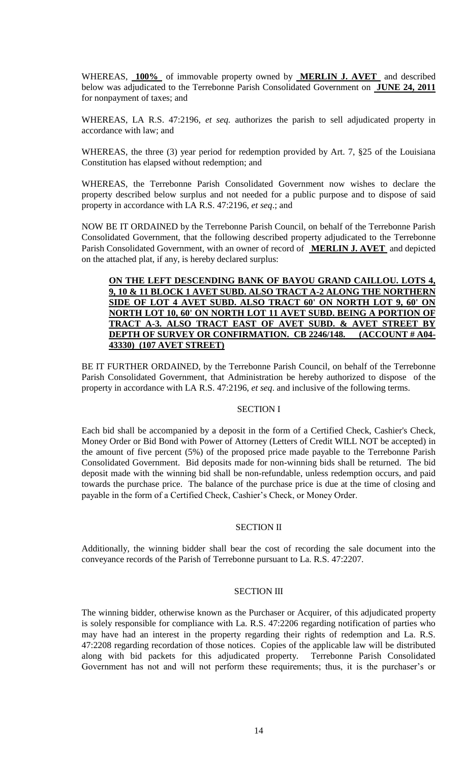WHEREAS, **100%** of immovable property owned by **MERLIN J. AVET** and described below was adjudicated to the Terrebonne Parish Consolidated Government on **JUNE 24, 2011** for nonpayment of taxes; and

WHEREAS, LA R.S. 47:2196, *et seq.* authorizes the parish to sell adjudicated property in accordance with law; and

WHEREAS, the three (3) year period for redemption provided by Art. 7, §25 of the Louisiana Constitution has elapsed without redemption; and

WHEREAS, the Terrebonne Parish Consolidated Government now wishes to declare the property described below surplus and not needed for a public purpose and to dispose of said property in accordance with LA R.S. 47:2196, *et seq*.; and

NOW BE IT ORDAINED by the Terrebonne Parish Council, on behalf of the Terrebonne Parish Consolidated Government, that the following described property adjudicated to the Terrebonne Parish Consolidated Government, with an owner of record of **MERLIN J. AVET** and depicted on the attached plat, if any, is hereby declared surplus:

> **ON THE LEFT DESCENDING BANK OF BAYOU GRAND CAILLOU. LOTS 4, 9, 10 & 11 BLOCK 1 AVET SUBD. ALSO TRACT A-2 ALONG THE NORTHERN SIDE OF LOT 4 AVET SUBD. ALSO TRACT 60' ON NORTH LOT 9, 60' ON NORTH LOT 10, 60' ON NORTH LOT 11 AVET SUBD. BEING A PORTION OF TRACT A-3. ALSO TRACT EAST OF AVET SUBD. & AVET STREET BY DEPTH OF SURVEY OR CONFIRMATION. CB 2246/148. (ACCOUNT # A04-43330) (107 AVET STREET)**

BE IT FURTHER ORDAINED, by the Terrebonne Parish Council, on behalf of the Terrebonne Parish Consolidated Government, that Administration be hereby authorized to dispose of the property in accordance with LA R.S. 47:2196, *et seq*. and inclusive of the following terms.

## SECTION I

Each bid shall be accompanied by a deposit in the form of a Certified Check, Cashier's Check, Money Order or Bid Bond with Power of Attorney (Letters of Credit WILL NOT be accepted) in the amount of five percent (5%) of the proposed price made payable to the Terrebonne Parish Consolidated Government. Bid deposits made for non-winning bids shall be returned. The bid deposit made with the winning bid shall be non-refundable, unless redemption occurs, and paid towards the purchase price. The balance of the purchase price is due at the time of closing and payable in the form of a Certified Check, Cashier's Check, or Money Order.

## SECTION II

Additionally, the winning bidder shall bear the cost of recording the sale document into the conveyance records of the Parish of Terrebonne pursuant to La. R.S. 47:2207.

## SECTION III

The winning bidder, otherwise known as the Purchaser or Acquirer, of this adjudicated property is solely responsible for compliance with La. R.S. 47:2206 regarding notification of parties who may have had an interest in the property regarding their rights of redemption and La. R.S. 47:2208 regarding recordation of those notices. Copies of the applicable law will be distributed along with bid packets for this adjudicated property. Terrebonne Parish Consolidated Government has not and will not perform these requirements; thus, it is the purchaser's or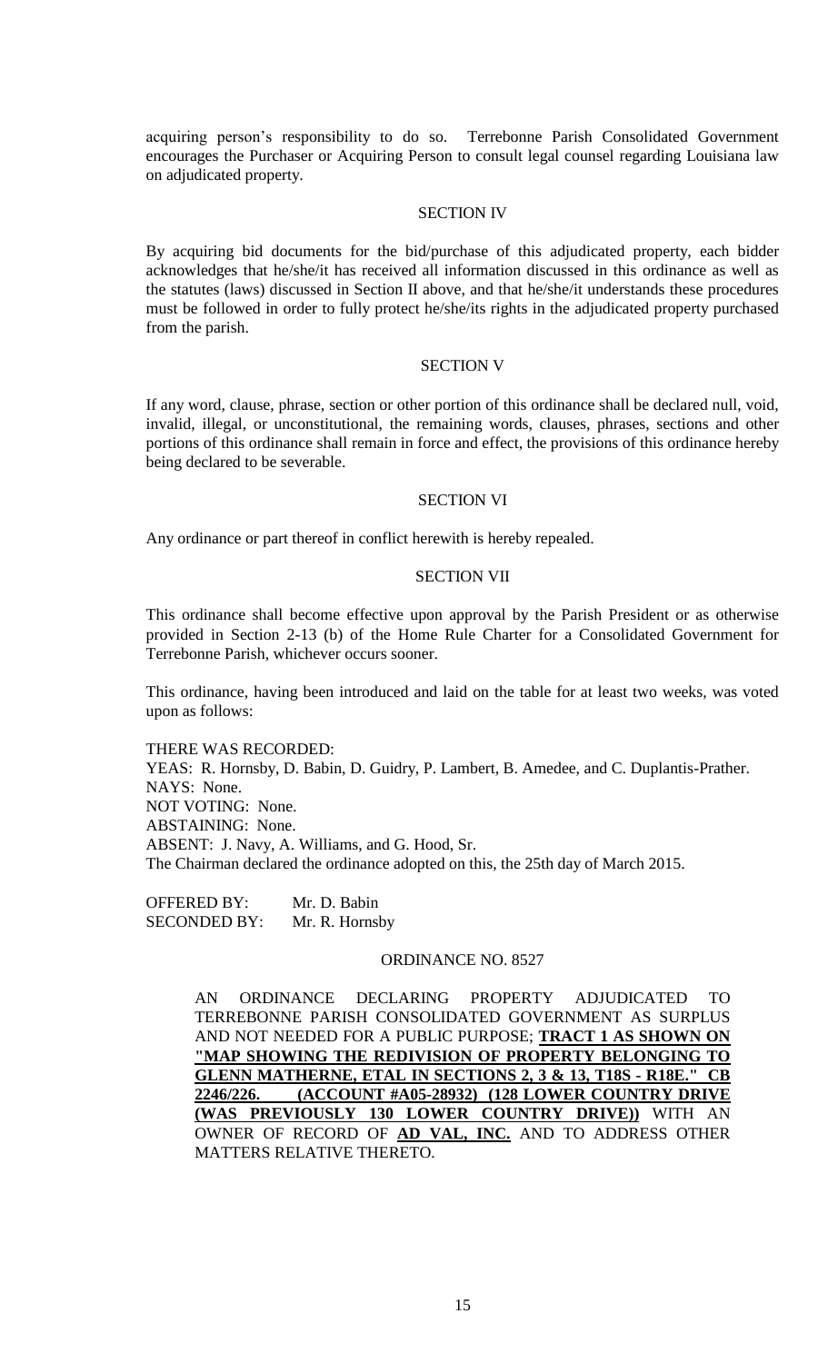acquiring person's responsibility to do so. Terrebonne Parish Consolidated Government encourages the Purchaser or Acquiring Person to consult legal counsel regarding Louisiana law on adjudicated property.

SECTION IV

By acquiring bid documents for the bid/purchase of this adjudicated property, each bidder acknowledges that he/she/it has received all information discussed in this ordinance as well as the statutes (laws) discussed in Section II above, and that he/she/it understands these procedures must be followed in order to fully protect he/she/its rights in the adjudicated property purchased from the parish.

SECTION V

If any word, clause, phrase, section or other portion of this ordinance shall be declared null, void, invalid, illegal, or unconstitutional, the remaining words, clauses, phrases, sections and other portions of this ordinance shall remain in force and effect, the provisions of this ordinance hereby being declared to be severable.

SECTION VI

Any ordinance or part thereof in conflict herewith is hereby repealed.

SECTION VII

This ordinance shall become effective upon approval by the Parish President or as otherwise provided in Section 2-13 (b) of the Home Rule Charter for a Consolidated Government for Terrebonne Parish, whichever occurs sooner.

This ordinance, having been introduced and laid on the table for at least two weeks, was voted upon as follows:

THERE WAS RECORDED:
YEAS: R. Hornsby, D. Babin, D. Guidry, P. Lambert, B. Amedee, and C. Duplantis-Prather.
NAYS: None.
NOT VOTING: None.
ABSTAINING: None.
ABSENT: J. Navy, A. Williams, and G. Hood, Sr.
The Chairman declared the ordinance adopted on this, the 25th day of March 2015.

OFFERED BY: Mr. D. Babin
SECONDED BY: Mr. R. Hornsby

ORDINANCE NO. 8527

AN ORDINANCE DECLARING PROPERTY ADJUDICATED TO TERREBONNE PARISH CONSOLIDATED GOVERNMENT AS SURPLUS AND NOT NEEDED FOR A PUBLIC PURPOSE; **TRACT 1 AS SHOWN ON "MAP SHOWING THE REDIVISION OF PROPERTY BELONGING TO GLENN MATHERNE, ETAL IN SECTIONS 2, 3 & 13, T18S - R18E." CB 2246/226. (ACCOUNT #A05-28932) (128 LOWER COUNTRY DRIVE (WAS PREVIOUSLY 130 LOWER COUNTRY DRIVE))** WITH AN OWNER OF RECORD OF **AD VAL, INC.** AND TO ADDRESS OTHER MATTERS RELATIVE THERETO.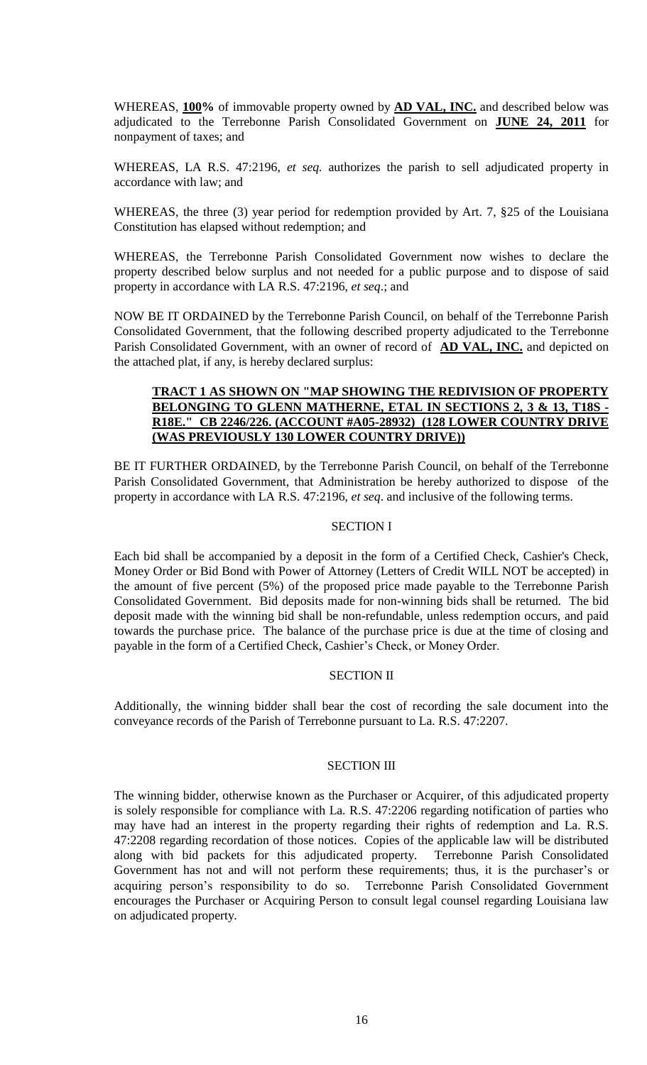WHEREAS, **100%** of immovable property owned by **AD VAL, INC.** and described below was adjudicated to the Terrebonne Parish Consolidated Government on **JUNE 24, 2011** for nonpayment of taxes; and

WHEREAS, LA R.S. 47:2196, *et seq.* authorizes the parish to sell adjudicated property in accordance with law; and

WHEREAS, the three (3) year period for redemption provided by Art. 7, §25 of the Louisiana Constitution has elapsed without redemption; and

WHEREAS, the Terrebonne Parish Consolidated Government now wishes to declare the property described below surplus and not needed for a public purpose and to dispose of said property in accordance with LA R.S. 47:2196, *et seq*.; and

NOW BE IT ORDAINED by the Terrebonne Parish Council, on behalf of the Terrebonne Parish Consolidated Government, that the following described property adjudicated to the Terrebonne Parish Consolidated Government, with an owner of record of **AD VAL, INC.** and depicted on the attached plat, if any, is hereby declared surplus:

> **TRACT 1 AS SHOWN ON "MAP SHOWING THE REDIVISION OF PROPERTY BELONGING TO GLENN MATHERNE, ETAL IN SECTIONS 2, 3 & 13, T18S - R18E." CB 2246/226. (ACCOUNT #A05-28932) (128 LOWER COUNTRY DRIVE (WAS PREVIOUSLY 130 LOWER COUNTRY DRIVE))**

BE IT FURTHER ORDAINED, by the Terrebonne Parish Council, on behalf of the Terrebonne Parish Consolidated Government, that Administration be hereby authorized to dispose of the property in accordance with LA R.S. 47:2196, *et seq*. and inclusive of the following terms.

## SECTION I

Each bid shall be accompanied by a deposit in the form of a Certified Check, Cashier's Check, Money Order or Bid Bond with Power of Attorney (Letters of Credit WILL NOT be accepted) in the amount of five percent (5%) of the proposed price made payable to the Terrebonne Parish Consolidated Government. Bid deposits made for non-winning bids shall be returned. The bid deposit made with the winning bid shall be non-refundable, unless redemption occurs, and paid towards the purchase price. The balance of the purchase price is due at the time of closing and payable in the form of a Certified Check, Cashier's Check, or Money Order.

## SECTION II

Additionally, the winning bidder shall bear the cost of recording the sale document into the conveyance records of the Parish of Terrebonne pursuant to La. R.S. 47:2207.

## SECTION III

The winning bidder, otherwise known as the Purchaser or Acquirer, of this adjudicated property is solely responsible for compliance with La. R.S. 47:2206 regarding notification of parties who may have had an interest in the property regarding their rights of redemption and La. R.S. 47:2208 regarding recordation of those notices. Copies of the applicable law will be distributed along with bid packets for this adjudicated property. Terrebonne Parish Consolidated Government has not and will not perform these requirements; thus, it is the purchaser's or acquiring person's responsibility to do so. Terrebonne Parish Consolidated Government encourages the Purchaser or Acquiring Person to consult legal counsel regarding Louisiana law on adjudicated property.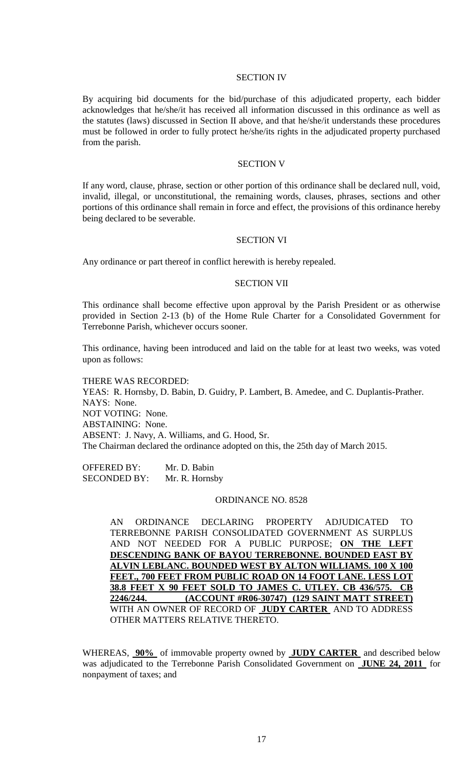SECTION IV

By acquiring bid documents for the bid/purchase of this adjudicated property, each bidder acknowledges that he/she/it has received all information discussed in this ordinance as well as the statutes (laws) discussed in Section II above, and that he/she/it understands these procedures must be followed in order to fully protect he/she/its rights in the adjudicated property purchased from the parish.

SECTION V

If any word, clause, phrase, section or other portion of this ordinance shall be declared null, void, invalid, illegal, or unconstitutional, the remaining words, clauses, phrases, sections and other portions of this ordinance shall remain in force and effect, the provisions of this ordinance hereby being declared to be severable.

SECTION VI

Any ordinance or part thereof in conflict herewith is hereby repealed.

SECTION VII

This ordinance shall become effective upon approval by the Parish President or as otherwise provided in Section 2-13 (b) of the Home Rule Charter for a Consolidated Government for Terrebonne Parish, whichever occurs sooner.

This ordinance, having been introduced and laid on the table for at least two weeks, was voted upon as follows:

THERE WAS RECORDED:
YEAS: R. Hornsby, D. Babin, D. Guidry, P. Lambert, B. Amedee, and C. Duplantis-Prather.
NAYS: None.
NOT VOTING: None.
ABSTAINING: None.
ABSENT: J. Navy, A. Williams, and G. Hood, Sr.
The Chairman declared the ordinance adopted on this, the 25th day of March 2015.

OFFERED BY: Mr. D. Babin
SECONDED BY: Mr. R. Hornsby

ORDINANCE NO. 8528

AN ORDINANCE DECLARING PROPERTY ADJUDICATED TO TERREBONNE PARISH CONSOLIDATED GOVERNMENT AS SURPLUS AND NOT NEEDED FOR A PUBLIC PURPOSE; **ON THE LEFT DESCENDING BANK OF BAYOU TERREBONNE. BOUNDED EAST BY ALVIN LEBLANC. BOUNDED WEST BY ALTON WILLIAMS. 100 X 100 FEET., 700 FEET FROM PUBLIC ROAD ON 14 FOOT LANE. LESS LOT 38.8 FEET X 90 FEET SOLD TO JAMES C. UTLEY. CB 436/575. CB 2246/244. (ACCOUNT #R06-30747) (129 SAINT MATT STREET)** WITH AN OWNER OF RECORD OF **JUDY CARTER** AND TO ADDRESS OTHER MATTERS RELATIVE THERETO.

WHEREAS, **90%** of immovable property owned by **JUDY CARTER** and described below was adjudicated to the Terrebonne Parish Consolidated Government on **JUNE 24, 2011** for nonpayment of taxes; and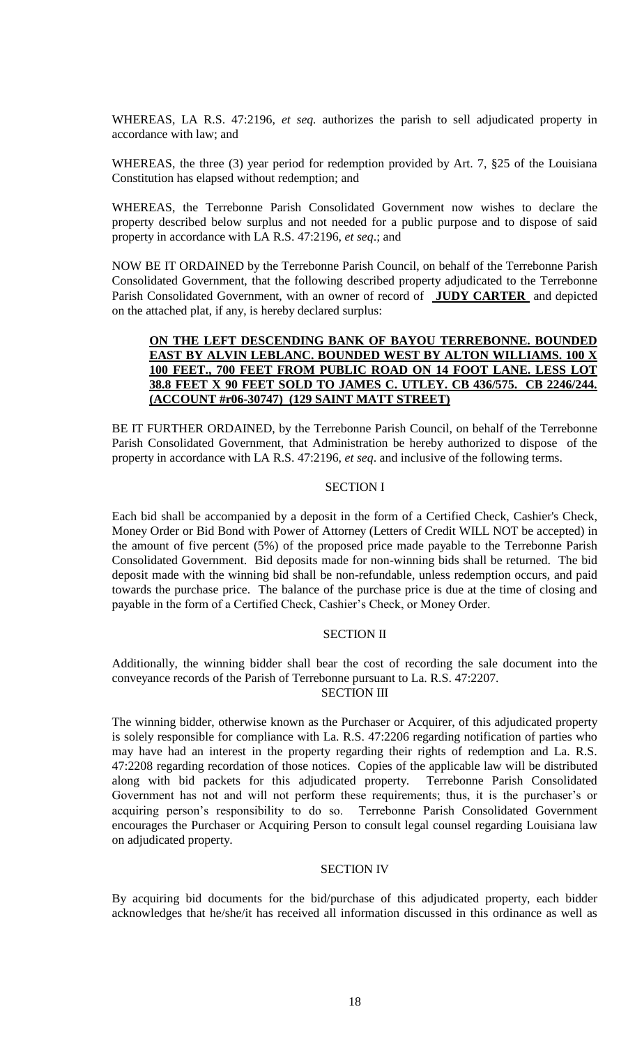WHEREAS, LA R.S. 47:2196, *et seq.* authorizes the parish to sell adjudicated property in accordance with law; and

WHEREAS, the three (3) year period for redemption provided by Art. 7, §25 of the Louisiana Constitution has elapsed without redemption; and

WHEREAS, the Terrebonne Parish Consolidated Government now wishes to declare the property described below surplus and not needed for a public purpose and to dispose of said property in accordance with LA R.S. 47:2196, *et seq*.; and

NOW BE IT ORDAINED by the Terrebonne Parish Council, on behalf of the Terrebonne Parish Consolidated Government, that the following described property adjudicated to the Terrebonne Parish Consolidated Government, with an owner of record of **JUDY CARTER** and depicted on the attached plat, if any, is hereby declared surplus:

**ON THE LEFT DESCENDING BANK OF BAYOU TERREBONNE. BOUNDED EAST BY ALVIN LEBLANC. BOUNDED WEST BY ALTON WILLIAMS. 100 X 100 FEET., 700 FEET FROM PUBLIC ROAD ON 14 FOOT LANE. LESS LOT 38.8 FEET X 90 FEET SOLD TO JAMES C. UTLEY. CB 436/575. CB 2246/244. (ACCOUNT #r06-30747) (129 SAINT MATT STREET)**

BE IT FURTHER ORDAINED, by the Terrebonne Parish Council, on behalf of the Terrebonne Parish Consolidated Government, that Administration be hereby authorized to dispose of the property in accordance with LA R.S. 47:2196, *et seq*. and inclusive of the following terms.

SECTION I

Each bid shall be accompanied by a deposit in the form of a Certified Check, Cashier's Check, Money Order or Bid Bond with Power of Attorney (Letters of Credit WILL NOT be accepted) in the amount of five percent (5%) of the proposed price made payable to the Terrebonne Parish Consolidated Government. Bid deposits made for non-winning bids shall be returned. The bid deposit made with the winning bid shall be non-refundable, unless redemption occurs, and paid towards the purchase price. The balance of the purchase price is due at the time of closing and payable in the form of a Certified Check, Cashier's Check, or Money Order.

SECTION II

Additionally, the winning bidder shall bear the cost of recording the sale document into the conveyance records of the Parish of Terrebonne pursuant to La. R.S. 47:2207.

SECTION III

The winning bidder, otherwise known as the Purchaser or Acquirer, of this adjudicated property is solely responsible for compliance with La. R.S. 47:2206 regarding notification of parties who may have had an interest in the property regarding their rights of redemption and La. R.S. 47:2208 regarding recordation of those notices. Copies of the applicable law will be distributed along with bid packets for this adjudicated property. Terrebonne Parish Consolidated Government has not and will not perform these requirements; thus, it is the purchaser's or acquiring person's responsibility to do so. Terrebonne Parish Consolidated Government encourages the Purchaser or Acquiring Person to consult legal counsel regarding Louisiana law on adjudicated property.

SECTION IV

By acquiring bid documents for the bid/purchase of this adjudicated property, each bidder acknowledges that he/she/it has received all information discussed in this ordinance as well as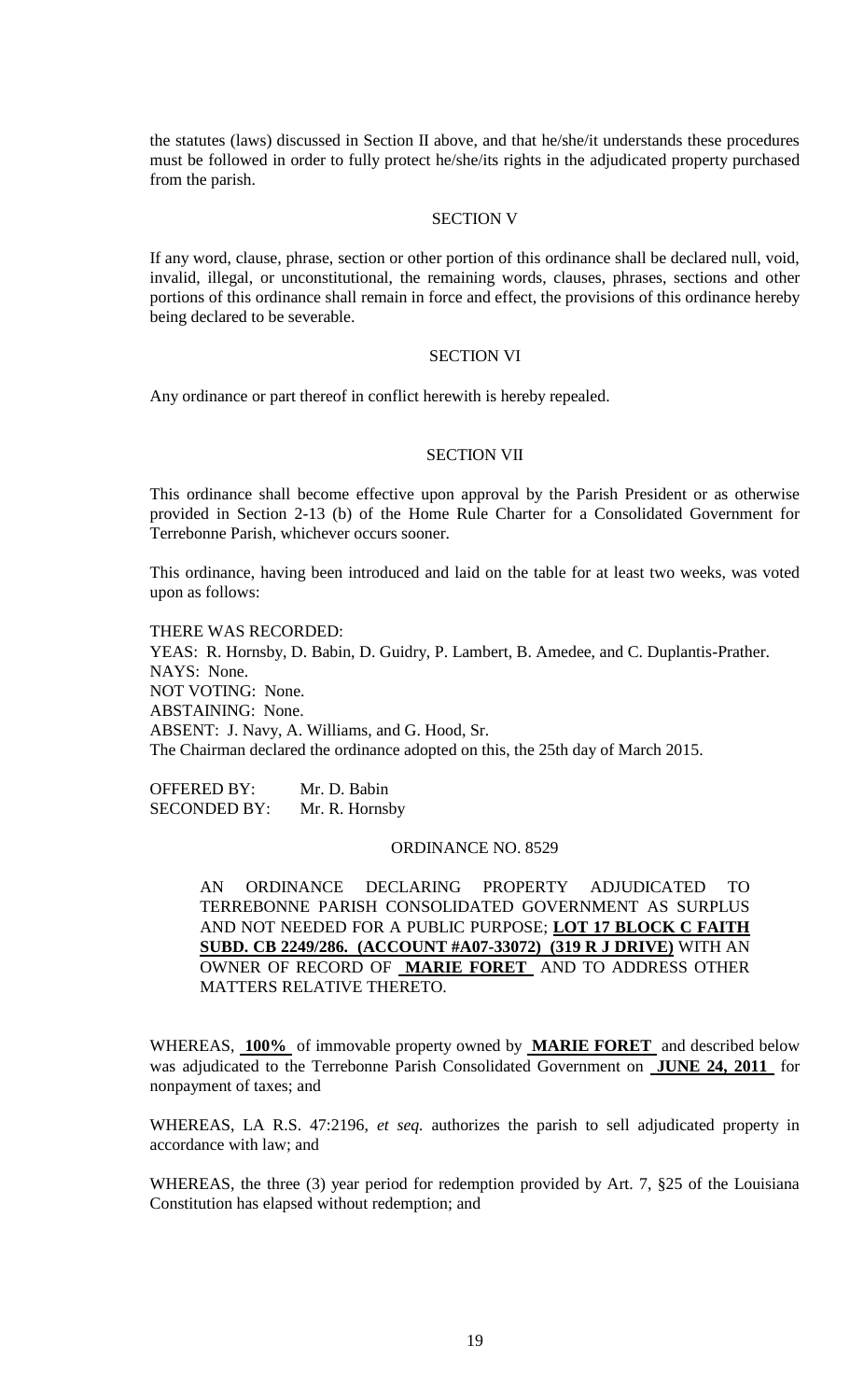the statutes (laws) discussed in Section II above, and that he/she/it understands these procedures must be followed in order to fully protect he/she/its rights in the adjudicated property purchased from the parish.

SECTION V

If any word, clause, phrase, section or other portion of this ordinance shall be declared null, void, invalid, illegal, or unconstitutional, the remaining words, clauses, phrases, sections and other portions of this ordinance shall remain in force and effect, the provisions of this ordinance hereby being declared to be severable.

SECTION VI

Any ordinance or part thereof in conflict herewith is hereby repealed.

SECTION VII

This ordinance shall become effective upon approval by the Parish President or as otherwise provided in Section 2-13 (b) of the Home Rule Charter for a Consolidated Government for Terrebonne Parish, whichever occurs sooner.

This ordinance, having been introduced and laid on the table for at least two weeks, was voted upon as follows:

THERE WAS RECORDED:
YEAS: R. Hornsby, D. Babin, D. Guidry, P. Lambert, B. Amedee, and C. Duplantis-Prather.
NAYS: None.
NOT VOTING: None.
ABSTAINING: None.
ABSENT: J. Navy, A. Williams, and G. Hood, Sr.
The Chairman declared the ordinance adopted on this, the 25th day of March 2015.

OFFERED BY: Mr. D. Babin
SECONDED BY: Mr. R. Hornsby

ORDINANCE NO. 8529

AN ORDINANCE DECLARING PROPERTY ADJUDICATED TO TERREBONNE PARISH CONSOLIDATED GOVERNMENT AS SURPLUS AND NOT NEEDED FOR A PUBLIC PURPOSE; **LOT 17 BLOCK C FAITH SUBD. CB 2249/286. (ACCOUNT #A07-33072) (319 R J DRIVE)** WITH AN OWNER OF RECORD OF **MARIE FORET** AND TO ADDRESS OTHER MATTERS RELATIVE THERETO.

WHEREAS, **100%** of immovable property owned by **MARIE FORET** and described below was adjudicated to the Terrebonne Parish Consolidated Government on **JUNE 24, 2011** for nonpayment of taxes; and

WHEREAS, LA R.S. 47:2196, *et seq.* authorizes the parish to sell adjudicated property in accordance with law; and

WHEREAS, the three (3) year period for redemption provided by Art. 7, §25 of the Louisiana Constitution has elapsed without redemption; and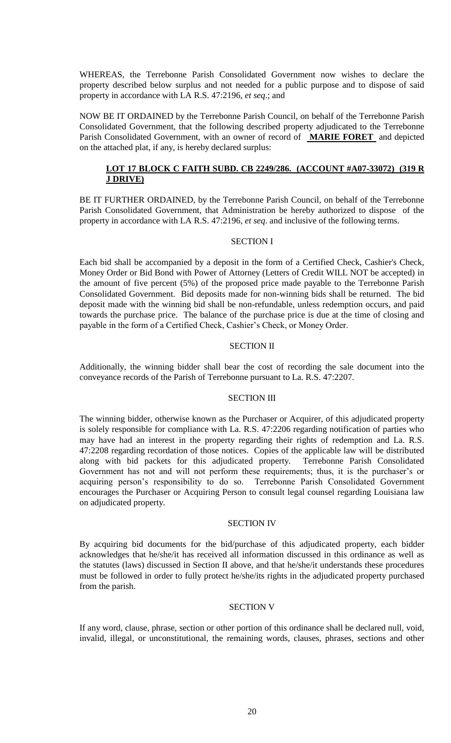WHEREAS, the Terrebonne Parish Consolidated Government now wishes to declare the property described below surplus and not needed for a public purpose and to dispose of said property in accordance with LA R.S. 47:2196, *et seq*.; and

NOW BE IT ORDAINED by the Terrebonne Parish Council, on behalf of the Terrebonne Parish Consolidated Government, that the following described property adjudicated to the Terrebonne Parish Consolidated Government, with an owner of record of **MARIE FORET** and depicted on the attached plat, if any, is hereby declared surplus:

**LOT 17 BLOCK C FAITH SUBD. CB 2249/286. (ACCOUNT #A07-33072) (319 R J DRIVE)**

BE IT FURTHER ORDAINED, by the Terrebonne Parish Council, on behalf of the Terrebonne Parish Consolidated Government, that Administration be hereby authorized to dispose of the property in accordance with LA R.S. 47:2196, *et seq*. and inclusive of the following terms.

SECTION I

Each bid shall be accompanied by a deposit in the form of a Certified Check, Cashier's Check, Money Order or Bid Bond with Power of Attorney (Letters of Credit WILL NOT be accepted) in the amount of five percent (5%) of the proposed price made payable to the Terrebonne Parish Consolidated Government. Bid deposits made for non-winning bids shall be returned. The bid deposit made with the winning bid shall be non-refundable, unless redemption occurs, and paid towards the purchase price. The balance of the purchase price is due at the time of closing and payable in the form of a Certified Check, Cashier's Check, or Money Order.

SECTION II

Additionally, the winning bidder shall bear the cost of recording the sale document into the conveyance records of the Parish of Terrebonne pursuant to La. R.S. 47:2207.

SECTION III

The winning bidder, otherwise known as the Purchaser or Acquirer, of this adjudicated property is solely responsible for compliance with La. R.S. 47:2206 regarding notification of parties who may have had an interest in the property regarding their rights of redemption and La. R.S. 47:2208 regarding recordation of those notices. Copies of the applicable law will be distributed along with bid packets for this adjudicated property. Terrebonne Parish Consolidated Government has not and will not perform these requirements; thus, it is the purchaser's or acquiring person's responsibility to do so. Terrebonne Parish Consolidated Government encourages the Purchaser or Acquiring Person to consult legal counsel regarding Louisiana law on adjudicated property.

SECTION IV

By acquiring bid documents for the bid/purchase of this adjudicated property, each bidder acknowledges that he/she/it has received all information discussed in this ordinance as well as the statutes (laws) discussed in Section II above, and that he/she/it understands these procedures must be followed in order to fully protect he/she/its rights in the adjudicated property purchased from the parish.

SECTION V

If any word, clause, phrase, section or other portion of this ordinance shall be declared null, void, invalid, illegal, or unconstitutional, the remaining words, clauses, phrases, sections and other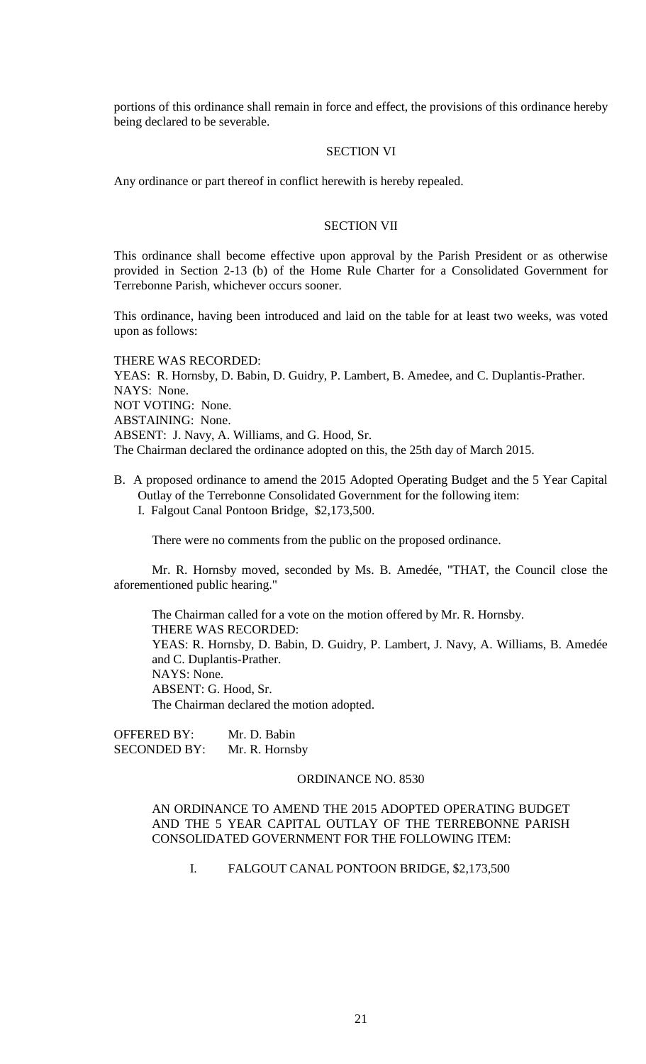portions of this ordinance shall remain in force and effect, the provisions of this ordinance hereby being declared to be severable.

SECTION VI

Any ordinance or part thereof in conflict herewith is hereby repealed.

SECTION VII

This ordinance shall become effective upon approval by the Parish President or as otherwise provided in Section 2-13 (b) of the Home Rule Charter for a Consolidated Government for Terrebonne Parish, whichever occurs sooner.

This ordinance, having been introduced and laid on the table for at least two weeks, was voted upon as follows:

THERE WAS RECORDED:
YEAS: R. Hornsby, D. Babin, D. Guidry, P. Lambert, B. Amedee, and C. Duplantis-Prather.
NAYS: None.
NOT VOTING: None.
ABSTAINING: None.
ABSENT: J. Navy, A. Williams, and G. Hood, Sr.
The Chairman declared the ordinance adopted on this, the 25th day of March 2015.

B. A proposed ordinance to amend the 2015 Adopted Operating Budget and the 5 Year Capital Outlay of the Terrebonne Consolidated Government for the following item:
   I. Falgout Canal Pontoon Bridge, $2,173,500.

   There were no comments from the public on the proposed ordinance.

   Mr. R. Hornsby moved, seconded by Ms. B. Amedée, "THAT, the Council close the aforementioned public hearing."

   The Chairman called for a vote on the motion offered by Mr. R. Hornsby.
   THERE WAS RECORDED:
   YEAS: R. Hornsby, D. Babin, D. Guidry, P. Lambert, J. Navy, A. Williams, B. Amedée and C. Duplantis-Prather.
   NAYS: None.
   ABSENT: G. Hood, Sr.
   The Chairman declared the motion adopted.

OFFERED BY: Mr. D. Babin
SECONDED BY: Mr. R. Hornsby

ORDINANCE NO. 8530

AN ORDINANCE TO AMEND THE 2015 ADOPTED OPERATING BUDGET AND THE 5 YEAR CAPITAL OUTLAY OF THE TERREBONNE PARISH CONSOLIDATED GOVERNMENT FOR THE FOLLOWING ITEM:

I. FALGOUT CANAL PONTOON BRIDGE, $2,173,500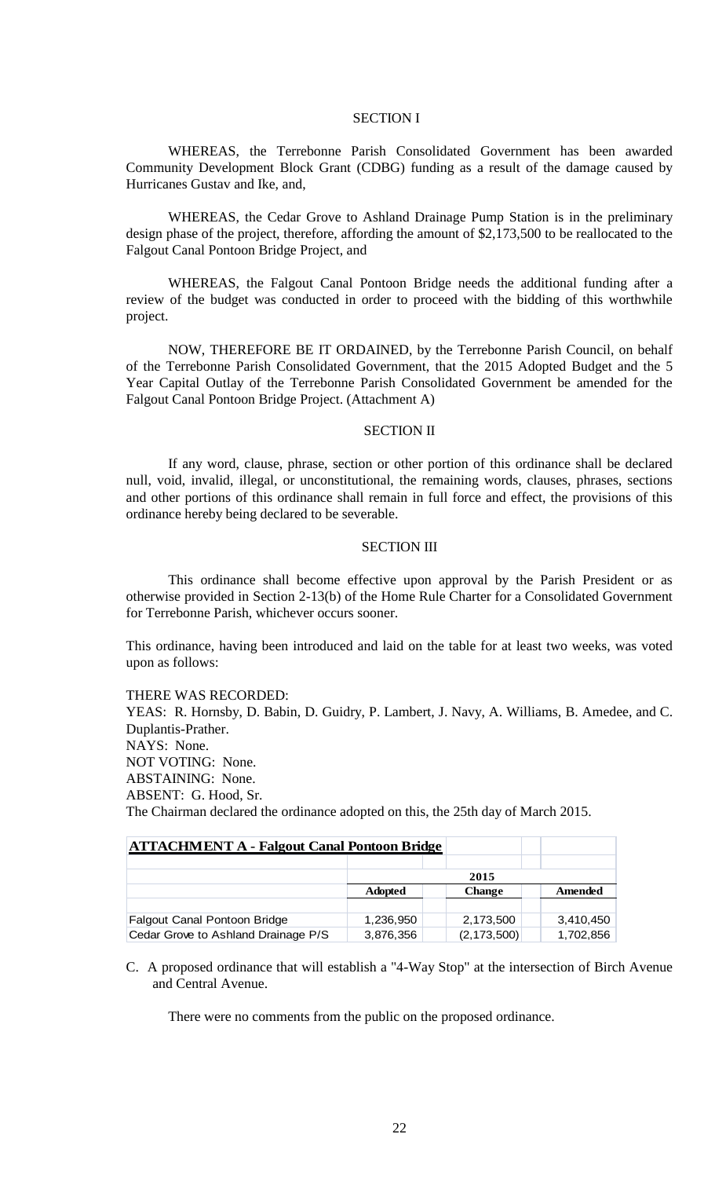SECTION I

WHEREAS, the Terrebonne Parish Consolidated Government has been awarded Community Development Block Grant (CDBG) funding as a result of the damage caused by Hurricanes Gustav and Ike, and,

WHEREAS, the Cedar Grove to Ashland Drainage Pump Station is in the preliminary design phase of the project, therefore, affording the amount of $2,173,500 to be reallocated to the Falgout Canal Pontoon Bridge Project, and

WHEREAS, the Falgout Canal Pontoon Bridge needs the additional funding after a review of the budget was conducted in order to proceed with the bidding of this worthwhile project.

NOW, THEREFORE BE IT ORDAINED, by the Terrebonne Parish Council, on behalf of the Terrebonne Parish Consolidated Government, that the 2015 Adopted Budget and the 5 Year Capital Outlay of the Terrebonne Parish Consolidated Government be amended for the Falgout Canal Pontoon Bridge Project. (Attachment A)

SECTION II

If any word, clause, phrase, section or other portion of this ordinance shall be declared null, void, invalid, illegal, or unconstitutional, the remaining words, clauses, phrases, sections and other portions of this ordinance shall remain in full force and effect, the provisions of this ordinance hereby being declared to be severable.

SECTION III

This ordinance shall become effective upon approval by the Parish President or as otherwise provided in Section 2-13(b) of the Home Rule Charter for a Consolidated Government for Terrebonne Parish, whichever occurs sooner.

This ordinance, having been introduced and laid on the table for at least two weeks, was voted upon as follows:

THERE WAS RECORDED:
YEAS: R. Hornsby, D. Babin, D. Guidry, P. Lambert, J. Navy, A. Williams, B. Amedee, and C. Duplantis-Prather.
NAYS: None.
NOT VOTING: None.
ABSTAINING: None.
ABSENT: G. Hood, Sr.
The Chairman declared the ordinance adopted on this, the 25th day of March 2015.

**ATTACHMENT A - Falgout Canal Pontoon Bridge**

| | 2015 | | |
|---|---|---|---|
| | **Adopted** | **Change** | **Amended** |
| Falgout Canal Pontoon Bridge | 1,236,950 | 2,173,500 | 3,410,450 |
| Cedar Grove to Ashland Drainage P/S | 3,876,356 | (2,173,500) | 1,702,856 |

C. A proposed ordinance that will establish a "4-Way Stop" at the intersection of Birch Avenue and Central Avenue.

There were no comments from the public on the proposed ordinance.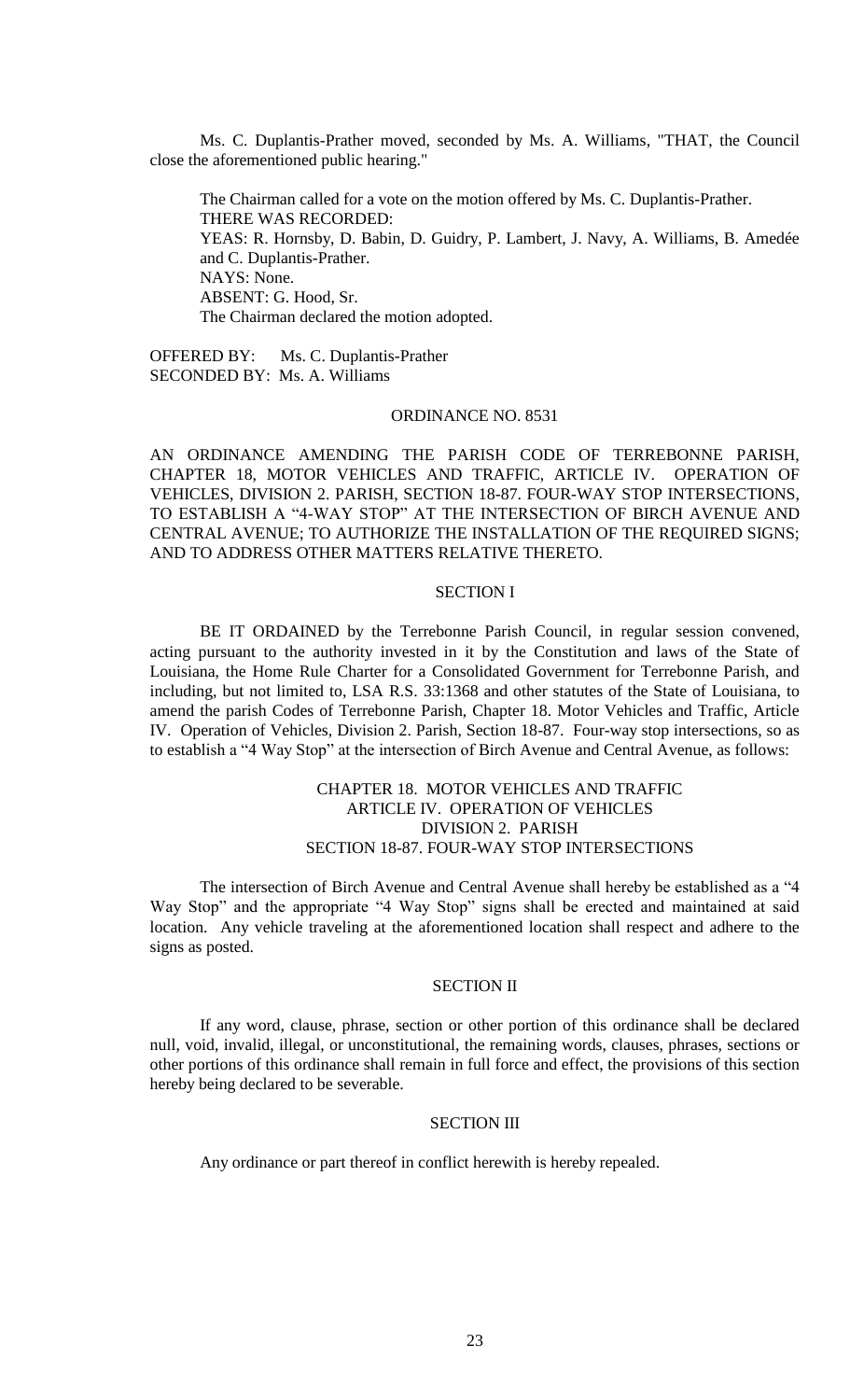Ms. C. Duplantis-Prather moved, seconded by Ms. A. Williams, "THAT, the Council close the aforementioned public hearing."

The Chairman called for a vote on the motion offered by Ms. C. Duplantis-Prather.
THERE WAS RECORDED:
YEAS: R. Hornsby, D. Babin, D. Guidry, P. Lambert, J. Navy, A. Williams, B. Amedée and C. Duplantis-Prather.
NAYS: None.
ABSENT: G. Hood, Sr.
The Chairman declared the motion adopted.

OFFERED BY: Ms. C. Duplantis-Prather
SECONDED BY: Ms. A. Williams

ORDINANCE NO. 8531

AN ORDINANCE AMENDING THE PARISH CODE OF TERREBONNE PARISH, CHAPTER 18, MOTOR VEHICLES AND TRAFFIC, ARTICLE IV. OPERATION OF VEHICLES, DIVISION 2. PARISH, SECTION 18-87. FOUR-WAY STOP INTERSECTIONS, TO ESTABLISH A "4-WAY STOP" AT THE INTERSECTION OF BIRCH AVENUE AND CENTRAL AVENUE; TO AUTHORIZE THE INSTALLATION OF THE REQUIRED SIGNS; AND TO ADDRESS OTHER MATTERS RELATIVE THERETO.

SECTION I

BE IT ORDAINED by the Terrebonne Parish Council, in regular session convened, acting pursuant to the authority invested in it by the Constitution and laws of the State of Louisiana, the Home Rule Charter for a Consolidated Government for Terrebonne Parish, and including, but not limited to, LSA R.S. 33:1368 and other statutes of the State of Louisiana, to amend the parish Codes of Terrebonne Parish, Chapter 18. Motor Vehicles and Traffic, Article IV. Operation of Vehicles, Division 2. Parish, Section 18-87. Four-way stop intersections, so as to establish a "4 Way Stop" at the intersection of Birch Avenue and Central Avenue, as follows:

CHAPTER 18. MOTOR VEHICLES AND TRAFFIC
ARTICLE IV. OPERATION OF VEHICLES
DIVISION 2. PARISH
SECTION 18-87. FOUR-WAY STOP INTERSECTIONS

The intersection of Birch Avenue and Central Avenue shall hereby be established as a "4 Way Stop" and the appropriate "4 Way Stop" signs shall be erected and maintained at said location. Any vehicle traveling at the aforementioned location shall respect and adhere to the signs as posted.

SECTION II

If any word, clause, phrase, section or other portion of this ordinance shall be declared null, void, invalid, illegal, or unconstitutional, the remaining words, clauses, phrases, sections or other portions of this ordinance shall remain in full force and effect, the provisions of this section hereby being declared to be severable.

SECTION III

Any ordinance or part thereof in conflict herewith is hereby repealed.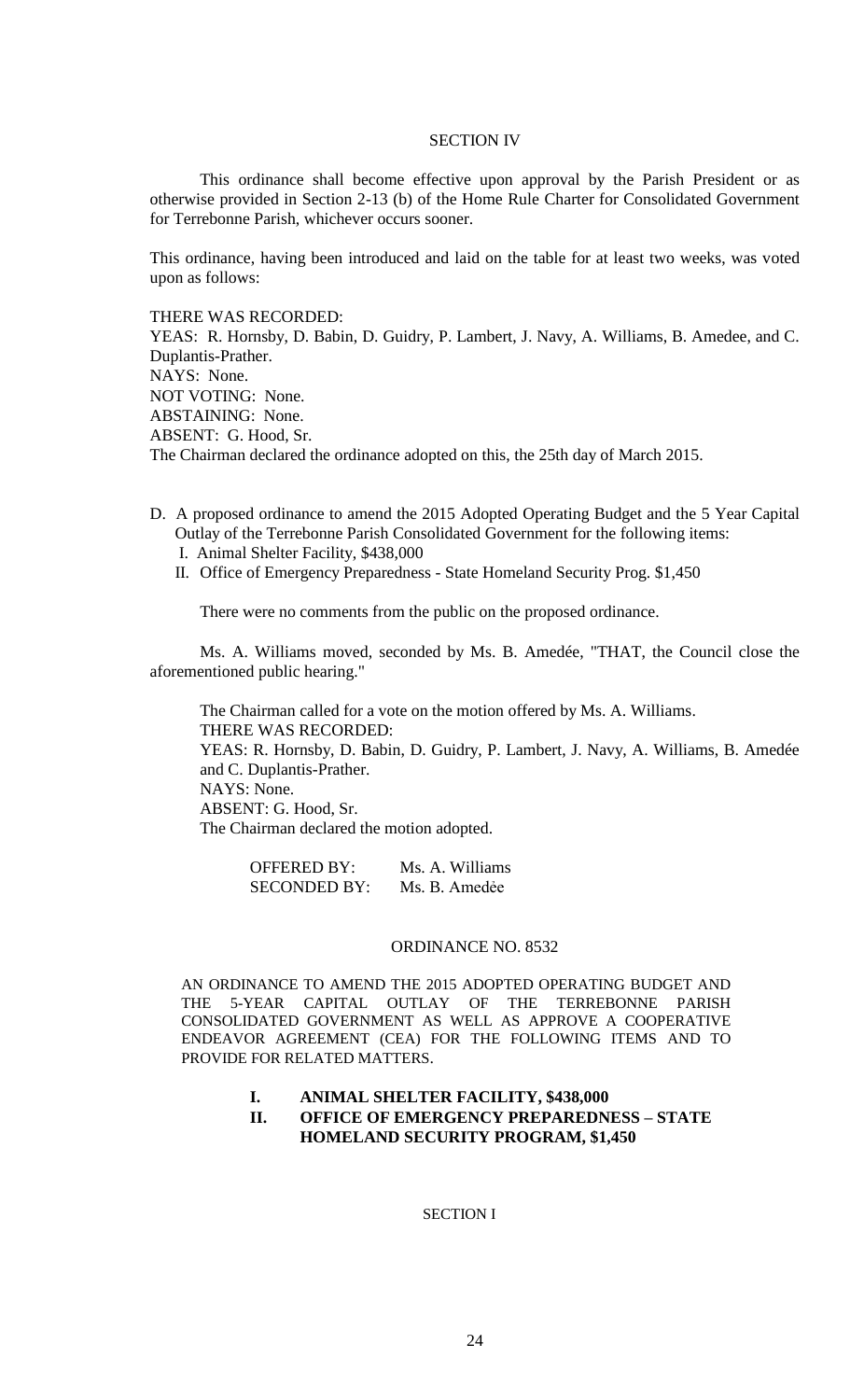SECTION IV

This ordinance shall become effective upon approval by the Parish President or as otherwise provided in Section 2-13 (b) of the Home Rule Charter for Consolidated Government for Terrebonne Parish, whichever occurs sooner.

This ordinance, having been introduced and laid on the table for at least two weeks, was voted upon as follows:

THERE WAS RECORDED:
YEAS: R. Hornsby, D. Babin, D. Guidry, P. Lambert, J. Navy, A. Williams, B. Amedee, and C. Duplantis-Prather.
NAYS: None.
NOT VOTING: None.
ABSTAINING: None.
ABSENT: G. Hood, Sr.
The Chairman declared the ordinance adopted on this, the 25th day of March 2015.

D. A proposed ordinance to amend the 2015 Adopted Operating Budget and the 5 Year Capital Outlay of the Terrebonne Parish Consolidated Government for the following items:
   I. Animal Shelter Facility, $438,000
   II. Office of Emergency Preparedness - State Homeland Security Prog. $1,450

There were no comments from the public on the proposed ordinance.

Ms. A. Williams moved, seconded by Ms. B. Amedée, "THAT, the Council close the aforementioned public hearing."

The Chairman called for a vote on the motion offered by Ms. A. Williams.
THERE WAS RECORDED:
YEAS: R. Hornsby, D. Babin, D. Guidry, P. Lambert, J. Navy, A. Williams, B. Amedée and C. Duplantis-Prather.
NAYS: None.
ABSENT: G. Hood, Sr.
The Chairman declared the motion adopted.

OFFERED BY: Ms. A. Williams
SECONDED BY: Ms. B. Amedėe

ORDINANCE NO. 8532

AN ORDINANCE TO AMEND THE 2015 ADOPTED OPERATING BUDGET AND THE 5-YEAR CAPITAL OUTLAY OF THE TERREBONNE PARISH CONSOLIDATED GOVERNMENT AS WELL AS APPROVE A COOPERATIVE ENDEAVOR AGREEMENT (CEA) FOR THE FOLLOWING ITEMS AND TO PROVIDE FOR RELATED MATTERS.

**I. ANIMAL SHELTER FACILITY, $438,000**
**II. OFFICE OF EMERGENCY PREPAREDNESS – STATE HOMELAND SECURITY PROGRAM, $1,450**

SECTION I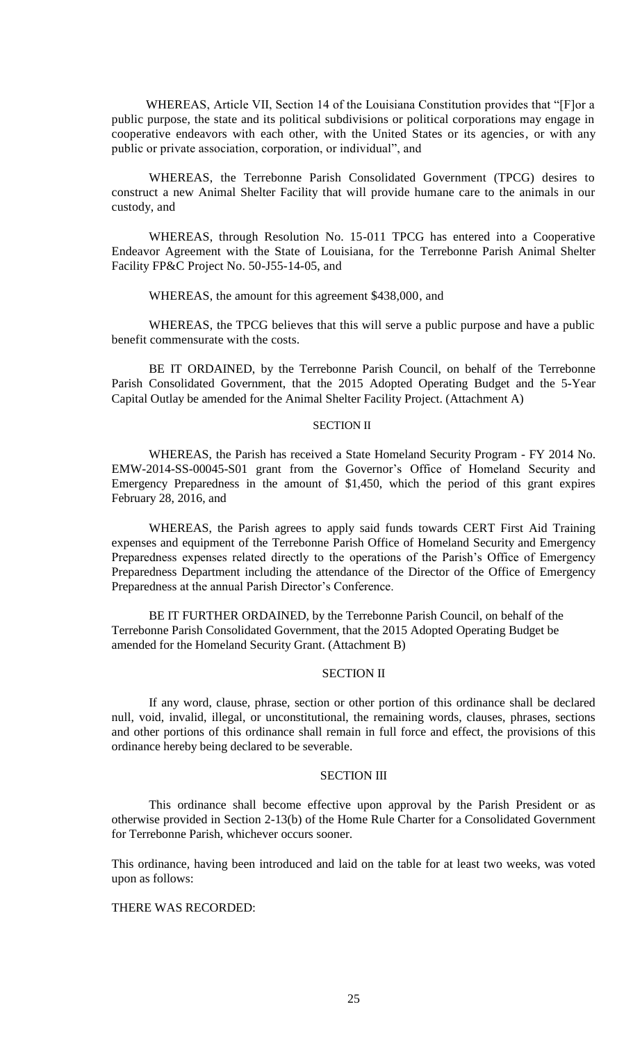WHEREAS, Article VII, Section 14 of the Louisiana Constitution provides that "[F]or a public purpose, the state and its political subdivisions or political corporations may engage in cooperative endeavors with each other, with the United States or its agencies, or with any public or private association, corporation, or individual", and

WHEREAS, the Terrebonne Parish Consolidated Government (TPCG) desires to construct a new Animal Shelter Facility that will provide humane care to the animals in our custody, and

WHEREAS, through Resolution No. 15-011 TPCG has entered into a Cooperative Endeavor Agreement with the State of Louisiana, for the Terrebonne Parish Animal Shelter Facility FP&C Project No. 50-J55-14-05, and

WHEREAS, the amount for this agreement $438,000, and

WHEREAS, the TPCG believes that this will serve a public purpose and have a public benefit commensurate with the costs.

BE IT ORDAINED, by the Terrebonne Parish Council, on behalf of the Terrebonne Parish Consolidated Government, that the 2015 Adopted Operating Budget and the 5-Year Capital Outlay be amended for the Animal Shelter Facility Project. (Attachment A)

SECTION II

WHEREAS, the Parish has received a State Homeland Security Program - FY 2014 No. EMW-2014-SS-00045-S01 grant from the Governor's Office of Homeland Security and Emergency Preparedness in the amount of $1,450, which the period of this grant expires February 28, 2016, and

WHEREAS, the Parish agrees to apply said funds towards CERT First Aid Training expenses and equipment of the Terrebonne Parish Office of Homeland Security and Emergency Preparedness expenses related directly to the operations of the Parish's Office of Emergency Preparedness Department including the attendance of the Director of the Office of Emergency Preparedness at the annual Parish Director's Conference.

BE IT FURTHER ORDAINED, by the Terrebonne Parish Council, on behalf of the Terrebonne Parish Consolidated Government, that the 2015 Adopted Operating Budget be amended for the Homeland Security Grant. (Attachment B)

SECTION II

If any word, clause, phrase, section or other portion of this ordinance shall be declared null, void, invalid, illegal, or unconstitutional, the remaining words, clauses, phrases, sections and other portions of this ordinance shall remain in full force and effect, the provisions of this ordinance hereby being declared to be severable.

SECTION III

This ordinance shall become effective upon approval by the Parish President or as otherwise provided in Section 2-13(b) of the Home Rule Charter for a Consolidated Government for Terrebonne Parish, whichever occurs sooner.

This ordinance, having been introduced and laid on the table for at least two weeks, was voted upon as follows:

THERE WAS RECORDED: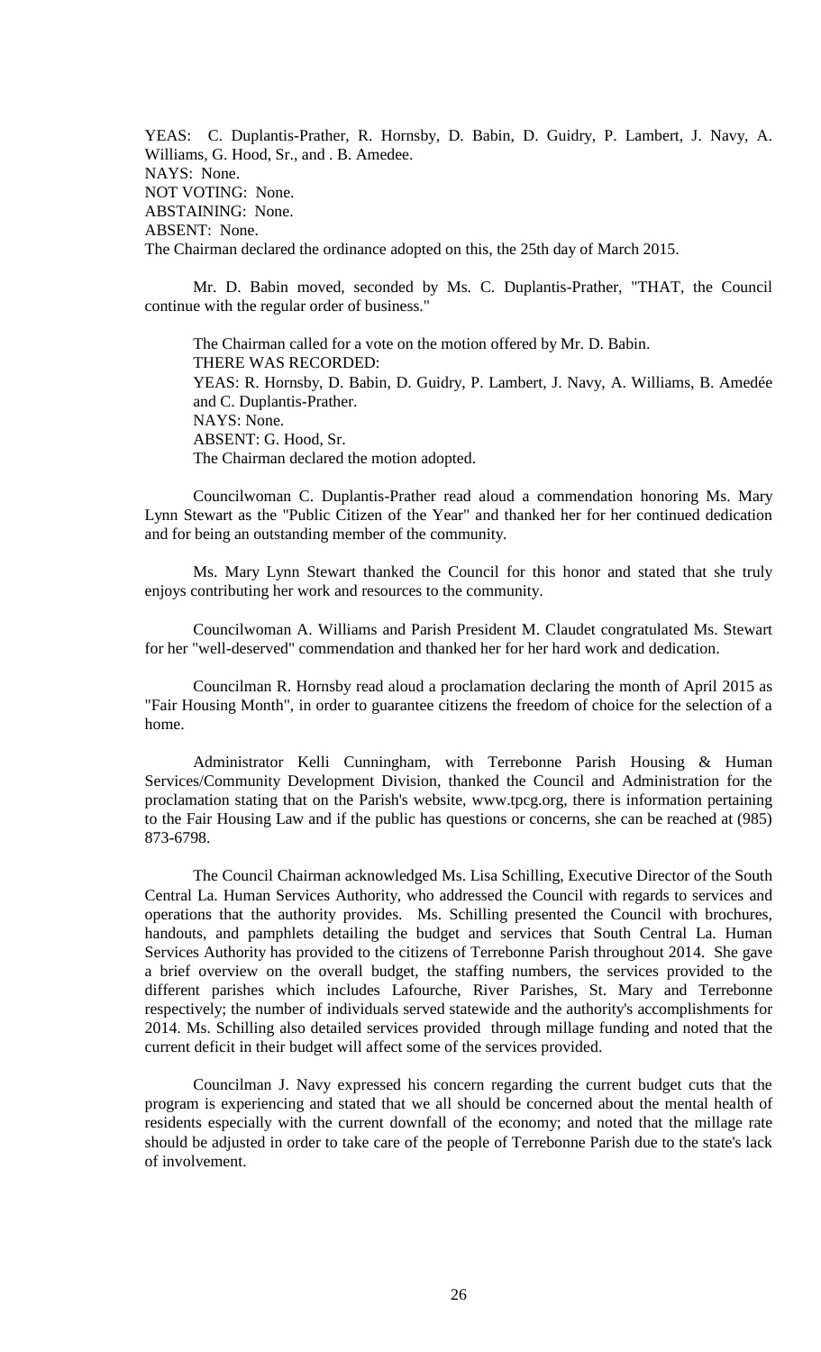YEAS: C. Duplantis-Prather, R. Hornsby, D. Babin, D. Guidry, P. Lambert, J. Navy, A. Williams, G. Hood, Sr., and . B. Amedee.
NAYS: None.
NOT VOTING: None.
ABSTAINING: None.
ABSENT: None.
The Chairman declared the ordinance adopted on this, the 25th day of March 2015.

Mr. D. Babin moved, seconded by Ms. C. Duplantis-Prather, "THAT, the Council continue with the regular order of business."

The Chairman called for a vote on the motion offered by Mr. D. Babin.
THERE WAS RECORDED:
YEAS: R. Hornsby, D. Babin, D. Guidry, P. Lambert, J. Navy, A. Williams, B. Amedée and C. Duplantis-Prather.
NAYS: None.
ABSENT: G. Hood, Sr.
The Chairman declared the motion adopted.

Councilwoman C. Duplantis-Prather read aloud a commendation honoring Ms. Mary Lynn Stewart as the "Public Citizen of the Year" and thanked her for her continued dedication and for being an outstanding member of the community.

Ms. Mary Lynn Stewart thanked the Council for this honor and stated that she truly enjoys contributing her work and resources to the community.

Councilwoman A. Williams and Parish President M. Claudet congratulated Ms. Stewart for her "well-deserved" commendation and thanked her for her hard work and dedication.

Councilman R. Hornsby read aloud a proclamation declaring the month of April 2015 as "Fair Housing Month", in order to guarantee citizens the freedom of choice for the selection of a home.

Administrator Kelli Cunningham, with Terrebonne Parish Housing & Human Services/Community Development Division, thanked the Council and Administration for the proclamation stating that on the Parish's website, www.tpcg.org, there is information pertaining to the Fair Housing Law and if the public has questions or concerns, she can be reached at (985) 873-6798.

The Council Chairman acknowledged Ms. Lisa Schilling, Executive Director of the South Central La. Human Services Authority, who addressed the Council with regards to services and operations that the authority provides. Ms. Schilling presented the Council with brochures, handouts, and pamphlets detailing the budget and services that South Central La. Human Services Authority has provided to the citizens of Terrebonne Parish throughout 2014. She gave a brief overview on the overall budget, the staffing numbers, the services provided to the different parishes which includes Lafourche, River Parishes, St. Mary and Terrebonne respectively; the number of individuals served statewide and the authority's accomplishments for 2014. Ms. Schilling also detailed services provided through millage funding and noted that the current deficit in their budget will affect some of the services provided.

Councilman J. Navy expressed his concern regarding the current budget cuts that the program is experiencing and stated that we all should be concerned about the mental health of residents especially with the current downfall of the economy; and noted that the millage rate should be adjusted in order to take care of the people of Terrebonne Parish due to the state's lack of involvement.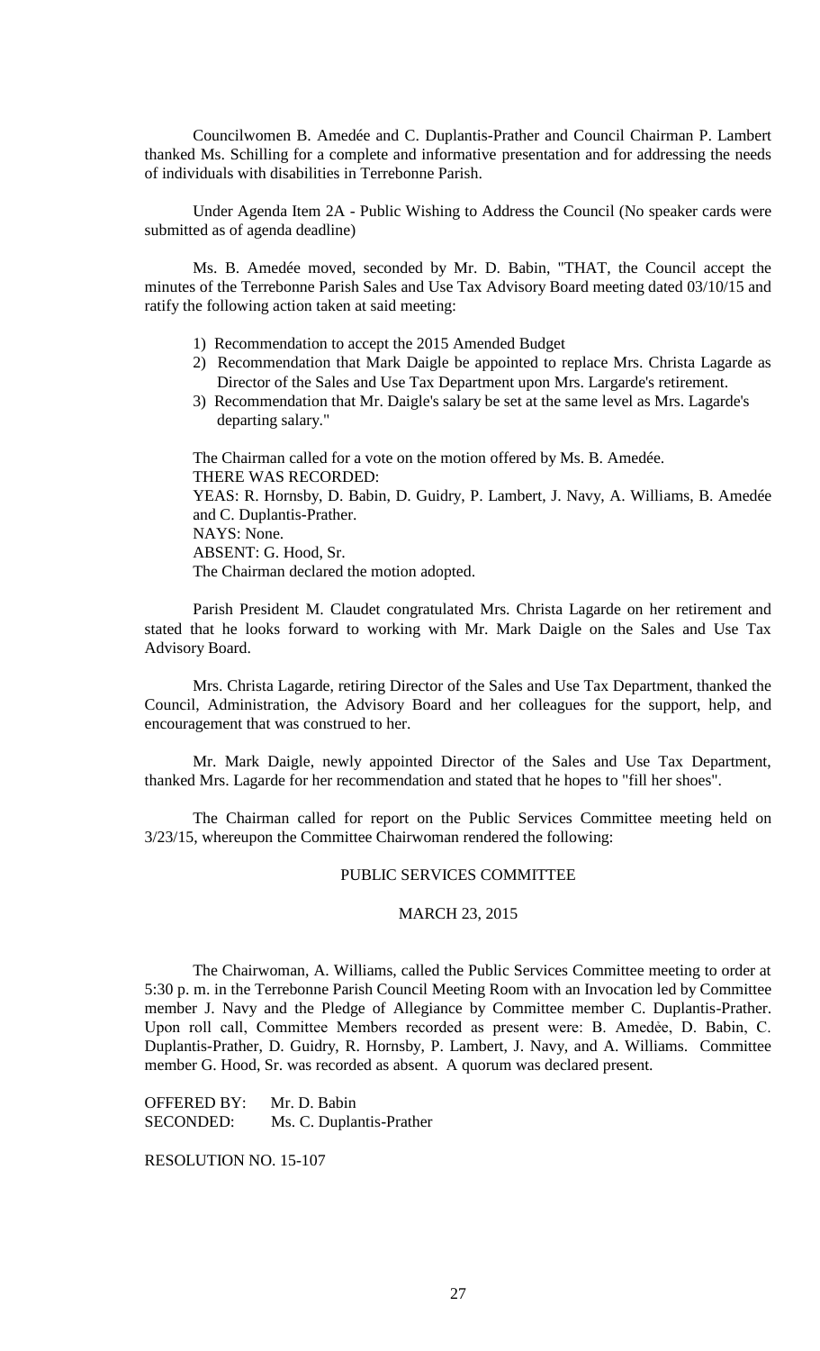Councilwomen B. Amedée and C. Duplantis-Prather and Council Chairman P. Lambert thanked Ms. Schilling for a complete and informative presentation and for addressing the needs of individuals with disabilities in Terrebonne Parish.

Under Agenda Item 2A - Public Wishing to Address the Council (No speaker cards were submitted as of agenda deadline)

Ms. B. Amedée moved, seconded by Mr. D. Babin, "THAT, the Council accept the minutes of the Terrebonne Parish Sales and Use Tax Advisory Board meeting dated 03/10/15 and ratify the following action taken at said meeting:

1) Recommendation to accept the 2015 Amended Budget
2) Recommendation that Mark Daigle be appointed to replace Mrs. Christa Lagarde as Director of the Sales and Use Tax Department upon Mrs. Largarde's retirement.
3) Recommendation that Mr. Daigle's salary be set at the same level as Mrs. Lagarde's departing salary."

The Chairman called for a vote on the motion offered by Ms. B. Amedée.
THERE WAS RECORDED:
YEAS: R. Hornsby, D. Babin, D. Guidry, P. Lambert, J. Navy, A. Williams, B. Amedée and C. Duplantis-Prather.
NAYS: None.
ABSENT: G. Hood, Sr.
The Chairman declared the motion adopted.

Parish President M. Claudet congratulated Mrs. Christa Lagarde on her retirement and stated that he looks forward to working with Mr. Mark Daigle on the Sales and Use Tax Advisory Board.

Mrs. Christa Lagarde, retiring Director of the Sales and Use Tax Department, thanked the Council, Administration, the Advisory Board and her colleagues for the support, help, and encouragement that was construed to her.

Mr. Mark Daigle, newly appointed Director of the Sales and Use Tax Department, thanked Mrs. Lagarde for her recommendation and stated that he hopes to "fill her shoes".

The Chairman called for report on the Public Services Committee meeting held on 3/23/15, whereupon the Committee Chairwoman rendered the following:

PUBLIC SERVICES COMMITTEE

MARCH 23, 2015

The Chairwoman, A. Williams, called the Public Services Committee meeting to order at 5:30 p. m. in the Terrebonne Parish Council Meeting Room with an Invocation led by Committee member J. Navy and the Pledge of Allegiance by Committee member C. Duplantis-Prather. Upon roll call, Committee Members recorded as present were: B. Amedẻe, D. Babin, C. Duplantis-Prather, D. Guidry, R. Hornsby, P. Lambert, J. Navy, and A. Williams. Committee member G. Hood, Sr. was recorded as absent. A quorum was declared present.

OFFERED BY: Mr. D. Babin
SECONDED: Ms. C. Duplantis-Prather

RESOLUTION NO. 15-107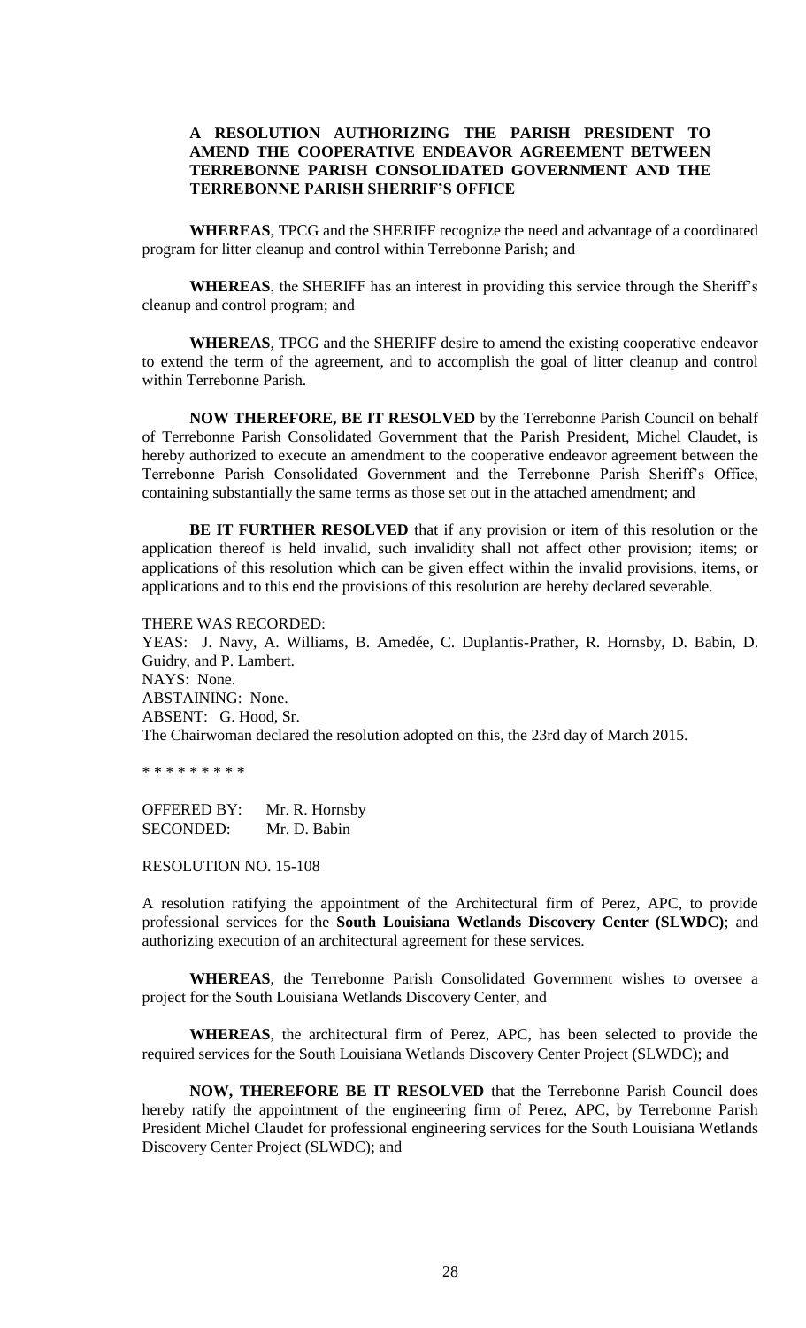**A RESOLUTION AUTHORIZING THE PARISH PRESIDENT TO AMEND THE COOPERATIVE ENDEAVOR AGREEMENT BETWEEN TERREBONNE PARISH CONSOLIDATED GOVERNMENT AND THE TERREBONNE PARISH SHERRIF'S OFFICE**

**WHEREAS**, TPCG and the SHERIFF recognize the need and advantage of a coordinated program for litter cleanup and control within Terrebonne Parish; and

**WHEREAS**, the SHERIFF has an interest in providing this service through the Sheriff's cleanup and control program; and

**WHEREAS**, TPCG and the SHERIFF desire to amend the existing cooperative endeavor to extend the term of the agreement, and to accomplish the goal of litter cleanup and control within Terrebonne Parish.

**NOW THEREFORE, BE IT RESOLVED** by the Terrebonne Parish Council on behalf of Terrebonne Parish Consolidated Government that the Parish President, Michel Claudet, is hereby authorized to execute an amendment to the cooperative endeavor agreement between the Terrebonne Parish Consolidated Government and the Terrebonne Parish Sheriff's Office, containing substantially the same terms as those set out in the attached amendment; and

**BE IT FURTHER RESOLVED** that if any provision or item of this resolution or the application thereof is held invalid, such invalidity shall not affect other provision; items; or applications of this resolution which can be given effect within the invalid provisions, items, or applications and to this end the provisions of this resolution are hereby declared severable.

THERE WAS RECORDED:
YEAS: J. Navy, A. Williams, B. Amedée, C. Duplantis-Prather, R. Hornsby, D. Babin, D. Guidry, and P. Lambert.
NAYS: None.
ABSTAINING: None.
ABSENT: G. Hood, Sr.
The Chairwoman declared the resolution adopted on this, the 23rd day of March 2015.

* * * * * * * * *

OFFERED BY: Mr. R. Hornsby
SECONDED: Mr. D. Babin

RESOLUTION NO. 15-108

A resolution ratifying the appointment of the Architectural firm of Perez, APC, to provide professional services for the **South Louisiana Wetlands Discovery Center (SLWDC)**; and authorizing execution of an architectural agreement for these services.

**WHEREAS**, the Terrebonne Parish Consolidated Government wishes to oversee a project for the South Louisiana Wetlands Discovery Center, and

**WHEREAS**, the architectural firm of Perez, APC, has been selected to provide the required services for the South Louisiana Wetlands Discovery Center Project (SLWDC); and

**NOW, THEREFORE BE IT RESOLVED** that the Terrebonne Parish Council does hereby ratify the appointment of the engineering firm of Perez, APC, by Terrebonne Parish President Michel Claudet for professional engineering services for the South Louisiana Wetlands Discovery Center Project (SLWDC); and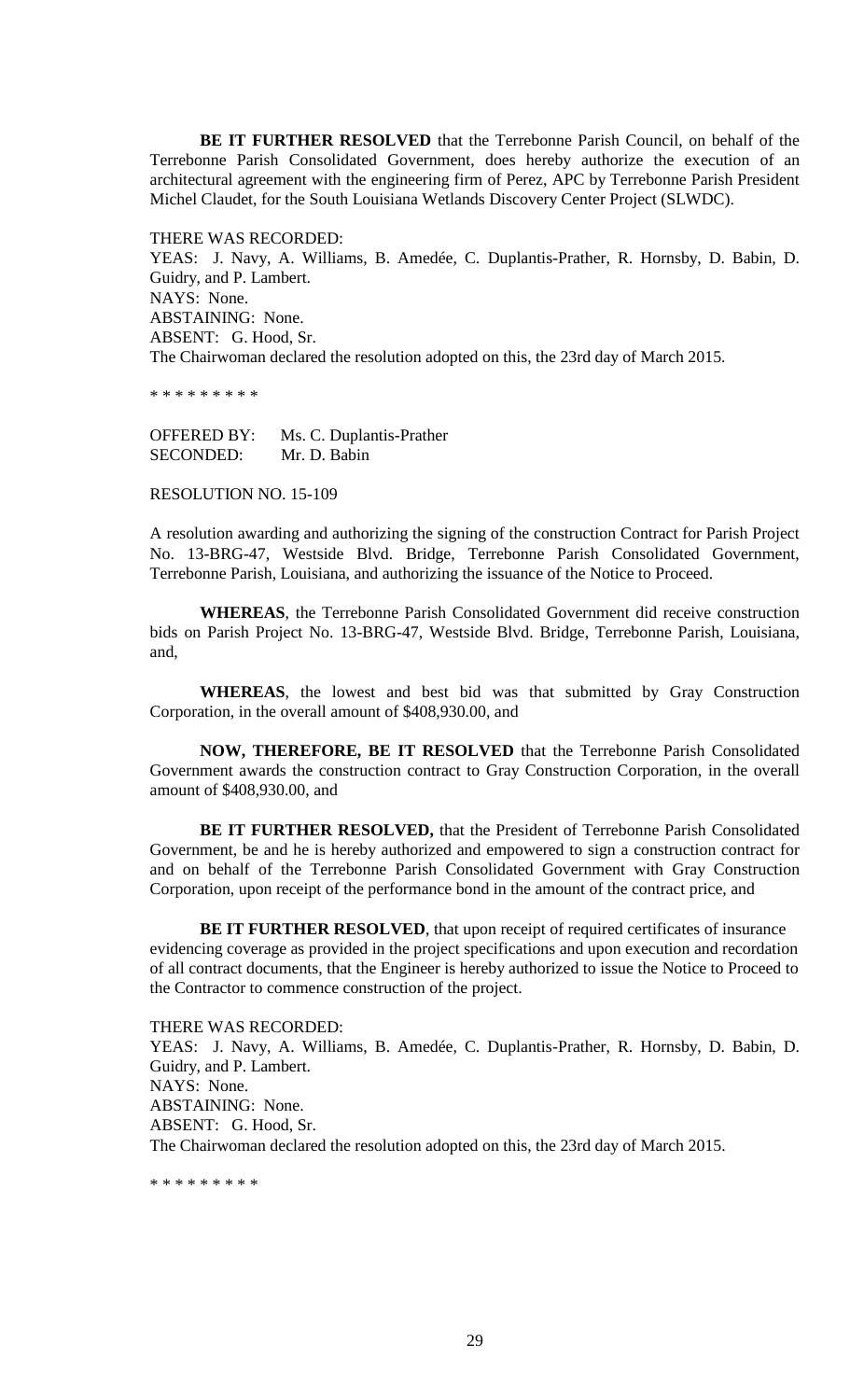**BE IT FURTHER RESOLVED** that the Terrebonne Parish Council, on behalf of the Terrebonne Parish Consolidated Government, does hereby authorize the execution of an architectural agreement with the engineering firm of Perez, APC by Terrebonne Parish President Michel Claudet, for the South Louisiana Wetlands Discovery Center Project (SLWDC).

THERE WAS RECORDED:
YEAS: J. Navy, A. Williams, B. Amedée, C. Duplantis-Prather, R. Hornsby, D. Babin, D. Guidry, and P. Lambert.
NAYS: None.
ABSTAINING: None.
ABSENT: G. Hood, Sr.
The Chairwoman declared the resolution adopted on this, the 23rd day of March 2015.

\* \* \* \* \* \* \* \* \*

OFFERED BY: Ms. C. Duplantis-Prather
SECONDED: Mr. D. Babin

RESOLUTION NO. 15-109

A resolution awarding and authorizing the signing of the construction Contract for Parish Project No. 13-BRG-47, Westside Blvd. Bridge, Terrebonne Parish Consolidated Government, Terrebonne Parish, Louisiana, and authorizing the issuance of the Notice to Proceed.

**WHEREAS**, the Terrebonne Parish Consolidated Government did receive construction bids on Parish Project No. 13-BRG-47, Westside Blvd. Bridge, Terrebonne Parish, Louisiana, and,

**WHEREAS**, the lowest and best bid was that submitted by Gray Construction Corporation, in the overall amount of $408,930.00, and

**NOW, THEREFORE, BE IT RESOLVED** that the Terrebonne Parish Consolidated Government awards the construction contract to Gray Construction Corporation, in the overall amount of $408,930.00, and

**BE IT FURTHER RESOLVED,** that the President of Terrebonne Parish Consolidated Government, be and he is hereby authorized and empowered to sign a construction contract for and on behalf of the Terrebonne Parish Consolidated Government with Gray Construction Corporation, upon receipt of the performance bond in the amount of the contract price, and

**BE IT FURTHER RESOLVED**, that upon receipt of required certificates of insurance evidencing coverage as provided in the project specifications and upon execution and recordation of all contract documents, that the Engineer is hereby authorized to issue the Notice to Proceed to the Contractor to commence construction of the project.

THERE WAS RECORDED:
YEAS: J. Navy, A. Williams, B. Amedée, C. Duplantis-Prather, R. Hornsby, D. Babin, D. Guidry, and P. Lambert.
NAYS: None.
ABSTAINING: None.
ABSENT: G. Hood, Sr.
The Chairwoman declared the resolution adopted on this, the 23rd day of March 2015.

\* \* \* \* \* \* \* \* \*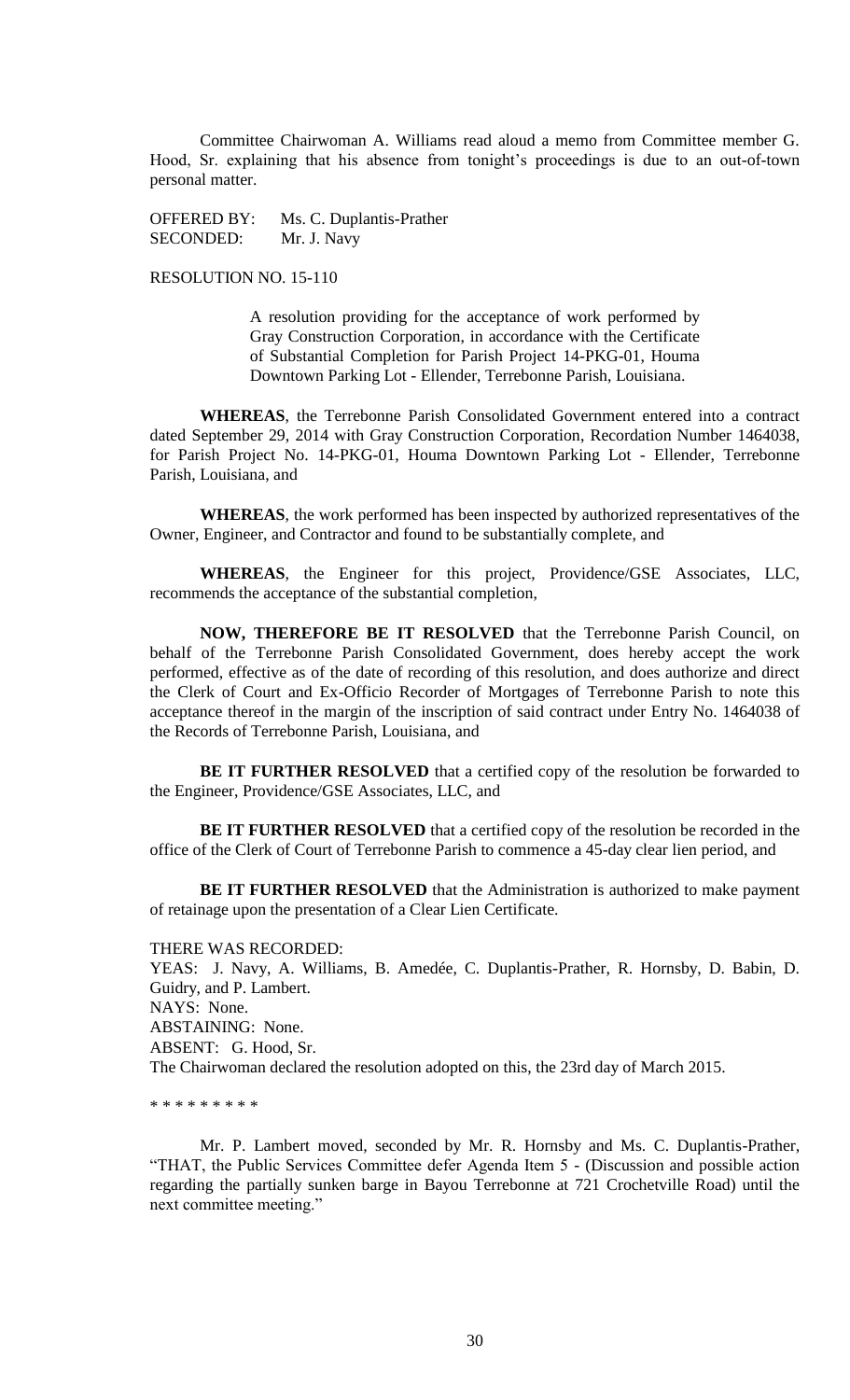Committee Chairwoman A. Williams read aloud a memo from Committee member G. Hood, Sr. explaining that his absence from tonight's proceedings is due to an out-of-town personal matter.

OFFERED BY: Ms. C. Duplantis-Prather
SECONDED: Mr. J. Navy

RESOLUTION NO. 15-110

> A resolution providing for the acceptance of work performed by Gray Construction Corporation, in accordance with the Certificate of Substantial Completion for Parish Project 14-PKG-01, Houma Downtown Parking Lot - Ellender, Terrebonne Parish, Louisiana.

**WHEREAS**, the Terrebonne Parish Consolidated Government entered into a contract dated September 29, 2014 with Gray Construction Corporation, Recordation Number 1464038, for Parish Project No. 14-PKG-01, Houma Downtown Parking Lot - Ellender, Terrebonne Parish, Louisiana, and

**WHEREAS**, the work performed has been inspected by authorized representatives of the Owner, Engineer, and Contractor and found to be substantially complete, and

**WHEREAS**, the Engineer for this project, Providence/GSE Associates, LLC, recommends the acceptance of the substantial completion,

**NOW, THEREFORE BE IT RESOLVED** that the Terrebonne Parish Council, on behalf of the Terrebonne Parish Consolidated Government, does hereby accept the work performed, effective as of the date of recording of this resolution, and does authorize and direct the Clerk of Court and Ex-Officio Recorder of Mortgages of Terrebonne Parish to note this acceptance thereof in the margin of the inscription of said contract under Entry No. 1464038 of the Records of Terrebonne Parish, Louisiana, and

**BE IT FURTHER RESOLVED** that a certified copy of the resolution be forwarded to the Engineer, Providence/GSE Associates, LLC, and

**BE IT FURTHER RESOLVED** that a certified copy of the resolution be recorded in the office of the Clerk of Court of Terrebonne Parish to commence a 45-day clear lien period, and

**BE IT FURTHER RESOLVED** that the Administration is authorized to make payment of retainage upon the presentation of a Clear Lien Certificate.

THERE WAS RECORDED:
YEAS: J. Navy, A. Williams, B. Amedée, C. Duplantis-Prather, R. Hornsby, D. Babin, D. Guidry, and P. Lambert.
NAYS: None.
ABSTAINING: None.
ABSENT: G. Hood, Sr.
The Chairwoman declared the resolution adopted on this, the 23rd day of March 2015.

* * * * * * * * *

Mr. P. Lambert moved, seconded by Mr. R. Hornsby and Ms. C. Duplantis-Prather, "THAT, the Public Services Committee defer Agenda Item 5 - (Discussion and possible action regarding the partially sunken barge in Bayou Terrebonne at 721 Crochetville Road) until the next committee meeting."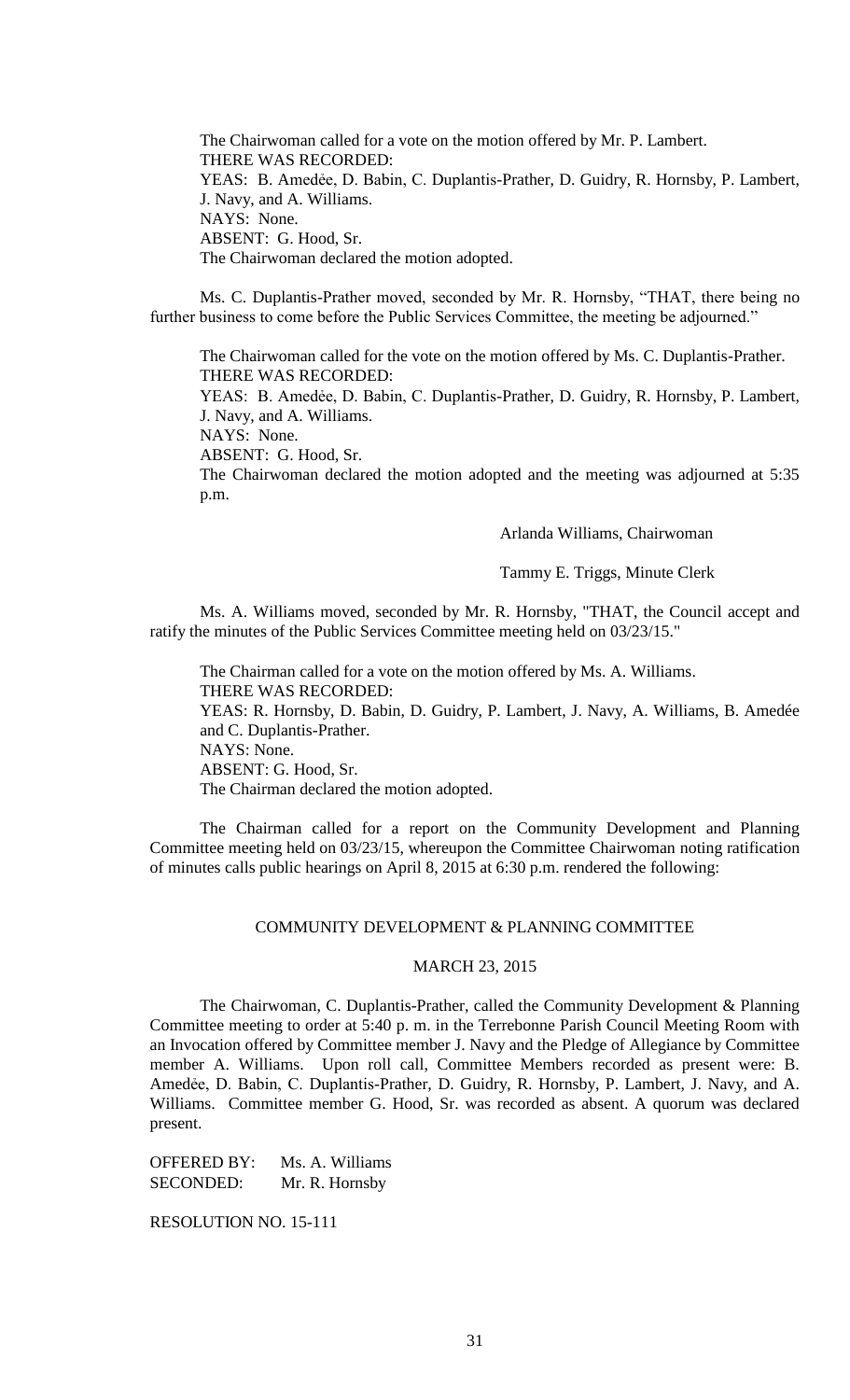The Chairwoman called for a vote on the motion offered by Mr. P. Lambert.
THERE WAS RECORDED:
YEAS: B. Amedée, D. Babin, C. Duplantis-Prather, D. Guidry, R. Hornsby, P. Lambert, J. Navy, and A. Williams.
NAYS: None.
ABSENT: G. Hood, Sr.
The Chairwoman declared the motion adopted.

Ms. C. Duplantis-Prather moved, seconded by Mr. R. Hornsby, "THAT, there being no further business to come before the Public Services Committee, the meeting be adjourned."

The Chairwoman called for the vote on the motion offered by Ms. C. Duplantis-Prather.
THERE WAS RECORDED:
YEAS: B. Amedée, D. Babin, C. Duplantis-Prather, D. Guidry, R. Hornsby, P. Lambert, J. Navy, and A. Williams.
NAYS: None.
ABSENT: G. Hood, Sr.
The Chairwoman declared the motion adopted and the meeting was adjourned at 5:35 p.m.

Arlanda Williams, Chairwoman

Tammy E. Triggs, Minute Clerk

Ms. A. Williams moved, seconded by Mr. R. Hornsby, "THAT, the Council accept and ratify the minutes of the Public Services Committee meeting held on 03/23/15."

The Chairman called for a vote on the motion offered by Ms. A. Williams.
THERE WAS RECORDED:
YEAS: R. Hornsby, D. Babin, D. Guidry, P. Lambert, J. Navy, A. Williams, B. Amedée and C. Duplantis-Prather.
NAYS: None.
ABSENT: G. Hood, Sr.
The Chairman declared the motion adopted.

The Chairman called for a report on the Community Development and Planning Committee meeting held on 03/23/15, whereupon the Committee Chairwoman noting ratification of minutes calls public hearings on April 8, 2015 at 6:30 p.m. rendered the following:

COMMUNITY DEVELOPMENT & PLANNING COMMITTEE

MARCH 23, 2015

The Chairwoman, C. Duplantis-Prather, called the Community Development & Planning Committee meeting to order at 5:40 p. m. in the Terrebonne Parish Council Meeting Room with an Invocation offered by Committee member J. Navy and the Pledge of Allegiance by Committee member A. Williams. Upon roll call, Committee Members recorded as present were: B. Amedẻe, D. Babin, C. Duplantis-Prather, D. Guidry, R. Hornsby, P. Lambert, J. Navy, and A. Williams. Committee member G. Hood, Sr. was recorded as absent. A quorum was declared present.

OFFERED BY: Ms. A. Williams
SECONDED: Mr. R. Hornsby

RESOLUTION NO. 15-111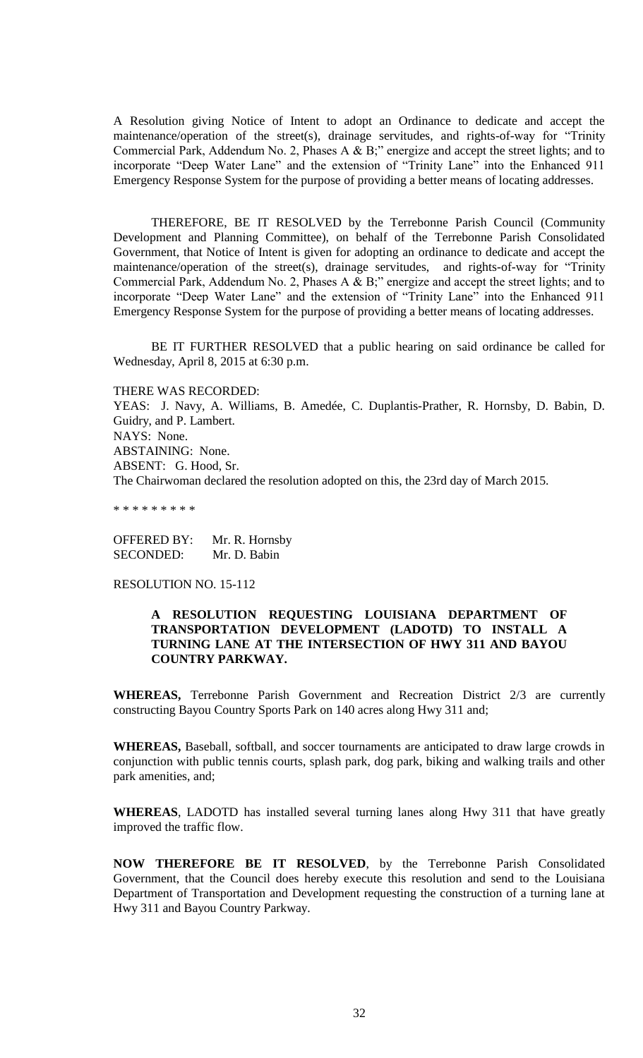A Resolution giving Notice of Intent to adopt an Ordinance to dedicate and accept the maintenance/operation of the street(s), drainage servitudes, and rights-of-way for "Trinity Commercial Park, Addendum No. 2, Phases A & B;" energize and accept the street lights; and to incorporate "Deep Water Lane" and the extension of "Trinity Lane" into the Enhanced 911 Emergency Response System for the purpose of providing a better means of locating addresses.

THEREFORE, BE IT RESOLVED by the Terrebonne Parish Council (Community Development and Planning Committee), on behalf of the Terrebonne Parish Consolidated Government, that Notice of Intent is given for adopting an ordinance to dedicate and accept the maintenance/operation of the street(s), drainage servitudes, and rights-of-way for "Trinity Commercial Park, Addendum No. 2, Phases A & B;" energize and accept the street lights; and to incorporate "Deep Water Lane" and the extension of "Trinity Lane" into the Enhanced 911 Emergency Response System for the purpose of providing a better means of locating addresses.

BE IT FURTHER RESOLVED that a public hearing on said ordinance be called for Wednesday, April 8, 2015 at 6:30 p.m.

THERE WAS RECORDED:
YEAS: J. Navy, A. Williams, B. Amedée, C. Duplantis-Prather, R. Hornsby, D. Babin, D. Guidry, and P. Lambert.
NAYS: None.
ABSTAINING: None.
ABSENT: G. Hood, Sr.
The Chairwoman declared the resolution adopted on this, the 23rd day of March 2015.

\* \* \* \* \* \* \* \* \*

OFFERED BY: Mr. R. Hornsby
SECONDED: Mr. D. Babin

RESOLUTION NO. 15-112

**A RESOLUTION REQUESTING LOUISIANA DEPARTMENT OF TRANSPORTATION DEVELOPMENT (LADOTD) TO INSTALL A TURNING LANE AT THE INTERSECTION OF HWY 311 AND BAYOU COUNTRY PARKWAY.**

**WHEREAS,** Terrebonne Parish Government and Recreation District 2/3 are currently constructing Bayou Country Sports Park on 140 acres along Hwy 311 and;

**WHEREAS,** Baseball, softball, and soccer tournaments are anticipated to draw large crowds in conjunction with public tennis courts, splash park, dog park, biking and walking trails and other park amenities, and;

**WHEREAS**, LADOTD has installed several turning lanes along Hwy 311 that have greatly improved the traffic flow.

**NOW THEREFORE BE IT RESOLVED**, by the Terrebonne Parish Consolidated Government, that the Council does hereby execute this resolution and send to the Louisiana Department of Transportation and Development requesting the construction of a turning lane at Hwy 311 and Bayou Country Parkway.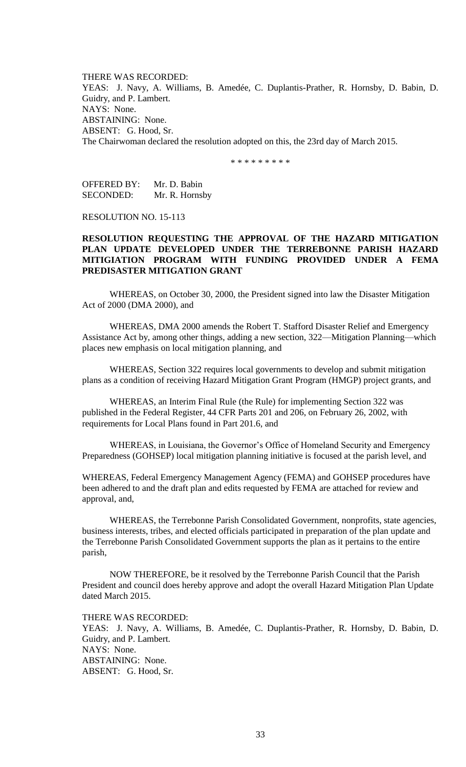THERE WAS RECORDED:
YEAS: J. Navy, A. Williams, B. Amedée, C. Duplantis-Prather, R. Hornsby, D. Babin, D. Guidry, and P. Lambert.
NAYS: None.
ABSTAINING: None.
ABSENT: G. Hood, Sr.
The Chairwoman declared the resolution adopted on this, the 23rd day of March 2015.

\* \* \* \* \* \* \* \* \*

OFFERED BY: Mr. D. Babin
SECONDED: Mr. R. Hornsby

RESOLUTION NO. 15-113

**RESOLUTION REQUESTING THE APPROVAL OF THE HAZARD MITIGATION PLAN UPDATE DEVELOPED UNDER THE TERREBONNE PARISH HAZARD MITIGIATION PROGRAM WITH FUNDING PROVIDED UNDER A FEMA PREDISASTER MITIGATION GRANT**

WHEREAS, on October 30, 2000, the President signed into law the Disaster Mitigation Act of 2000 (DMA 2000), and

WHEREAS, DMA 2000 amends the Robert T. Stafford Disaster Relief and Emergency Assistance Act by, among other things, adding a new section, 322—Mitigation Planning—which places new emphasis on local mitigation planning, and

WHEREAS, Section 322 requires local governments to develop and submit mitigation plans as a condition of receiving Hazard Mitigation Grant Program (HMGP) project grants, and

WHEREAS, an Interim Final Rule (the Rule) for implementing Section 322 was published in the Federal Register, 44 CFR Parts 201 and 206, on February 26, 2002, with requirements for Local Plans found in Part 201.6, and

WHEREAS, in Louisiana, the Governor's Office of Homeland Security and Emergency Preparedness (GOHSEP) local mitigation planning initiative is focused at the parish level, and

WHEREAS, Federal Emergency Management Agency (FEMA) and GOHSEP procedures have been adhered to and the draft plan and edits requested by FEMA are attached for review and approval, and,

WHEREAS, the Terrebonne Parish Consolidated Government, nonprofits, state agencies, business interests, tribes, and elected officials participated in preparation of the plan update and the Terrebonne Parish Consolidated Government supports the plan as it pertains to the entire parish,

NOW THEREFORE, be it resolved by the Terrebonne Parish Council that the Parish President and council does hereby approve and adopt the overall Hazard Mitigation Plan Update dated March 2015.

THERE WAS RECORDED:
YEAS: J. Navy, A. Williams, B. Amedée, C. Duplantis-Prather, R. Hornsby, D. Babin, D. Guidry, and P. Lambert.
NAYS: None.
ABSTAINING: None.
ABSENT: G. Hood, Sr.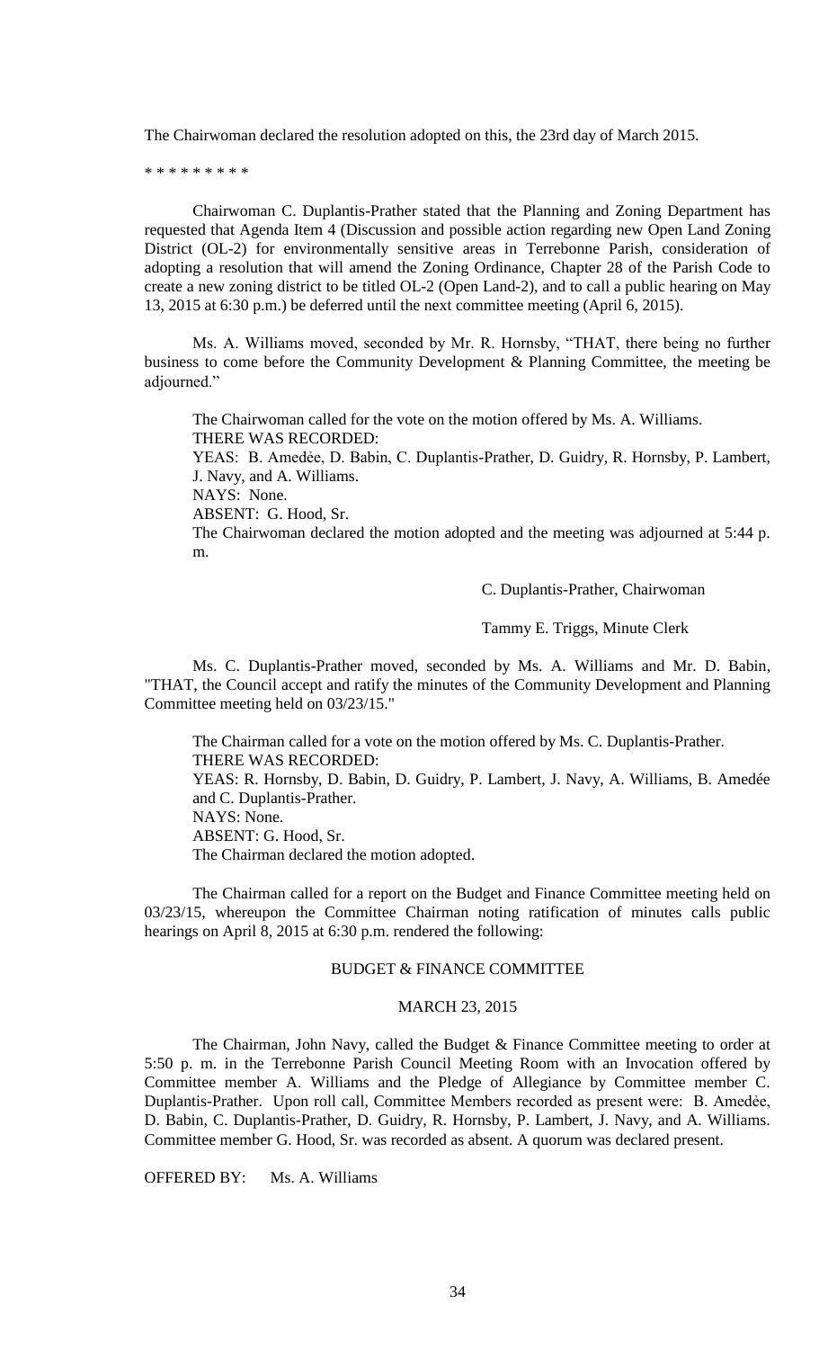The Chairwoman declared the resolution adopted on this, the 23rd day of March 2015.

\* \* \* \* \* \* \* \* \*

Chairwoman C. Duplantis-Prather stated that the Planning and Zoning Department has requested that Agenda Item 4 (Discussion and possible action regarding new Open Land Zoning District (OL-2) for environmentally sensitive areas in Terrebonne Parish, consideration of adopting a resolution that will amend the Zoning Ordinance, Chapter 28 of the Parish Code to create a new zoning district to be titled OL-2 (Open Land-2), and to call a public hearing on May 13, 2015 at 6:30 p.m.) be deferred until the next committee meeting (April 6, 2015).

Ms. A. Williams moved, seconded by Mr. R. Hornsby, "THAT, there being no further business to come before the Community Development & Planning Committee, the meeting be adjourned."

The Chairwoman called for the vote on the motion offered by Ms. A. Williams.
THERE WAS RECORDED:
YEAS: B. Amedėe, D. Babin, C. Duplantis-Prather, D. Guidry, R. Hornsby, P. Lambert, J. Navy, and A. Williams.
NAYS: None.
ABSENT: G. Hood, Sr.
The Chairwoman declared the motion adopted and the meeting was adjourned at 5:44 p. m.

C. Duplantis-Prather, Chairwoman

Tammy E. Triggs, Minute Clerk

Ms. C. Duplantis-Prather moved, seconded by Ms. A. Williams and Mr. D. Babin, "THAT, the Council accept and ratify the minutes of the Community Development and Planning Committee meeting held on 03/23/15."

The Chairman called for a vote on the motion offered by Ms. C. Duplantis-Prather.
THERE WAS RECORDED:
YEAS: R. Hornsby, D. Babin, D. Guidry, P. Lambert, J. Navy, A. Williams, B. Amedée and C. Duplantis-Prather.
NAYS: None.
ABSENT: G. Hood, Sr.
The Chairman declared the motion adopted.

The Chairman called for a report on the Budget and Finance Committee meeting held on 03/23/15, whereupon the Committee Chairman noting ratification of minutes calls public hearings on April 8, 2015 at 6:30 p.m. rendered the following:

BUDGET & FINANCE COMMITTEE

MARCH 23, 2015

The Chairman, John Navy, called the Budget & Finance Committee meeting to order at 5:50 p. m. in the Terrebonne Parish Council Meeting Room with an Invocation offered by Committee member A. Williams and the Pledge of Allegiance by Committee member C. Duplantis-Prather. Upon roll call, Committee Members recorded as present were: B. Amedėe, D. Babin, C. Duplantis-Prather, D. Guidry, R. Hornsby, P. Lambert, J. Navy, and A. Williams. Committee member G. Hood, Sr. was recorded as absent. A quorum was declared present.

OFFERED BY: Ms. A. Williams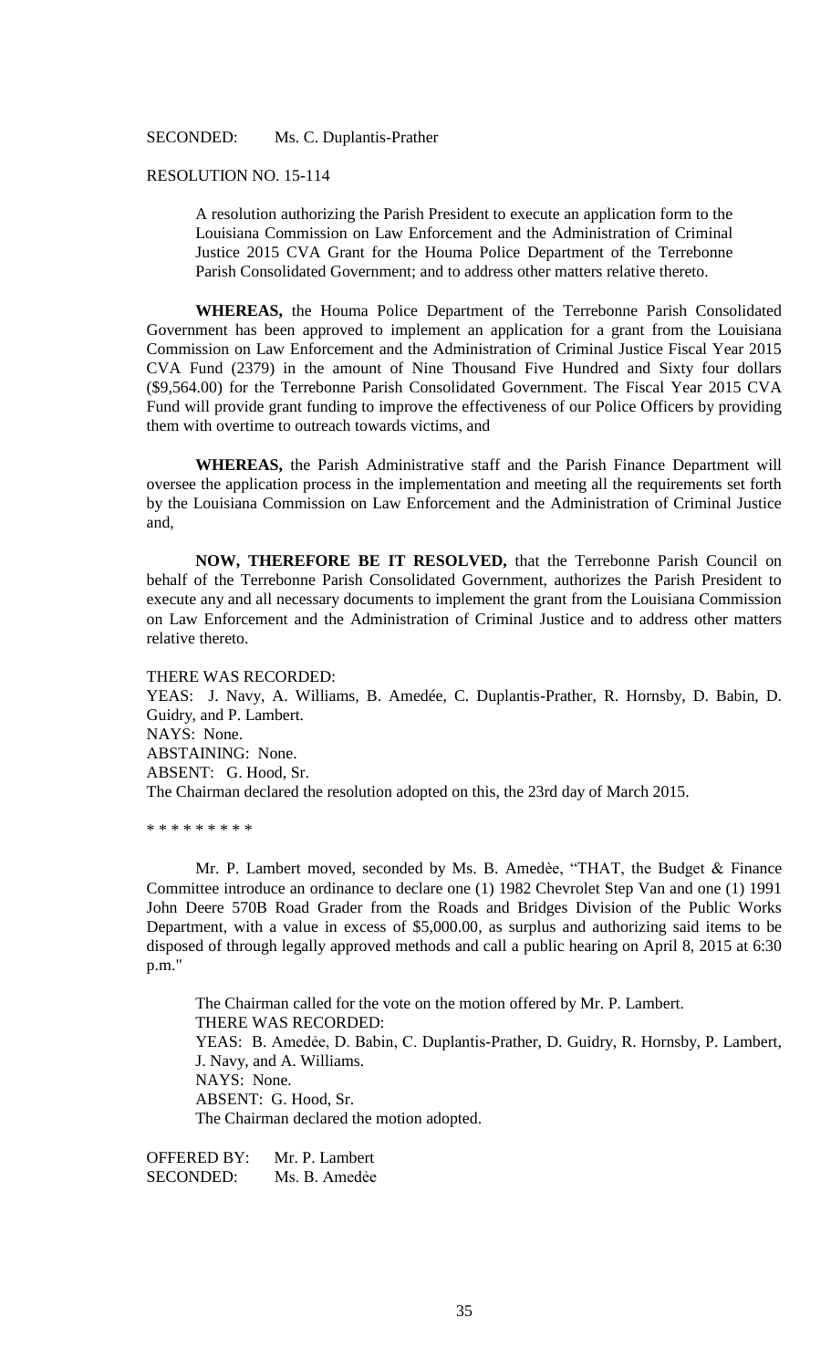SECONDED: Ms. C. Duplantis-Prather

RESOLUTION NO. 15-114

A resolution authorizing the Parish President to execute an application form to the Louisiana Commission on Law Enforcement and the Administration of Criminal Justice 2015 CVA Grant for the Houma Police Department of the Terrebonne Parish Consolidated Government; and to address other matters relative thereto.

**WHEREAS,** the Houma Police Department of the Terrebonne Parish Consolidated Government has been approved to implement an application for a grant from the Louisiana Commission on Law Enforcement and the Administration of Criminal Justice Fiscal Year 2015 CVA Fund (2379) in the amount of Nine Thousand Five Hundred and Sixty four dollars ($9,564.00) for the Terrebonne Parish Consolidated Government. The Fiscal Year 2015 CVA Fund will provide grant funding to improve the effectiveness of our Police Officers by providing them with overtime to outreach towards victims, and

**WHEREAS,** the Parish Administrative staff and the Parish Finance Department will oversee the application process in the implementation and meeting all the requirements set forth by the Louisiana Commission on Law Enforcement and the Administration of Criminal Justice and,

**NOW, THEREFORE BE IT RESOLVED,** that the Terrebonne Parish Council on behalf of the Terrebonne Parish Consolidated Government, authorizes the Parish President to execute any and all necessary documents to implement the grant from the Louisiana Commission on Law Enforcement and the Administration of Criminal Justice and to address other matters relative thereto.

THERE WAS RECORDED:
YEAS: J. Navy, A. Williams, B. Amedée, C. Duplantis-Prather, R. Hornsby, D. Babin, D. Guidry, and P. Lambert.
NAYS: None.
ABSTAINING: None.
ABSENT: G. Hood, Sr.
The Chairman declared the resolution adopted on this, the 23rd day of March 2015.

* * * * * * * * *

Mr. P. Lambert moved, seconded by Ms. B. Amedèe, "THAT, the Budget & Finance Committee introduce an ordinance to declare one (1) 1982 Chevrolet Step Van and one (1) 1991 John Deere 570B Road Grader from the Roads and Bridges Division of the Public Works Department, with a value in excess of $5,000.00, as surplus and authorizing said items to be disposed of through legally approved methods and call a public hearing on April 8, 2015 at 6:30 p.m."

The Chairman called for the vote on the motion offered by Mr. P. Lambert.
THERE WAS RECORDED:
YEAS: B. Amedée, D. Babin, C. Duplantis-Prather, D. Guidry, R. Hornsby, P. Lambert, J. Navy, and A. Williams.
NAYS: None.
ABSENT: G. Hood, Sr.
The Chairman declared the motion adopted.

OFFERED BY: Mr. P. Lambert
SECONDED: Ms. B. Amedèe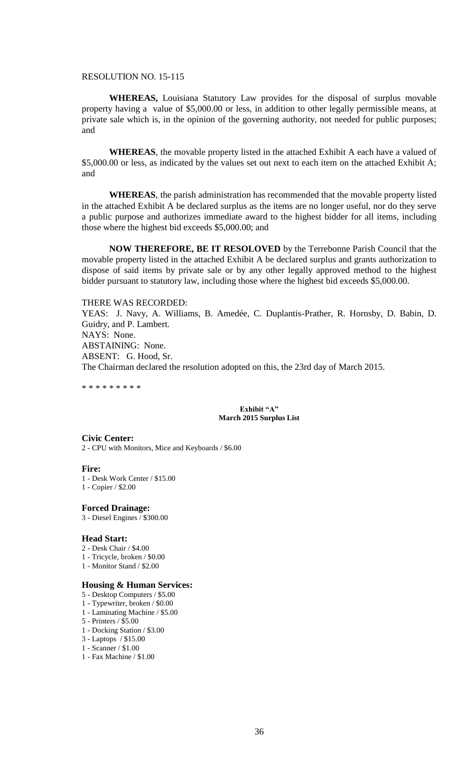RESOLUTION NO. 15-115

**WHEREAS,** Louisiana Statutory Law provides for the disposal of surplus movable property having a value of $5,000.00 or less, in addition to other legally permissible means, at private sale which is, in the opinion of the governing authority, not needed for public purposes; and

**WHEREAS**, the movable property listed in the attached Exhibit A each have a valued of $5,000.00 or less, as indicated by the values set out next to each item on the attached Exhibit A; and

**WHEREAS**, the parish administration has recommended that the movable property listed in the attached Exhibit A be declared surplus as the items are no longer useful, nor do they serve a public purpose and authorizes immediate award to the highest bidder for all items, including those where the highest bid exceeds $5,000.00; and

**NOW THEREFORE, BE IT RESOLOVED** by the Terrebonne Parish Council that the movable property listed in the attached Exhibit A be declared surplus and grants authorization to dispose of said items by private sale or by any other legally approved method to the highest bidder pursuant to statutory law, including those where the highest bid exceeds $5,000.00.

THERE WAS RECORDED:
YEAS: J. Navy, A. Williams, B. Amedée, C. Duplantis-Prather, R. Hornsby, D. Babin, D. Guidry, and P. Lambert.
NAYS: None.
ABSTAINING: None.
ABSENT: G. Hood, Sr.
The Chairman declared the resolution adopted on this, the 23rd day of March 2015.

* * * * * * * * *

**Exhibit "A"**
**March 2015 Surplus List**

**Civic Center:**
2 - CPU with Monitors, Mice and Keyboards / $6.00

**Fire:**
1 - Desk Work Center / $15.00
1 - Copier / $2.00

**Forced Drainage:**
3 - Diesel Engines / $300.00

**Head Start:**
2 - Desk Chair / $4.00
1 - Tricycle, broken / $0.00
1 - Monitor Stand / $2.00

**Housing & Human Services:**
5 - Desktop Computers / $5.00
1 - Typewriter, broken / $0.00
1 - Laminating Machine / $5.00
5 - Printers / $5.00
1 - Docking Station / $3.00
3 - Laptops / $15.00
1 - Scanner / $1.00
1 - Fax Machine / $1.00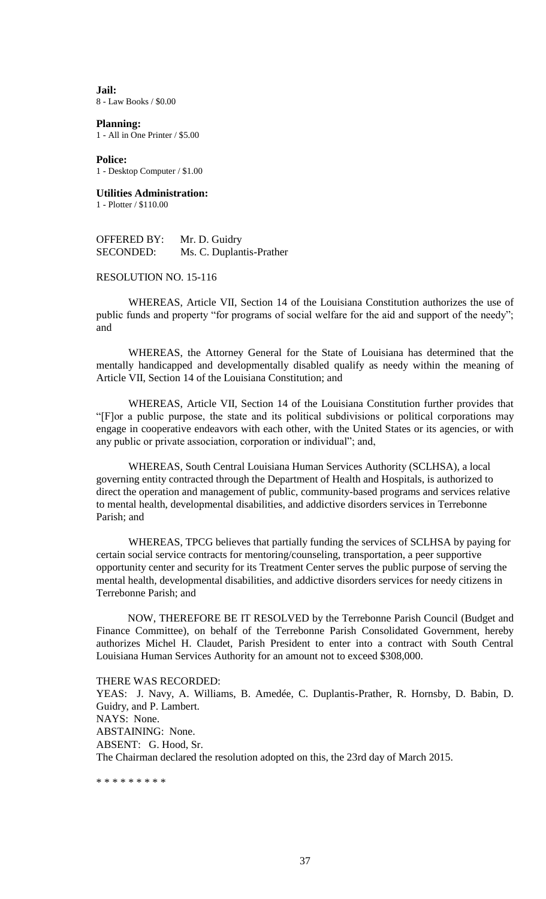**Jail:**
8 - Law Books / $0.00

**Planning:**
1 - All in One Printer / $5.00

**Police:**
1 - Desktop Computer / $1.00

**Utilities Administration:**
1 - Plotter / $110.00

OFFERED BY: Mr. D. Guidry
SECONDED: Ms. C. Duplantis-Prather

RESOLUTION NO. 15-116

WHEREAS, Article VII, Section 14 of the Louisiana Constitution authorizes the use of public funds and property "for programs of social welfare for the aid and support of the needy"; and

WHEREAS, the Attorney General for the State of Louisiana has determined that the mentally handicapped and developmentally disabled qualify as needy within the meaning of Article VII, Section 14 of the Louisiana Constitution; and

WHEREAS, Article VII, Section 14 of the Louisiana Constitution further provides that "[F]or a public purpose, the state and its political subdivisions or political corporations may engage in cooperative endeavors with each other, with the United States or its agencies, or with any public or private association, corporation or individual"; and,

WHEREAS, South Central Louisiana Human Services Authority (SCLHSA), a local governing entity contracted through the Department of Health and Hospitals, is authorized to direct the operation and management of public, community-based programs and services relative to mental health, developmental disabilities, and addictive disorders services in Terrebonne Parish; and

WHEREAS, TPCG believes that partially funding the services of SCLHSA by paying for certain social service contracts for mentoring/counseling, transportation, a peer supportive opportunity center and security for its Treatment Center serves the public purpose of serving the mental health, developmental disabilities, and addictive disorders services for needy citizens in Terrebonne Parish; and

NOW, THEREFORE BE IT RESOLVED by the Terrebonne Parish Council (Budget and Finance Committee), on behalf of the Terrebonne Parish Consolidated Government, hereby authorizes Michel H. Claudet, Parish President to enter into a contract with South Central Louisiana Human Services Authority for an amount not to exceed $308,000.

THERE WAS RECORDED:
YEAS: J. Navy, A. Williams, B. Amedée, C. Duplantis-Prather, R. Hornsby, D. Babin, D. Guidry, and P. Lambert.
NAYS: None.
ABSTAINING: None.
ABSENT: G. Hood, Sr.
The Chairman declared the resolution adopted on this, the 23rd day of March 2015.

* * * * * * * * *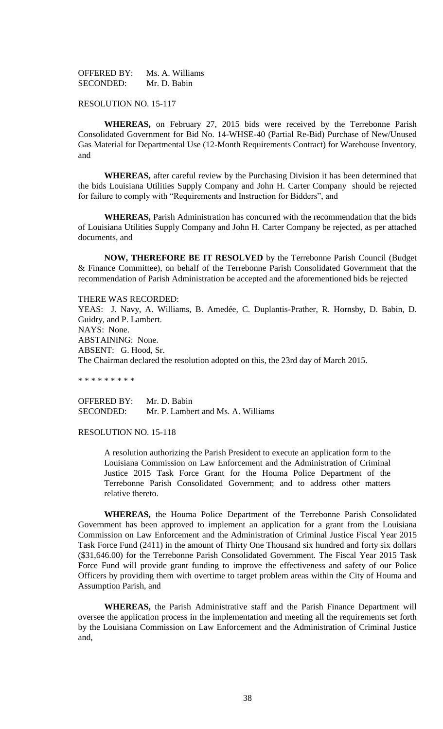OFFERED BY: Ms. A. Williams
SECONDED: Mr. D. Babin

RESOLUTION NO. 15-117

**WHEREAS,** on February 27, 2015 bids were received by the Terrebonne Parish Consolidated Government for Bid No. 14-WHSE-40 (Partial Re-Bid) Purchase of New/Unused Gas Material for Departmental Use (12-Month Requirements Contract) for Warehouse Inventory, and

**WHEREAS,** after careful review by the Purchasing Division it has been determined that the bids Louisiana Utilities Supply Company and John H. Carter Company should be rejected for failure to comply with "Requirements and Instruction for Bidders", and

**WHEREAS,** Parish Administration has concurred with the recommendation that the bids of Louisiana Utilities Supply Company and John H. Carter Company be rejected, as per attached documents, and

**NOW, THEREFORE BE IT RESOLVED** by the Terrebonne Parish Council (Budget & Finance Committee), on behalf of the Terrebonne Parish Consolidated Government that the recommendation of Parish Administration be accepted and the aforementioned bids be rejected

THERE WAS RECORDED:
YEAS: J. Navy, A. Williams, B. Amedée, C. Duplantis-Prather, R. Hornsby, D. Babin, D. Guidry, and P. Lambert.
NAYS: None.
ABSTAINING: None.
ABSENT: G. Hood, Sr.
The Chairman declared the resolution adopted on this, the 23rd day of March 2015.

* * * * * * * * *

OFFERED BY: Mr. D. Babin
SECONDED: Mr. P. Lambert and Ms. A. Williams

RESOLUTION NO. 15-118

A resolution authorizing the Parish President to execute an application form to the Louisiana Commission on Law Enforcement and the Administration of Criminal Justice 2015 Task Force Grant for the Houma Police Department of the Terrebonne Parish Consolidated Government; and to address other matters relative thereto.

**WHEREAS,** the Houma Police Department of the Terrebonne Parish Consolidated Government has been approved to implement an application for a grant from the Louisiana Commission on Law Enforcement and the Administration of Criminal Justice Fiscal Year 2015 Task Force Fund (2411) in the amount of Thirty One Thousand six hundred and forty six dollars ($31,646.00) for the Terrebonne Parish Consolidated Government. The Fiscal Year 2015 Task Force Fund will provide grant funding to improve the effectiveness and safety of our Police Officers by providing them with overtime to target problem areas within the City of Houma and Assumption Parish, and

**WHEREAS,** the Parish Administrative staff and the Parish Finance Department will oversee the application process in the implementation and meeting all the requirements set forth by the Louisiana Commission on Law Enforcement and the Administration of Criminal Justice and,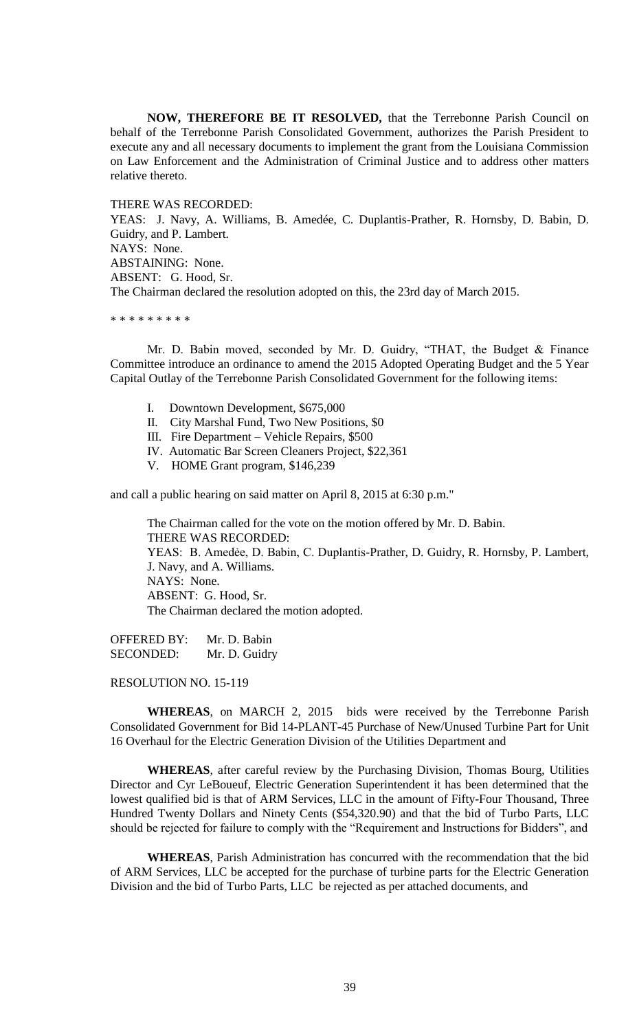**NOW, THEREFORE BE IT RESOLVED,** that the Terrebonne Parish Council on behalf of the Terrebonne Parish Consolidated Government, authorizes the Parish President to execute any and all necessary documents to implement the grant from the Louisiana Commission on Law Enforcement and the Administration of Criminal Justice and to address other matters relative thereto.

THERE WAS RECORDED:
YEAS: J. Navy, A. Williams, B. Amedée, C. Duplantis-Prather, R. Hornsby, D. Babin, D. Guidry, and P. Lambert.
NAYS: None.
ABSTAINING: None.
ABSENT: G. Hood, Sr.
The Chairman declared the resolution adopted on this, the 23rd day of March 2015.

* * * * * * * * *

Mr. D. Babin moved, seconded by Mr. D. Guidry, "THAT, the Budget & Finance Committee introduce an ordinance to amend the 2015 Adopted Operating Budget and the 5 Year Capital Outlay of the Terrebonne Parish Consolidated Government for the following items:

I. Downtown Development, $675,000
II. City Marshal Fund, Two New Positions, $0
III. Fire Department – Vehicle Repairs, $500
IV. Automatic Bar Screen Cleaners Project, $22,361
V. HOME Grant program, $146,239

and call a public hearing on said matter on April 8, 2015 at 6:30 p.m."

The Chairman called for the vote on the motion offered by Mr. D. Babin.
THERE WAS RECORDED:
YEAS: B. Amedѐe, D. Babin, C. Duplantis-Prather, D. Guidry, R. Hornsby, P. Lambert, J. Navy, and A. Williams.
NAYS: None.
ABSENT: G. Hood, Sr.
The Chairman declared the motion adopted.

OFFERED BY: Mr. D. Babin
SECONDED: Mr. D. Guidry

RESOLUTION NO. 15-119

**WHEREAS**, on MARCH 2, 2015 bids were received by the Terrebonne Parish Consolidated Government for Bid 14-PLANT-45 Purchase of New/Unused Turbine Part for Unit 16 Overhaul for the Electric Generation Division of the Utilities Department and

**WHEREAS**, after careful review by the Purchasing Division, Thomas Bourg, Utilities Director and Cyr LeBoueuf, Electric Generation Superintendent it has been determined that the lowest qualified bid is that of ARM Services, LLC in the amount of Fifty-Four Thousand, Three Hundred Twenty Dollars and Ninety Cents ($54,320.90) and that the bid of Turbo Parts, LLC should be rejected for failure to comply with the "Requirement and Instructions for Bidders", and

**WHEREAS**, Parish Administration has concurred with the recommendation that the bid of ARM Services, LLC be accepted for the purchase of turbine parts for the Electric Generation Division and the bid of Turbo Parts, LLC be rejected as per attached documents, and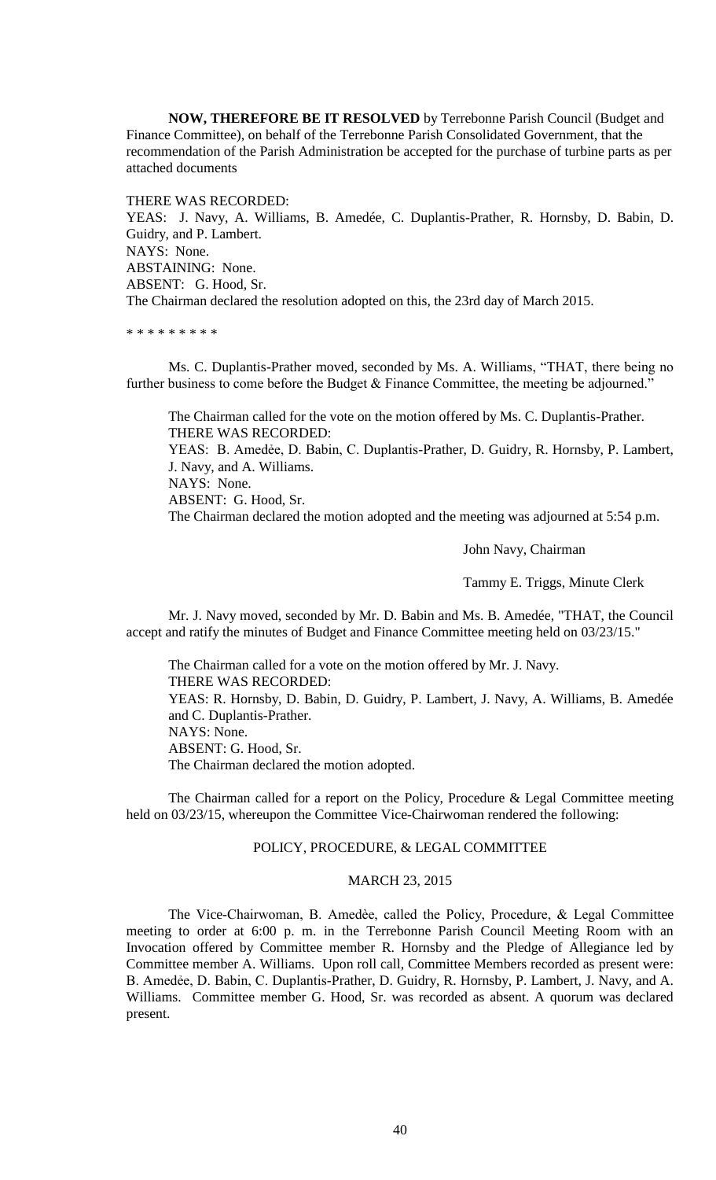**NOW, THEREFORE BE IT RESOLVED** by Terrebonne Parish Council (Budget and Finance Committee), on behalf of the Terrebonne Parish Consolidated Government, that the recommendation of the Parish Administration be accepted for the purchase of turbine parts as per attached documents

THERE WAS RECORDED:
YEAS: J. Navy, A. Williams, B. Amedée, C. Duplantis-Prather, R. Hornsby, D. Babin, D. Guidry, and P. Lambert.
NAYS: None.
ABSTAINING: None.
ABSENT: G. Hood, Sr.
The Chairman declared the resolution adopted on this, the 23rd day of March 2015.

* * * * * * * * *

Ms. C. Duplantis-Prather moved, seconded by Ms. A. Williams, "THAT, there being no further business to come before the Budget & Finance Committee, the meeting be adjourned."

The Chairman called for the vote on the motion offered by Ms. C. Duplantis-Prather.
THERE WAS RECORDED:
YEAS: B. Amedèe, D. Babin, C. Duplantis-Prather, D. Guidry, R. Hornsby, P. Lambert, J. Navy, and A. Williams.
NAYS: None.
ABSENT: G. Hood, Sr.
The Chairman declared the motion adopted and the meeting was adjourned at 5:54 p.m.

John Navy, Chairman

Tammy E. Triggs, Minute Clerk

Mr. J. Navy moved, seconded by Mr. D. Babin and Ms. B. Amedée, "THAT, the Council accept and ratify the minutes of Budget and Finance Committee meeting held on 03/23/15."

The Chairman called for a vote on the motion offered by Mr. J. Navy.
THERE WAS RECORDED:
YEAS: R. Hornsby, D. Babin, D. Guidry, P. Lambert, J. Navy, A. Williams, B. Amedée and C. Duplantis-Prather.
NAYS: None.
ABSENT: G. Hood, Sr.
The Chairman declared the motion adopted.

The Chairman called for a report on the Policy, Procedure & Legal Committee meeting held on 03/23/15, whereupon the Committee Vice-Chairwoman rendered the following:

POLICY, PROCEDURE, & LEGAL COMMITTEE

MARCH 23, 2015

The Vice-Chairwoman, B. Amedèe, called the Policy, Procedure, & Legal Committee meeting to order at 6:00 p. m. in the Terrebonne Parish Council Meeting Room with an Invocation offered by Committee member R. Hornsby and the Pledge of Allegiance led by Committee member A. Williams. Upon roll call, Committee Members recorded as present were: B. Amedèe, D. Babin, C. Duplantis-Prather, D. Guidry, R. Hornsby, P. Lambert, J. Navy, and A. Williams. Committee member G. Hood, Sr. was recorded as absent. A quorum was declared present.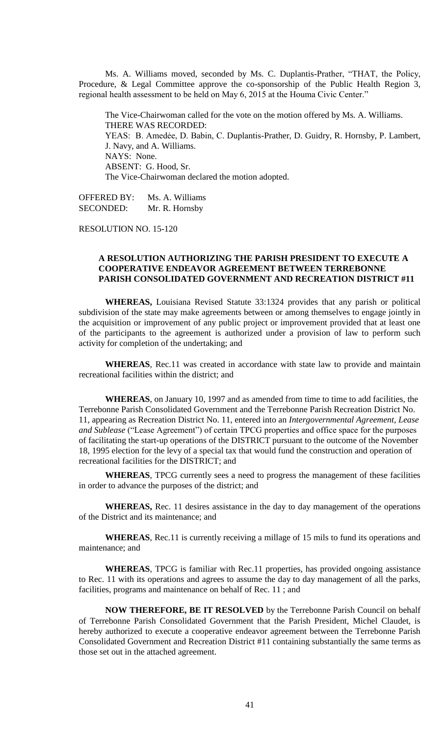Ms. A. Williams moved, seconded by Ms. C. Duplantis-Prather, "THAT, the Policy, Procedure, & Legal Committee approve the co-sponsorship of the Public Health Region 3, regional health assessment to be held on May 6, 2015 at the Houma Civic Center."

The Vice-Chairwoman called for the vote on the motion offered by Ms. A. Williams.
THERE WAS RECORDED:
YEAS: B. Amedée, D. Babin, C. Duplantis-Prather, D. Guidry, R. Hornsby, P. Lambert, J. Navy, and A. Williams.
NAYS: None.
ABSENT: G. Hood, Sr.
The Vice-Chairwoman declared the motion adopted.

OFFERED BY: Ms. A. Williams
SECONDED: Mr. R. Hornsby

RESOLUTION NO. 15-120

**A RESOLUTION AUTHORIZING THE PARISH PRESIDENT TO EXECUTE A COOPERATIVE ENDEAVOR AGREEMENT BETWEEN TERREBONNE PARISH CONSOLIDATED GOVERNMENT AND RECREATION DISTRICT #11**

**WHEREAS,** Louisiana Revised Statute 33:1324 provides that any parish or political subdivision of the state may make agreements between or among themselves to engage jointly in the acquisition or improvement of any public project or improvement provided that at least one of the participants to the agreement is authorized under a provision of law to perform such activity for completion of the undertaking; and

**WHEREAS**, Rec.11 was created in accordance with state law to provide and maintain recreational facilities within the district; and

**WHEREAS**, on January 10, 1997 and as amended from time to time to add facilities, the Terrebonne Parish Consolidated Government and the Terrebonne Parish Recreation District No. 11, appearing as Recreation District No. 11, entered into an *Intergovernmental Agreement, Lease and Sublease* ("Lease Agreement") of certain TPCG properties and office space for the purposes of facilitating the start-up operations of the DISTRICT pursuant to the outcome of the November 18, 1995 election for the levy of a special tax that would fund the construction and operation of recreational facilities for the DISTRICT; and

**WHEREAS**, TPCG currently sees a need to progress the management of these facilities in order to advance the purposes of the district; and

**WHEREAS,** Rec. 11 desires assistance in the day to day management of the operations of the District and its maintenance; and

**WHEREAS**, Rec.11 is currently receiving a millage of 15 mils to fund its operations and maintenance; and

**WHEREAS**, TPCG is familiar with Rec.11 properties, has provided ongoing assistance to Rec. 11 with its operations and agrees to assume the day to day management of all the parks, facilities, programs and maintenance on behalf of Rec. 11 ; and

**NOW THEREFORE, BE IT RESOLVED** by the Terrebonne Parish Council on behalf of Terrebonne Parish Consolidated Government that the Parish President, Michel Claudet, is hereby authorized to execute a cooperative endeavor agreement between the Terrebonne Parish Consolidated Government and Recreation District #11 containing substantially the same terms as those set out in the attached agreement.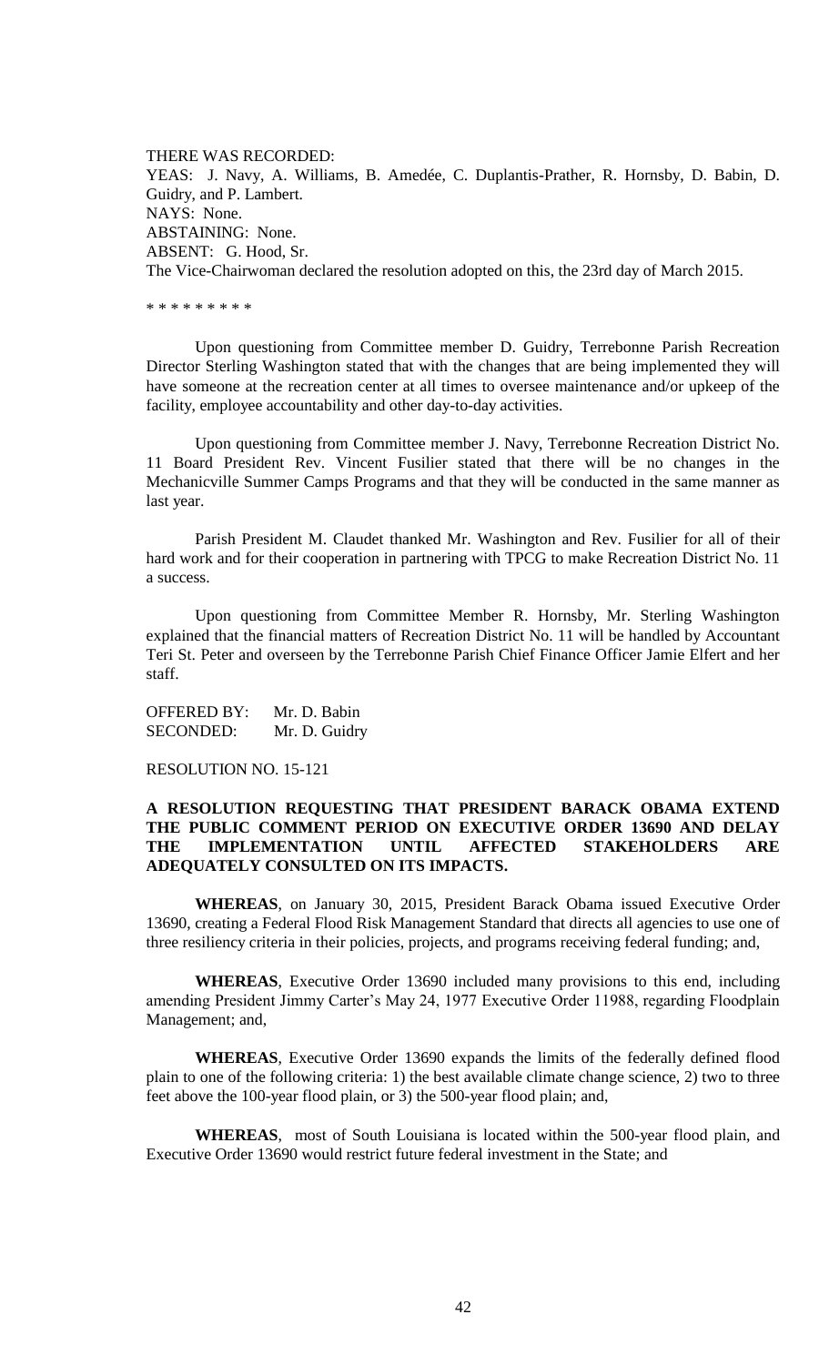THERE WAS RECORDED:
YEAS: J. Navy, A. Williams, B. Amedée, C. Duplantis-Prather, R. Hornsby, D. Babin, D. Guidry, and P. Lambert.
NAYS: None.
ABSTAINING: None.
ABSENT: G. Hood, Sr.
The Vice-Chairwoman declared the resolution adopted on this, the 23rd day of March 2015.

\* \* \* \* \* \* \* \* \*

Upon questioning from Committee member D. Guidry, Terrebonne Parish Recreation Director Sterling Washington stated that with the changes that are being implemented they will have someone at the recreation center at all times to oversee maintenance and/or upkeep of the facility, employee accountability and other day-to-day activities.

Upon questioning from Committee member J. Navy, Terrebonne Recreation District No. 11 Board President Rev. Vincent Fusilier stated that there will be no changes in the Mechanicville Summer Camps Programs and that they will be conducted in the same manner as last year.

Parish President M. Claudet thanked Mr. Washington and Rev. Fusilier for all of their hard work and for their cooperation in partnering with TPCG to make Recreation District No. 11 a success.

Upon questioning from Committee Member R. Hornsby, Mr. Sterling Washington explained that the financial matters of Recreation District No. 11 will be handled by Accountant Teri St. Peter and overseen by the Terrebonne Parish Chief Finance Officer Jamie Elfert and her staff.

OFFERED BY: Mr. D. Babin
SECONDED: Mr. D. Guidry

RESOLUTION NO. 15-121

**A RESOLUTION REQUESTING THAT PRESIDENT BARACK OBAMA EXTEND THE PUBLIC COMMENT PERIOD ON EXECUTIVE ORDER 13690 AND DELAY THE IMPLEMENTATION UNTIL AFFECTED STAKEHOLDERS ARE ADEQUATELY CONSULTED ON ITS IMPACTS.**

**WHEREAS**, on January 30, 2015, President Barack Obama issued Executive Order 13690, creating a Federal Flood Risk Management Standard that directs all agencies to use one of three resiliency criteria in their policies, projects, and programs receiving federal funding; and,

**WHEREAS**, Executive Order 13690 included many provisions to this end, including amending President Jimmy Carter's May 24, 1977 Executive Order 11988, regarding Floodplain Management; and,

**WHEREAS**, Executive Order 13690 expands the limits of the federally defined flood plain to one of the following criteria: 1) the best available climate change science, 2) two to three feet above the 100-year flood plain, or 3) the 500-year flood plain; and,

**WHEREAS**, most of South Louisiana is located within the 500-year flood plain, and Executive Order 13690 would restrict future federal investment in the State; and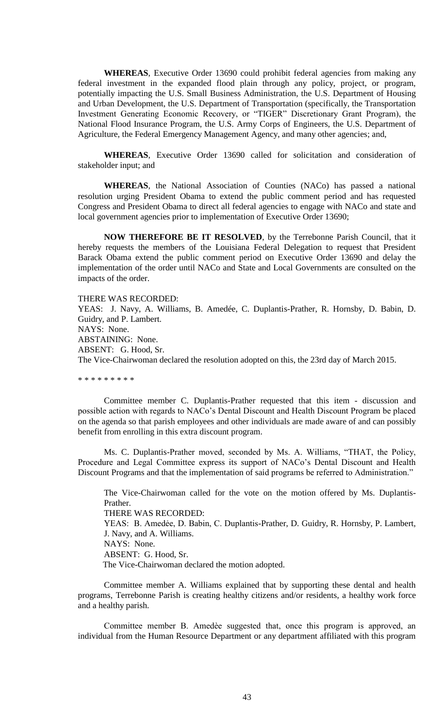**WHEREAS**, Executive Order 13690 could prohibit federal agencies from making any federal investment in the expanded flood plain through any policy, project, or program, potentially impacting the U.S. Small Business Administration, the U.S. Department of Housing and Urban Development, the U.S. Department of Transportation (specifically, the Transportation Investment Generating Economic Recovery, or "TIGER" Discretionary Grant Program), the National Flood Insurance Program, the U.S. Army Corps of Engineers, the U.S. Department of Agriculture, the Federal Emergency Management Agency, and many other agencies; and,

**WHEREAS**, Executive Order 13690 called for solicitation and consideration of stakeholder input; and

**WHEREAS**, the National Association of Counties (NACo) has passed a national resolution urging President Obama to extend the public comment period and has requested Congress and President Obama to direct all federal agencies to engage with NACo and state and local government agencies prior to implementation of Executive Order 13690;

**NOW THEREFORE BE IT RESOLVED**, by the Terrebonne Parish Council, that it hereby requests the members of the Louisiana Federal Delegation to request that President Barack Obama extend the public comment period on Executive Order 13690 and delay the implementation of the order until NACo and State and Local Governments are consulted on the impacts of the order.

THERE WAS RECORDED:
YEAS: J. Navy, A. Williams, B. Amedée, C. Duplantis-Prather, R. Hornsby, D. Babin, D. Guidry, and P. Lambert.
NAYS: None.
ABSTAINING: None.
ABSENT: G. Hood, Sr.
The Vice-Chairwoman declared the resolution adopted on this, the 23rd day of March 2015.

\* \* \* \* \* \* \* \* \*

Committee member C. Duplantis-Prather requested that this item - discussion and possible action with regards to NACo's Dental Discount and Health Discount Program be placed on the agenda so that parish employees and other individuals are made aware of and can possibly benefit from enrolling in this extra discount program.

Ms. C. Duplantis-Prather moved, seconded by Ms. A. Williams, "THAT, the Policy, Procedure and Legal Committee express its support of NACo's Dental Discount and Health Discount Programs and that the implementation of said programs be referred to Administration."

The Vice-Chairwoman called for the vote on the motion offered by Ms. Duplantis-Prather.
THERE WAS RECORDED:
YEAS: B. Amedẻe, D. Babin, C. Duplantis-Prather, D. Guidry, R. Hornsby, P. Lambert, J. Navy, and A. Williams.
NAYS: None.
ABSENT: G. Hood, Sr.
The Vice-Chairwoman declared the motion adopted.

Committee member A. Williams explained that by supporting these dental and health programs, Terrebonne Parish is creating healthy citizens and/or residents, a healthy work force and a healthy parish.

Committee member B. Amedѐe suggested that, once this program is approved, an individual from the Human Resource Department or any department affiliated with this program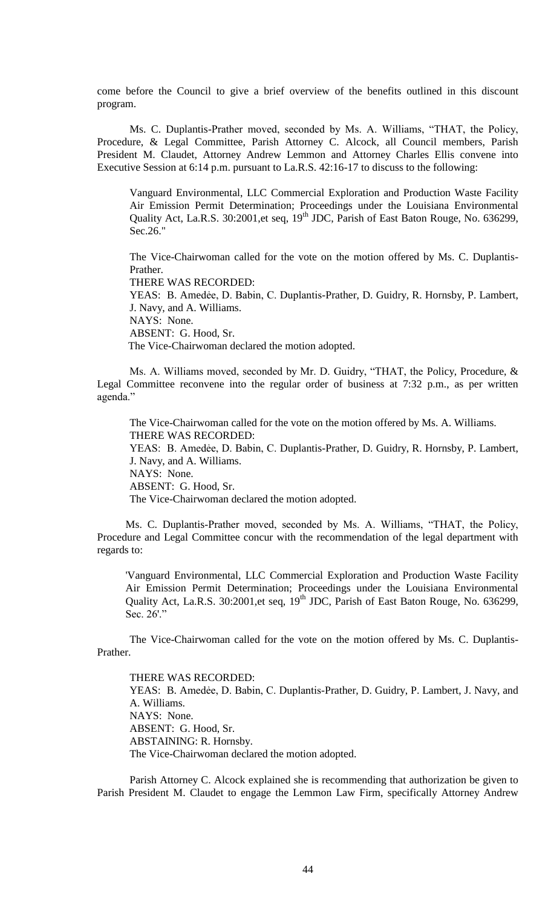come before the Council to give a brief overview of the benefits outlined in this discount program.

Ms. C. Duplantis-Prather moved, seconded by Ms. A. Williams, "THAT, the Policy, Procedure, & Legal Committee, Parish Attorney C. Alcock, all Council members, Parish President M. Claudet, Attorney Andrew Lemmon and Attorney Charles Ellis convene into Executive Session at 6:14 p.m. pursuant to La.R.S. 42:16-17 to discuss to the following:

> Vanguard Environmental, LLC Commercial Exploration and Production Waste Facility Air Emission Permit Determination; Proceedings under the Louisiana Environmental Quality Act, La.R.S. 30:2001,et seq, 19th JDC, Parish of East Baton Rouge, No. 636299, Sec.26."
>
> The Vice-Chairwoman called for the vote on the motion offered by Ms. C. Duplantis-Prather.
> THERE WAS RECORDED:
> YEAS: B. Amedėe, D. Babin, C. Duplantis-Prather, D. Guidry, R. Hornsby, P. Lambert, J. Navy, and A. Williams.
> NAYS: None.
> ABSENT: G. Hood, Sr.
> The Vice-Chairwoman declared the motion adopted.

Ms. A. Williams moved, seconded by Mr. D. Guidry, "THAT, the Policy, Procedure, & Legal Committee reconvene into the regular order of business at 7:32 p.m., as per written agenda."

> The Vice-Chairwoman called for the vote on the motion offered by Ms. A. Williams.
> THERE WAS RECORDED:
> YEAS: B. Amedėe, D. Babin, C. Duplantis-Prather, D. Guidry, R. Hornsby, P. Lambert, J. Navy, and A. Williams.
> NAYS: None.
> ABSENT: G. Hood, Sr.
> The Vice-Chairwoman declared the motion adopted.

Ms. C. Duplantis-Prather moved, seconded by Ms. A. Williams, "THAT, the Policy, Procedure and Legal Committee concur with the recommendation of the legal department with regards to:

> 'Vanguard Environmental, LLC Commercial Exploration and Production Waste Facility Air Emission Permit Determination; Proceedings under the Louisiana Environmental Quality Act, La.R.S. 30:2001,et seq, 19th JDC, Parish of East Baton Rouge, No. 636299, Sec. 26'."

The Vice-Chairwoman called for the vote on the motion offered by Ms. C. Duplantis-Prather.

> THERE WAS RECORDED:
> YEAS: B. Amedėe, D. Babin, C. Duplantis-Prather, D. Guidry, P. Lambert, J. Navy, and A. Williams.
> NAYS: None.
> ABSENT: G. Hood, Sr.
> ABSTAINING: R. Hornsby.
> The Vice-Chairwoman declared the motion adopted.

Parish Attorney C. Alcock explained she is recommending that authorization be given to Parish President M. Claudet to engage the Lemmon Law Firm, specifically Attorney Andrew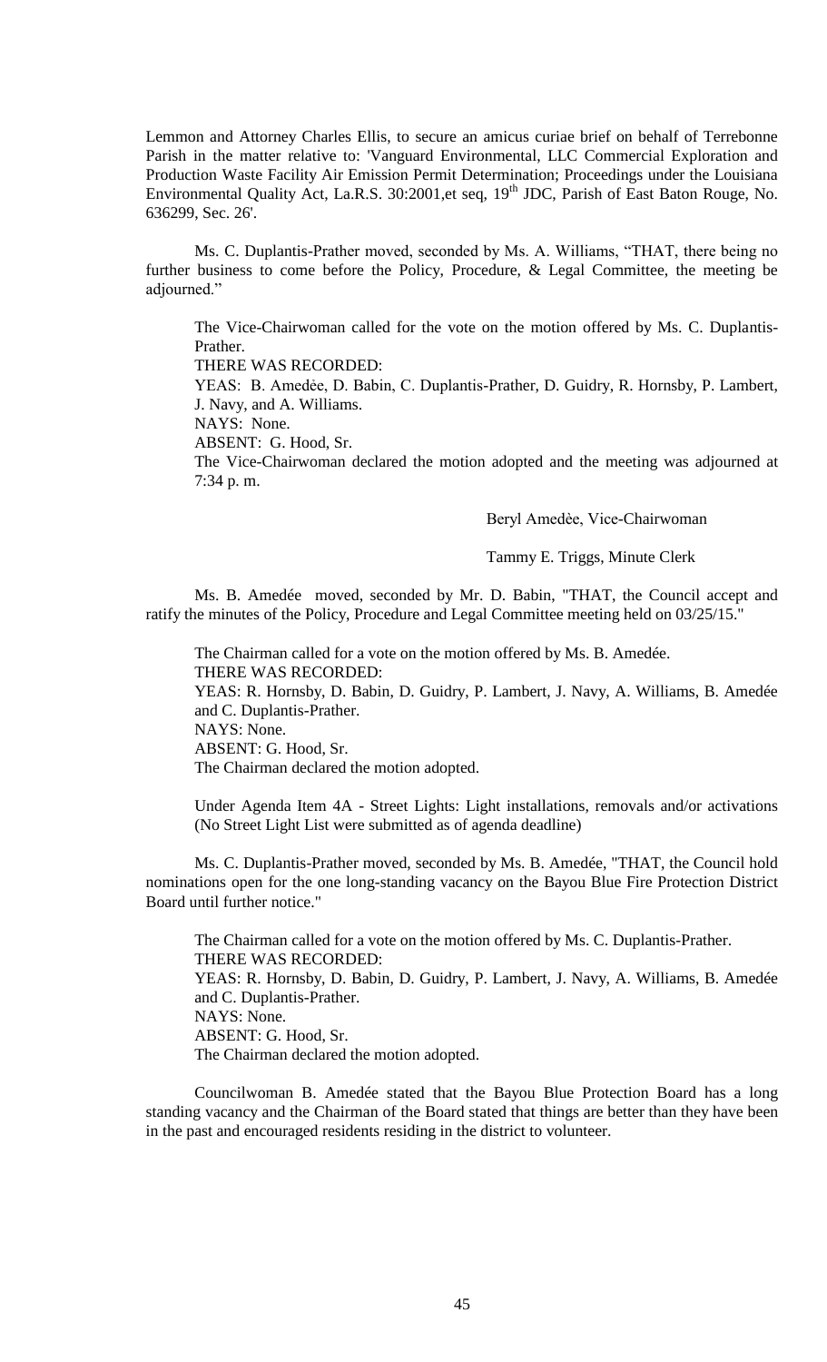Lemmon and Attorney Charles Ellis, to secure an amicus curiae brief on behalf of Terrebonne Parish in the matter relative to: 'Vanguard Environmental, LLC Commercial Exploration and Production Waste Facility Air Emission Permit Determination; Proceedings under the Louisiana Environmental Quality Act, La.R.S. 30:2001,et seq, 19th JDC, Parish of East Baton Rouge, No. 636299, Sec. 26'.

Ms. C. Duplantis-Prather moved, seconded by Ms. A. Williams, "THAT, there being no further business to come before the Policy, Procedure, & Legal Committee, the meeting be adjourned."

The Vice-Chairwoman called for the vote on the motion offered by Ms. C. Duplantis-Prather.

THERE WAS RECORDED:

YEAS: B. Amedèe, D. Babin, C. Duplantis-Prather, D. Guidry, R. Hornsby, P. Lambert, J. Navy, and A. Williams.

NAYS: None.

ABSENT: G. Hood, Sr.

The Vice-Chairwoman declared the motion adopted and the meeting was adjourned at 7:34 p. m.

Beryl Amedèe, Vice-Chairwoman

Tammy E. Triggs, Minute Clerk

Ms. B. Amedée moved, seconded by Mr. D. Babin, "THAT, the Council accept and ratify the minutes of the Policy, Procedure and Legal Committee meeting held on 03/25/15."

The Chairman called for a vote on the motion offered by Ms. B. Amedée.

THERE WAS RECORDED:

YEAS: R. Hornsby, D. Babin, D. Guidry, P. Lambert, J. Navy, A. Williams, B. Amedée and C. Duplantis-Prather.

NAYS: None.

ABSENT: G. Hood, Sr.

The Chairman declared the motion adopted.

Under Agenda Item 4A - Street Lights: Light installations, removals and/or activations (No Street Light List were submitted as of agenda deadline)

Ms. C. Duplantis-Prather moved, seconded by Ms. B. Amedée, "THAT, the Council hold nominations open for the one long-standing vacancy on the Bayou Blue Fire Protection District Board until further notice."

The Chairman called for a vote on the motion offered by Ms. C. Duplantis-Prather.

THERE WAS RECORDED:

YEAS: R. Hornsby, D. Babin, D. Guidry, P. Lambert, J. Navy, A. Williams, B. Amedée and C. Duplantis-Prather.

NAYS: None.

ABSENT: G. Hood, Sr.

The Chairman declared the motion adopted.

Councilwoman B. Amedée stated that the Bayou Blue Protection Board has a long standing vacancy and the Chairman of the Board stated that things are better than they have been in the past and encouraged residents residing in the district to volunteer.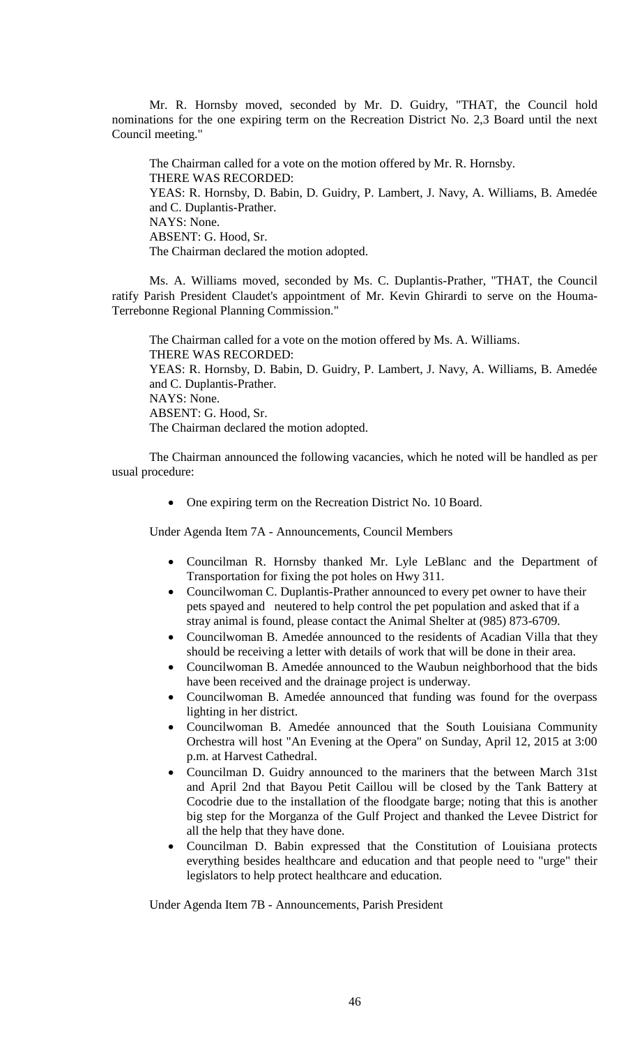Mr. R. Hornsby moved, seconded by Mr. D. Guidry, "THAT, the Council hold nominations for the one expiring term on the Recreation District No. 2,3 Board until the next Council meeting."

The Chairman called for a vote on the motion offered by Mr. R. Hornsby.
THERE WAS RECORDED:
YEAS: R. Hornsby, D. Babin, D. Guidry, P. Lambert, J. Navy, A. Williams, B. Amedée and C. Duplantis-Prather.
NAYS: None.
ABSENT: G. Hood, Sr.
The Chairman declared the motion adopted.

Ms. A. Williams moved, seconded by Ms. C. Duplantis-Prather, "THAT, the Council ratify Parish President Claudet's appointment of Mr. Kevin Ghirardi to serve on the Houma-Terrebonne Regional Planning Commission."

The Chairman called for a vote on the motion offered by Ms. A. Williams.
THERE WAS RECORDED:
YEAS: R. Hornsby, D. Babin, D. Guidry, P. Lambert, J. Navy, A. Williams, B. Amedée and C. Duplantis-Prather.
NAYS: None.
ABSENT: G. Hood, Sr.
The Chairman declared the motion adopted.

The Chairman announced the following vacancies, which he noted will be handled as per usual procedure:

- One expiring term on the Recreation District No. 10 Board.

Under Agenda Item 7A - Announcements, Council Members

- Councilman R. Hornsby thanked Mr. Lyle LeBlanc and the Department of Transportation for fixing the pot holes on Hwy 311.
- Councilwoman C. Duplantis-Prather announced to every pet owner to have their pets spayed and neutered to help control the pet population and asked that if a stray animal is found, please contact the Animal Shelter at (985) 873-6709.
- Councilwoman B. Amedée announced to the residents of Acadian Villa that they should be receiving a letter with details of work that will be done in their area.
- Councilwoman B. Amedée announced to the Waubun neighborhood that the bids have been received and the drainage project is underway.
- Councilwoman B. Amedée announced that funding was found for the overpass lighting in her district.
- Councilwoman B. Amedée announced that the South Louisiana Community Orchestra will host "An Evening at the Opera" on Sunday, April 12, 2015 at 3:00 p.m. at Harvest Cathedral.
- Councilman D. Guidry announced to the mariners that the between March 31st and April 2nd that Bayou Petit Caillou will be closed by the Tank Battery at Cocodrie due to the installation of the floodgate barge; noting that this is another big step for the Morganza of the Gulf Project and thanked the Levee District for all the help that they have done.
- Councilman D. Babin expressed that the Constitution of Louisiana protects everything besides healthcare and education and that people need to "urge" their legislators to help protect healthcare and education.

Under Agenda Item 7B - Announcements, Parish President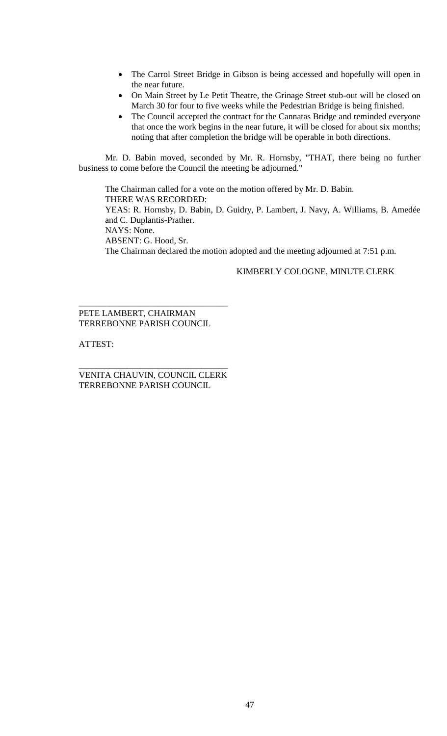- The Carrol Street Bridge in Gibson is being accessed and hopefully will open in the near future.
- On Main Street by Le Petit Theatre, the Grinage Street stub-out will be closed on March 30 for four to five weeks while the Pedestrian Bridge is being finished.
- The Council accepted the contract for the Cannatas Bridge and reminded everyone that once the work begins in the near future, it will be closed for about six months; noting that after completion the bridge will be operable in both directions.

Mr. D. Babin moved, seconded by Mr. R. Hornsby, "THAT, there being no further business to come before the Council the meeting be adjourned."

The Chairman called for a vote on the motion offered by Mr. D. Babin.
THERE WAS RECORDED:
YEAS: R. Hornsby, D. Babin, D. Guidry, P. Lambert, J. Navy, A. Williams, B. Amedée and C. Duplantis-Prather.
NAYS: None.
ABSENT: G. Hood, Sr.
The Chairman declared the motion adopted and the meeting adjourned at 7:51 p.m.

KIMBERLY COLOGNE, MINUTE CLERK

\_\_\_\_\_\_\_\_\_\_\_\_\_\_\_\_\_\_\_\_\_\_\_\_\_\_\_\_\_\_\_\_\_\_
PETE LAMBERT, CHAIRMAN
TERREBONNE PARISH COUNCIL

ATTEST:

\_\_\_\_\_\_\_\_\_\_\_\_\_\_\_\_\_\_\_\_\_\_\_\_\_\_\_\_\_\_\_\_\_\_
VENITA CHAUVIN, COUNCIL CLERK
TERREBONNE PARISH COUNCIL